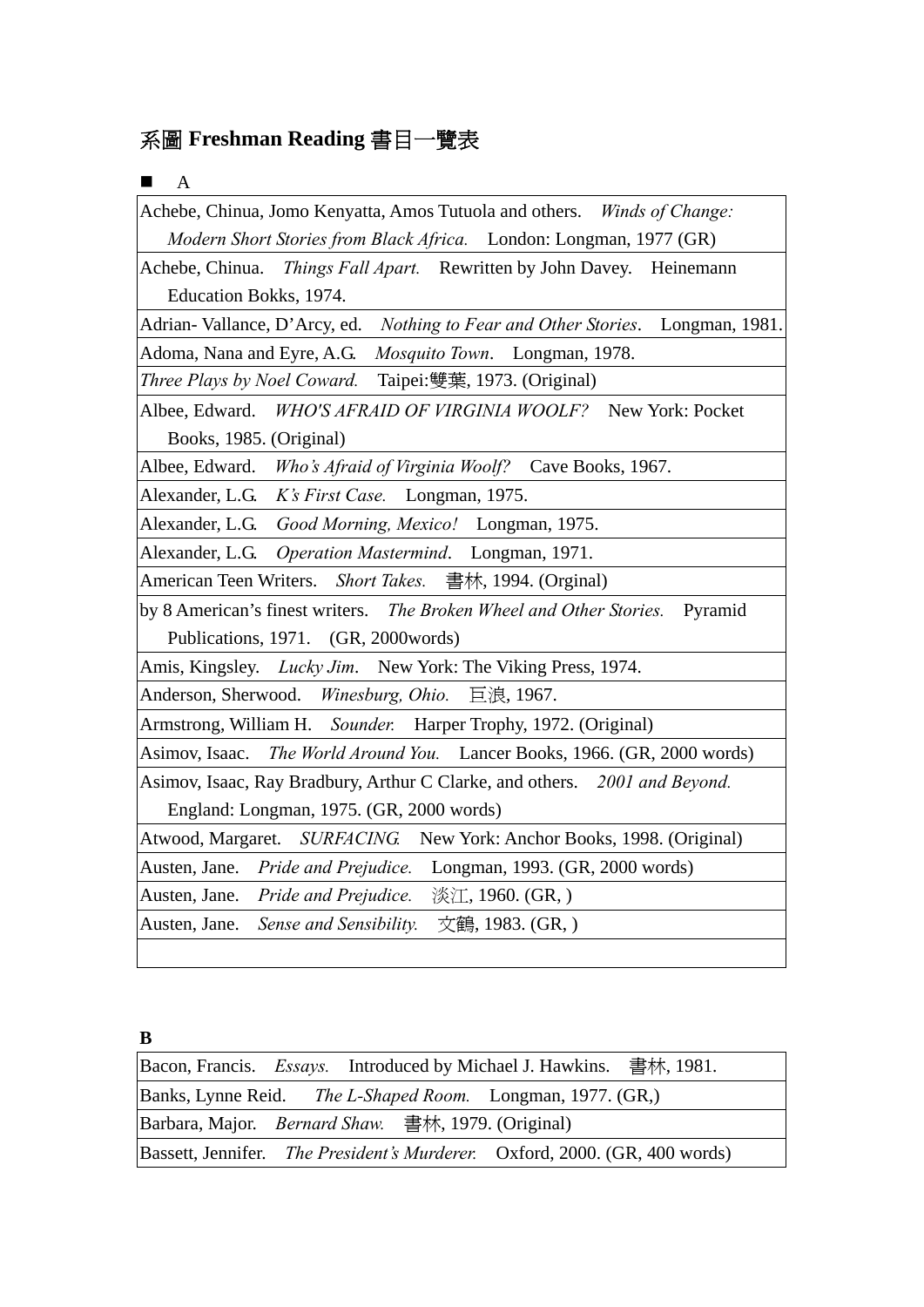# 系圖 Freshman Reading 書目一覽表

■ A

| |
|---|
| Achebe, Chinua, Jomo Kenyatta, Amos Tutuola and others. *Winds of Change: Modern Short Stories from Black Africa.* London: Longman, 1977 (GR) |
| Achebe, Chinua. *Things Fall Apart.* Rewritten by John Davey. Heinemann Education Bokks, 1974. |
| Adrian- Vallance, D'Arcy, ed. *Nothing to Fear and Other Stories*. Longman, 1981. |
| Adoma, Nana and Eyre, A.G. *Mosquito Town*. Longman, 1978. |
| *Three Plays by Noel Coward.* Taipei:雙葉, 1973. (Original) |
| Albee, Edward. *WHO'S AFRAID OF VIRGINIA WOOLF?* New York: Pocket Books, 1985. (Original) |
| Albee, Edward. *Who's Afraid of Virginia Woolf?* Cave Books, 1967. |
| Alexander, L.G. *K's First Case.* Longman, 1975. |
| Alexander, L.G. *Good Morning, Mexico!* Longman, 1975. |
| Alexander, L.G. *Operation Mastermind*. Longman, 1971. |
| American Teen Writers. *Short Takes.* 書林, 1994. (Orginal) |
| by 8 American's finest writers. *The Broken Wheel and Other Stories.* Pyramid Publications, 1971. (GR, 2000words) |
| Amis, Kingsley. *Lucky Jim*. New York: The Viking Press, 1974. |
| Anderson, Sherwood. *Winesburg, Ohio.* 巨浪, 1967. |
| Armstrong, William H. *Sounder.* Harper Trophy, 1972. (Original) |
| Asimov, Isaac. *The World Around You.* Lancer Books, 1966. (GR, 2000 words) |
| Asimov, Isaac, Ray Bradbury, Arthur C Clarke, and others. *2001 and Beyond.* England: Longman, 1975. (GR, 2000 words) |
| Atwood, Margaret. *SURFACING.* New York: Anchor Books, 1998. (Original) |
| Austen, Jane. *Pride and Prejudice.* Longman, 1993. (GR, 2000 words) |
| Austen, Jane. *Pride and Prejudice.* 淡江, 1960. (GR, ) |
| Austen, Jane. *Sense and Sensibility.* 文鶴, 1983. (GR, ) |
| |

**B**

| |
|---|
| Bacon, Francis. *Essays.* Introduced by Michael J. Hawkins. 書林, 1981. |
| Banks, Lynne Reid. *The L-Shaped Room.* Longman, 1977. (GR,) |
| Barbara, Major. *Bernard Shaw.* 書林, 1979. (Original) |
| Bassett, Jennifer. *The President's Murderer.* Oxford, 2000. (GR, 400 words) |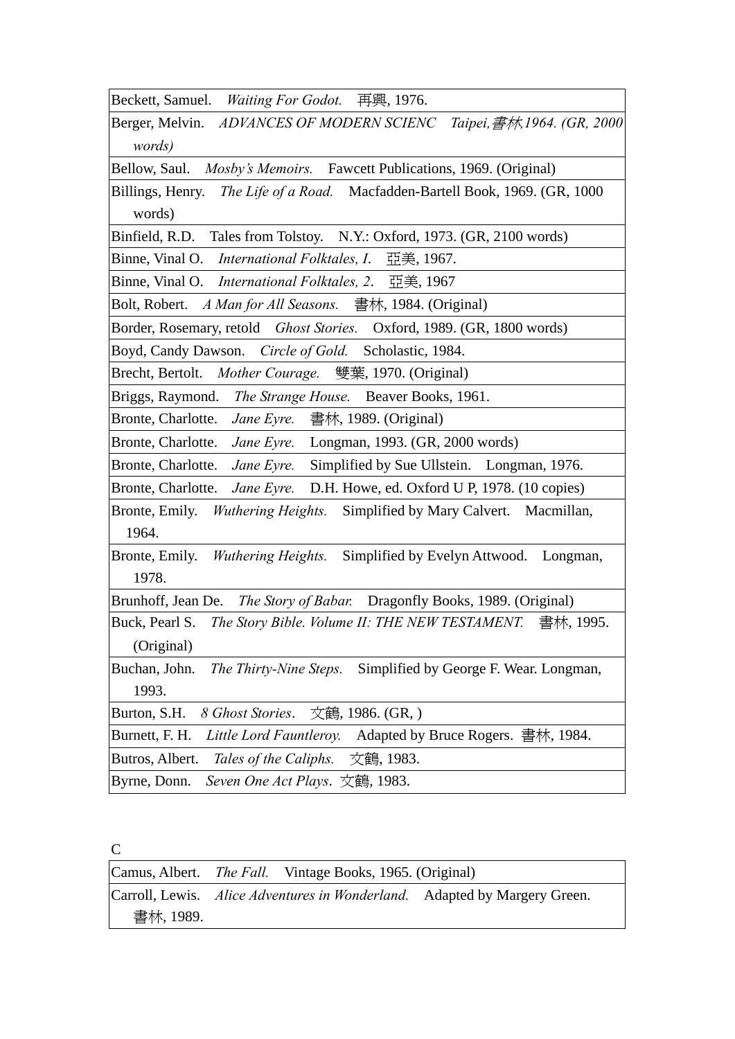| |
|---|
| Beckett, Samuel. *Waiting For Godot.* 再興, 1976. |
| Berger, Melvin. *ADVANCES OF MODERN SCIENC Taipei,書林1964. (GR, 2000 words)* |
| Bellow, Saul. *Mosby's Memoirs.* Fawcett Publications, 1969. (Original) |
| Billings, Henry. *The Life of a Road.* Macfadden-Bartell Book, 1969. (GR, 1000 words) |
| Binfield, R.D. Tales from Tolstoy. N.Y.: Oxford, 1973. (GR, 2100 words) |
| Binne, Vinal O. *International Folktales, I*. 亞美, 1967. |
| Binne, Vinal O. *International Folktales, 2*. 亞美, 1967 |
| Bolt, Robert. *A Man for All Seasons.* 書林, 1984. (Original) |
| Border, Rosemary, retold *Ghost Stories.* Oxford, 1989. (GR, 1800 words) |
| Boyd, Candy Dawson. *Circle of Gold.* Scholastic, 1984. |
| Brecht, Bertolt. *Mother Courage.* 雙葉, 1970. (Original) |
| Briggs, Raymond. *The Strange House.* Beaver Books, 1961. |
| Bronte, Charlotte. *Jane Eyre.* 書林, 1989. (Original) |
| Bronte, Charlotte. *Jane Eyre.* Longman, 1993. (GR, 2000 words) |
| Bronte, Charlotte. *Jane Eyre.* Simplified by Sue Ullstein. Longman, 1976. |
| Bronte, Charlotte. *Jane Eyre.* D.H. Howe, ed. Oxford U P, 1978. (10 copies) |
| Bronte, Emily. *Wuthering Heights.* Simplified by Mary Calvert. Macmillan, 1964. |
| Bronte, Emily. *Wuthering Heights.* Simplified by Evelyn Attwood. Longman, 1978. |
| Brunhoff, Jean De. *The Story of Babar.* Dragonfly Books, 1989. (Original) |
| Buck, Pearl S. *The Story Bible. Volume II: THE NEW TESTAMENT.* 書林, 1995. (Original) |
| Buchan, John. *The Thirty-Nine Steps.* Simplified by George F. Wear. Longman, 1993. |
| Burton, S.H. *8 Ghost Stories*. 文鶴, 1986. (GR, ) |
| Burnett, F. H. *Little Lord Fauntleroy.* Adapted by Bruce Rogers. 書林, 1984. |
| Butros, Albert. *Tales of the Caliphs.* 文鶴, 1983. |
| Byrne, Donn. *Seven One Act Plays*. 文鶴, 1983. |

C

| |
|---|
| Camus, Albert. *The Fall.* Vintage Books, 1965. (Original) |
| Carroll, Lewis. *Alice Adventures in Wonderland.* Adapted by Margery Green. 書林, 1989. |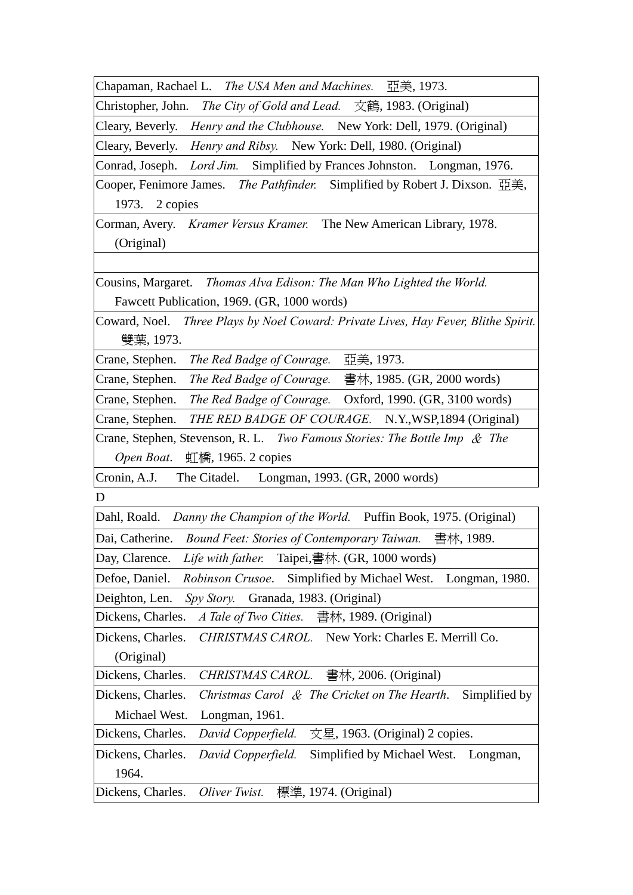| |
|---|
| Chapaman, Rachael L. *The USA Men and Machines.* 亞美, 1973. |
| Christopher, John. *The City of Gold and Lead.* 文鶴, 1983. (Original) |
| Cleary, Beverly. *Henry and the Clubhouse.* New York: Dell, 1979. (Original) |
| Cleary, Beverly. *Henry and Ribsy.* New York: Dell, 1980. (Original) |
| Conrad, Joseph. *Lord Jim.* Simplified by Frances Johnston. Longman, 1976. |
| Cooper, Fenimore James. *The Pathfinder.* Simplified by Robert J. Dixson. 亞美, 1973. 2 copies |
| Corman, Avery. *Kramer Versus Kramer.* The New American Library, 1978. (Original) |
| |
| Cousins, Margaret. *Thomas Alva Edison: The Man Who Lighted the World.* Fawcett Publication, 1969. (GR, 1000 words) |
| Coward, Noel. *Three Plays by Noel Coward: Private Lives, Hay Fever, Blithe Spirit.* 雙葉, 1973. |
| Crane, Stephen. *The Red Badge of Courage.* 亞美, 1973. |
| Crane, Stephen. *The Red Badge of Courage.* 書林, 1985. (GR, 2000 words) |
| Crane, Stephen. *The Red Badge of Courage.* Oxford, 1990. (GR, 3100 words) |
| Crane, Stephen. *THE RED BADGE OF COURAGE.* N.Y.,WSP,1894 (Original) |
| Crane, Stephen, Stevenson, R. L. *Two Famous Stories: The Bottle Imp ＆ The Open Boat*. 虹橋, 1965. 2 copies |
| Cronin, A.J. The Citadel. Longman, 1993. (GR, 2000 words) |

D

| |
|---|
| Dahl, Roald. *Danny the Champion of the World.* Puffin Book, 1975. (Original) |
| Dai, Catherine. *Bound Feet: Stories of Contemporary Taiwan.* 書林, 1989. |
| Day, Clarence. *Life with father.* Taipei,書林. (GR, 1000 words) |
| Defoe, Daniel. *Robinson Crusoe*. Simplified by Michael West. Longman, 1980. |
| Deighton, Len. *Spy Story.* Granada, 1983. (Original) |
| Dickens, Charles. *A Tale of Two Cities.* 書林, 1989. (Original) |
| Dickens, Charles. *CHRISTMAS CAROL.* New York: Charles E. Merrill Co. (Original) |
| Dickens, Charles. *CHRISTMAS CAROL.* 書林, 2006. (Original) |
| Dickens, Charles. *Christmas Carol ＆ The Cricket on The Hearth*. Simplified by Michael West. Longman, 1961. |
| Dickens, Charles. *David Copperfield.* 文星, 1963. (Original) 2 copies. |
| Dickens, Charles. *David Copperfield.* Simplified by Michael West. Longman, 1964. |
| Dickens, Charles. *Oliver Twist.* 標準, 1974. (Original) |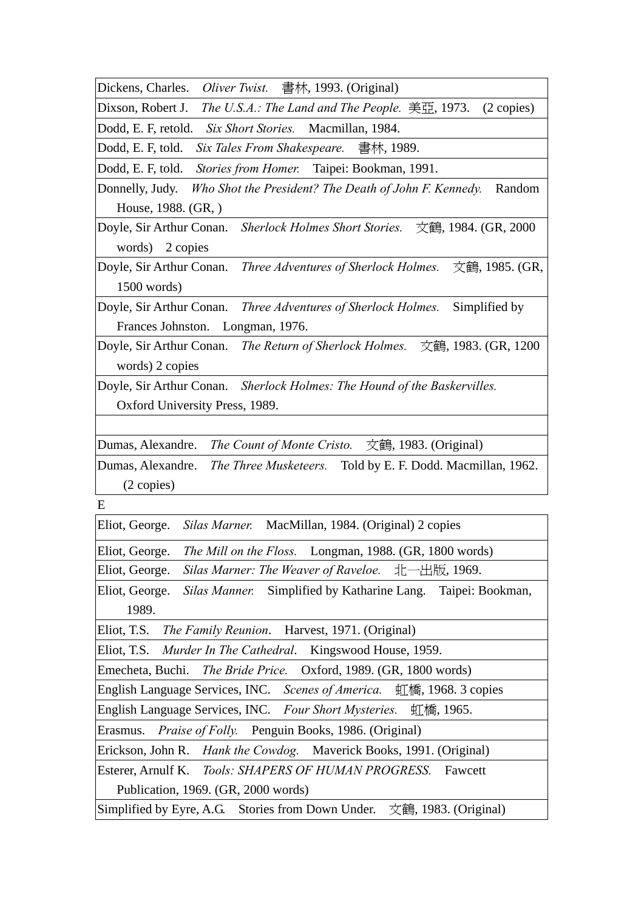| |
|---|
| Dickens, Charles. *Oliver Twist.* 書林, 1993. (Original) |
| Dixson, Robert J. *The U.S.A.: The Land and The People.* 美亞, 1973. (2 copies) |
| Dodd, E. F, retold. *Six Short Stories.* Macmillan, 1984. |
| Dodd, E. F, told. *Six Tales From Shakespeare.* 書林, 1989. |
| Dodd, E. F, told. *Stories from Homer.* Taipei: Bookman, 1991. |
| Donnelly, Judy. *Who Shot the President? The Death of John F. Kennedy.* Random House, 1988. (GR, ) |
| Doyle, Sir Arthur Conan. *Sherlock Holmes Short Stories.* 文鶴, 1984. (GR, 2000 words) 2 copies |
| Doyle, Sir Arthur Conan. *Three Adventures of Sherlock Holmes.* 文鶴, 1985. (GR, 1500 words) |
| Doyle, Sir Arthur Conan. *Three Adventures of Sherlock Holmes.* Simplified by Frances Johnston. Longman, 1976. |
| Doyle, Sir Arthur Conan. *The Return of Sherlock Holmes.* 文鶴, 1983. (GR, 1200 words) 2 copies |
| Doyle, Sir Arthur Conan. *Sherlock Holmes: The Hound of the Baskervilles.* Oxford University Press, 1989. |
| |
| Dumas, Alexandre. *The Count of Monte Cristo.* 文鶴, 1983. (Original) |
| Dumas, Alexandre. *The Three Musketeers.* Told by E. F. Dodd. Macmillan, 1962. (2 copies) |

E

| |
|---|
| Eliot, George. *Silas Marner.* MacMillan, 1984. (Original) 2 copies |
| Eliot, George. *The Mill on the Floss.* Longman, 1988. (GR, 1800 words) |
| Eliot, George. *Silas Marner: The Weaver of Raveloe.* 北一出版, 1969. |
| Eliot, George. *Silas Manner.* Simplified by Katharine Lang. Taipei: Bookman, 1989. |
| Eliot, T.S. *The Family Reunion*. Harvest, 1971. (Original) |
| Eliot, T.S. *Murder In The Cathedral*. Kingswood House, 1959. |
| Emecheta, Buchi. *The Bride Price.* Oxford, 1989. (GR, 1800 words) |
| English Language Services, INC. *Scenes of America.* 虹橋, 1968. 3 copies |
| English Language Services, INC. *Four Short Mysteries.* 虹橋, 1965. |
| Erasmus. *Praise of Folly.* Penguin Books, 1986. (Original) |
| Erickson, John R. *Hank the Cowdog.* Maverick Books, 1991. (Original) |
| Esterer, Arnulf K. *Tools: SHAPERS OF HUMAN PROGRESS.* Fawcett Publication, 1969. (GR, 2000 words) |
| Simplified by Eyre, A.G. Stories from Down Under. 文鶴, 1983. (Original) |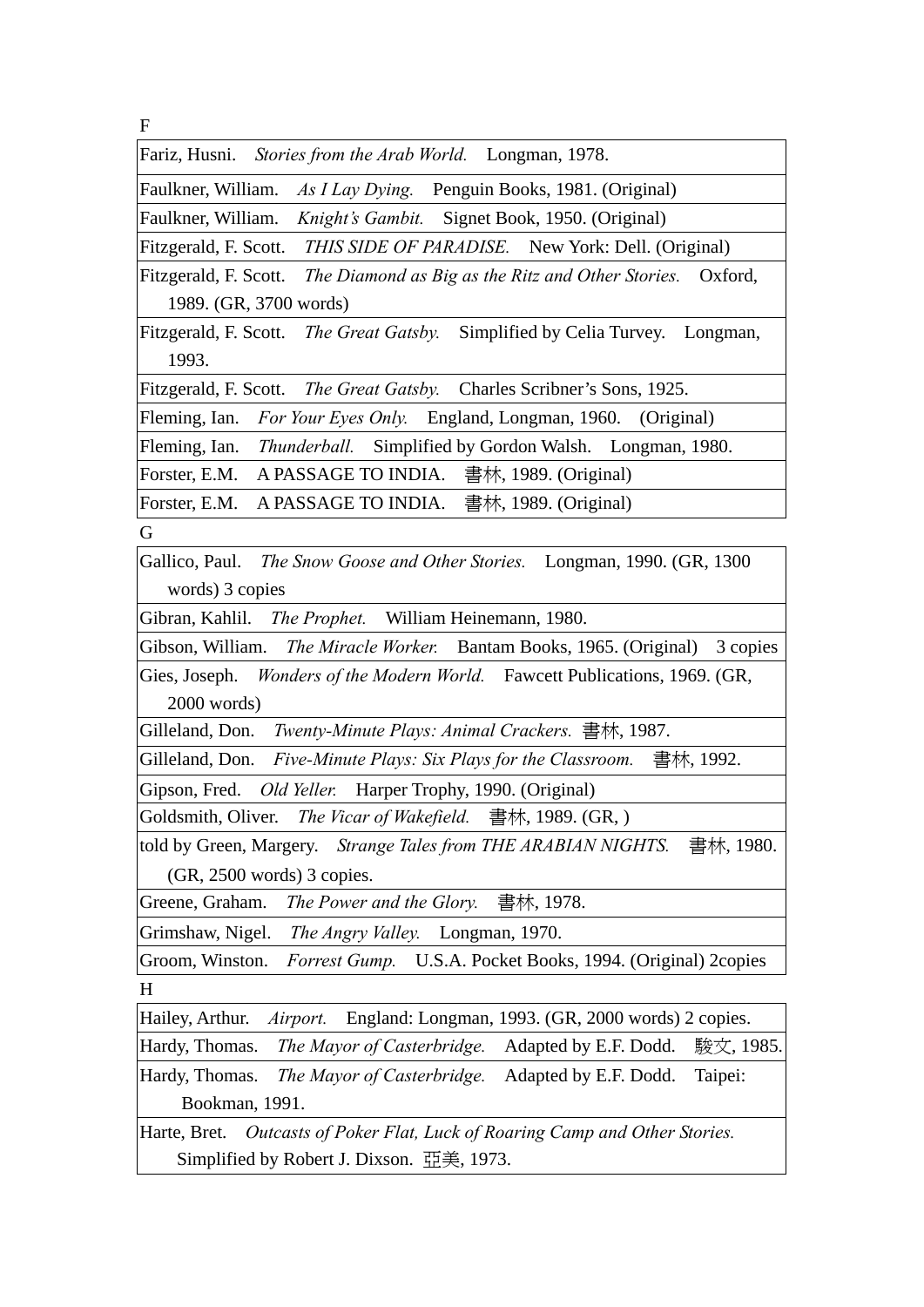F

| |
|---|
| Fariz, Husni. *Stories from the Arab World.* Longman, 1978. |
| Faulkner, William. *As I Lay Dying.* Penguin Books, 1981. (Original) |
| Faulkner, William. *Knight's Gambit.* Signet Book, 1950. (Original) |
| Fitzgerald, F. Scott. *THIS SIDE OF PARADISE.* New York: Dell. (Original) |
| Fitzgerald, F. Scott. *The Diamond as Big as the Ritz and Other Stories.* Oxford, 1989. (GR, 3700 words) |
| Fitzgerald, F. Scott. *The Great Gatsby.* Simplified by Celia Turvey. Longman, 1993. |
| Fitzgerald, F. Scott. *The Great Gatsby.* Charles Scribner's Sons, 1925. |
| Fleming, Ian. *For Your Eyes Only.* England, Longman, 1960. (Original) |
| Fleming, Ian. *Thunderball.* Simplified by Gordon Walsh. Longman, 1980. |
| Forster, E.M. A PASSAGE TO INDIA. 書林, 1989. (Original) |
| Forster, E.M. A PASSAGE TO INDIA. 書林, 1989. (Original) |

G

| |
|---|
| Gallico, Paul. *The Snow Goose and Other Stories.* Longman, 1990. (GR, 1300 words) 3 copies |
| Gibran, Kahlil. *The Prophet.* William Heinemann, 1980. |
| Gibson, William. *The Miracle Worker.* Bantam Books, 1965. (Original) 3 copies |
| Gies, Joseph. *Wonders of the Modern World.* Fawcett Publications, 1969. (GR, 2000 words) |
| Gilleland, Don. *Twenty-Minute Plays: Animal Crackers.* 書林, 1987. |
| Gilleland, Don. *Five-Minute Plays: Six Plays for the Classroom.* 書林, 1992. |
| Gipson, Fred. *Old Yeller.* Harper Trophy, 1990. (Original) |
| Goldsmith, Oliver. *The Vicar of Wakefield.* 書林, 1989. (GR, ) |
| told by Green, Margery. *Strange Tales from THE ARABIAN NIGHTS.* 書林, 1980. (GR, 2500 words) 3 copies. |
| Greene, Graham. *The Power and the Glory.* 書林, 1978. |
| Grimshaw, Nigel. *The Angry Valley.* Longman, 1970. |
| Groom, Winston. *Forrest Gump.* U.S.A. Pocket Books, 1994. (Original) 2copies |

H

| |
|---|
| Hailey, Arthur. *Airport.* England: Longman, 1993. (GR, 2000 words) 2 copies. |
| Hardy, Thomas. *The Mayor of Casterbridge.* Adapted by E.F. Dodd. 駿文, 1985. |
| Hardy, Thomas. *The Mayor of Casterbridge.* Adapted by E.F. Dodd. Taipei: Bookman, 1991. |
| Harte, Bret. *Outcasts of Poker Flat, Luck of Roaring Camp and Other Stories.* Simplified by Robert J. Dixson. 亞美, 1973. |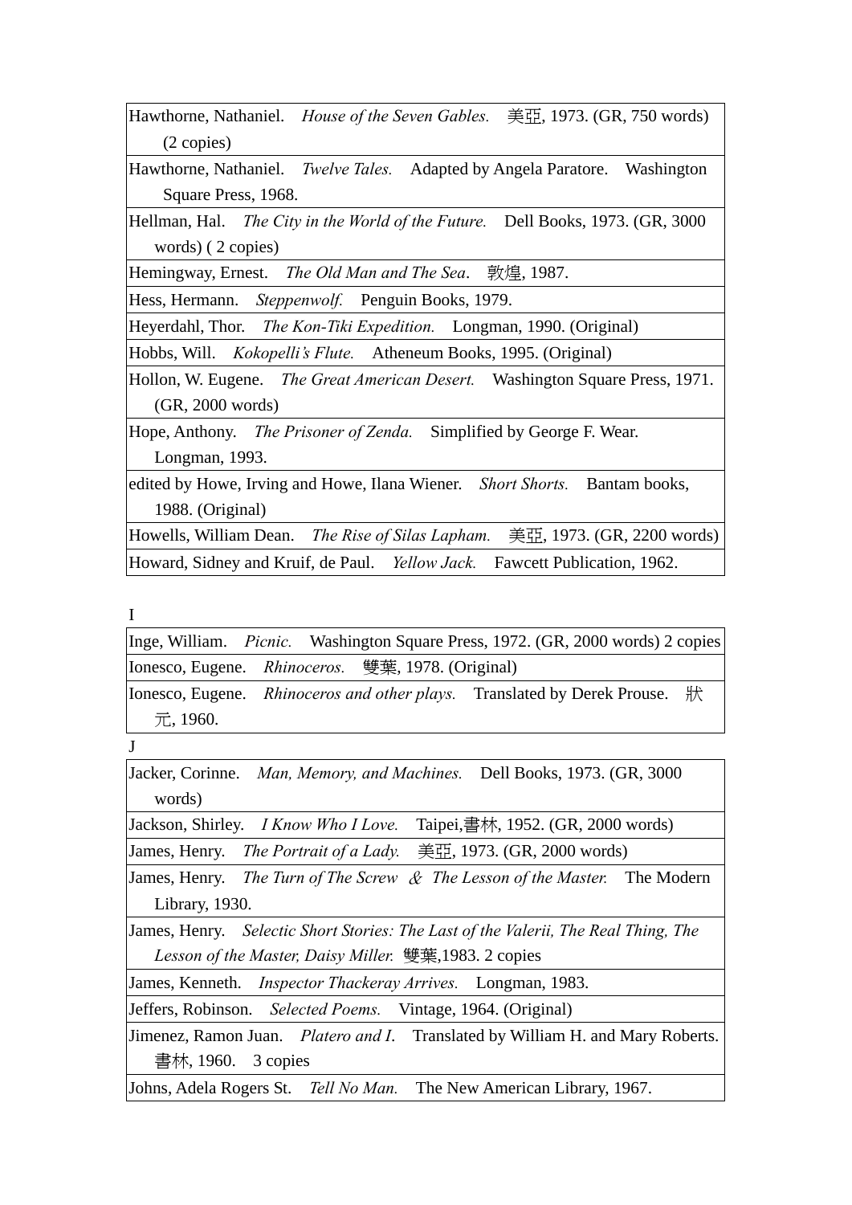| |
|---|
| Hawthorne, Nathaniel. *House of the Seven Gables.* 美亞, 1973. (GR, 750 words) (2 copies) |
| Hawthorne, Nathaniel. *Twelve Tales.* Adapted by Angela Paratore. Washington Square Press, 1968. |
| Hellman, Hal. *The City in the World of the Future.* Dell Books, 1973. (GR, 3000 words) ( 2 copies) |
| Hemingway, Ernest. *The Old Man and The Sea*. 敦煌, 1987. |
| Hess, Hermann. *Steppenwolf.* Penguin Books, 1979. |
| Heyerdahl, Thor. *The Kon-Tiki Expedition.* Longman, 1990. (Original) |
| Hobbs, Will. *Kokopelli's Flute.* Atheneum Books, 1995. (Original) |
| Hollon, W. Eugene. *The Great American Desert.* Washington Square Press, 1971. (GR, 2000 words) |
| Hope, Anthony. *The Prisoner of Zenda.* Simplified by George F. Wear. Longman, 1993. |
| edited by Howe, Irving and Howe, Ilana Wiener. *Short Shorts.* Bantam books, 1988. (Original) |
| Howells, William Dean. *The Rise of Silas Lapham.* 美亞, 1973. (GR, 2200 words) |
| Howard, Sidney and Kruif, de Paul. *Yellow Jack.* Fawcett Publication, 1962. |

I

| |
|---|
| Inge, William. *Picnic.* Washington Square Press, 1972. (GR, 2000 words) 2 copies |
| Ionesco, Eugene. *Rhinoceros.* 雙葉, 1978. (Original) |
| Ionesco, Eugene. *Rhinoceros and other plays.* Translated by Derek Prouse. 狀元, 1960. |

J

| |
|---|
| Jacker, Corinne. *Man, Memory, and Machines.* Dell Books, 1973. (GR, 3000 words) |
| Jackson, Shirley. *I Know Who I Love.* Taipei,書林, 1952. (GR, 2000 words) |
| James, Henry. *The Portrait of a Lady.* 美亞, 1973. (GR, 2000 words) |
| James, Henry. *The Turn of The Screw & The Lesson of the Master.* The Modern Library, 1930. |
| James, Henry. *Selectic Short Stories: The Last of the Valerii, The Real Thing, The Lesson of the Master, Daisy Miller.* 雙葉,1983. 2 copies |
| James, Kenneth. *Inspector Thackeray Arrives.* Longman, 1983. |
| Jeffers, Robinson. *Selected Poems.* Vintage, 1964. (Original) |
| Jimenez, Ramon Juan. *Platero and I.* Translated by William H. and Mary Roberts. 書林, 1960. 3 copies |
| Johns, Adela Rogers St. *Tell No Man.* The New American Library, 1967. |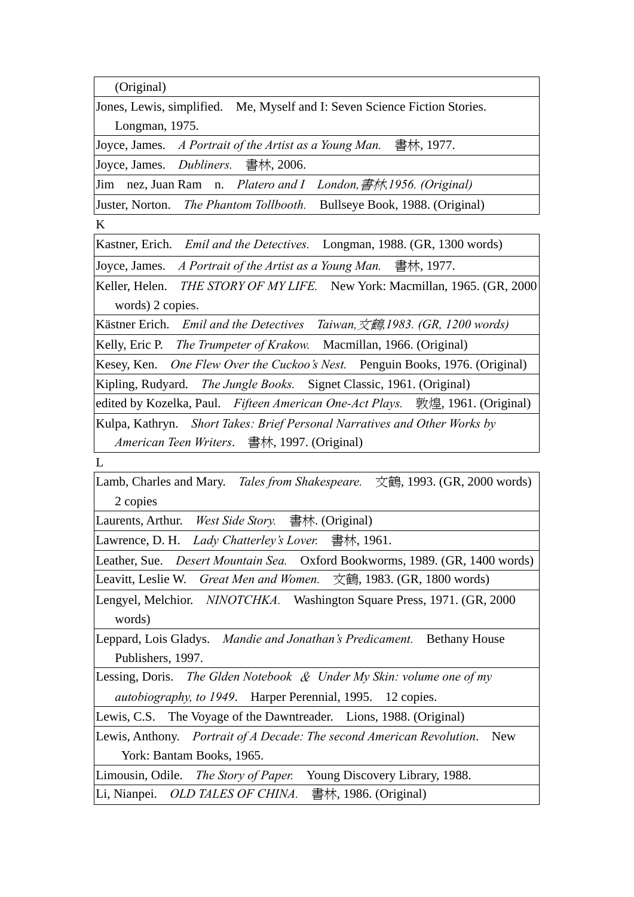| (Original) |
|---|
| Jones, Lewis, simplified. Me, Myself and I: Seven Science Fiction Stories. Longman, 1975. |
| Joyce, James. *A Portrait of the Artist as a Young Man.* 書林, 1977. |
| Joyce, James. *Dubliners.* 書林, 2006. |
| Jim nez, Juan Ram n. *Platero and I London,書林1956. (Original)* |
| Juster, Norton. *The Phantom Tollbooth.* Bullseye Book, 1988. (Original) |

K

| Kastner, Erich. *Emil and the Detectives.* Longman, 1988. (GR, 1300 words) |
|---|
| Joyce, James. *A Portrait of the Artist as a Young Man.* 書林, 1977. |
| Keller, Helen. *THE STORY OF MY LIFE.* New York: Macmillan, 1965. (GR, 2000 words) 2 copies. |
| Kästner Erich. *Emil and the Detectives Taiwan,文鶴1983. (GR, 1200 words)* |
| Kelly, Eric P. *The Trumpeter of Krakow.* Macmillan, 1966. (Original) |
| Kesey, Ken. *One Flew Over the Cuckoo's Nest.* Penguin Books, 1976. (Original) |
| Kipling, Rudyard. *The Jungle Books.* Signet Classic, 1961. (Original) |
| edited by Kozelka, Paul. *Fifteen American One-Act Plays.* 敦煌, 1961. (Original) |
| Kulpa, Kathryn. *Short Takes: Brief Personal Narratives and Other Works by American Teen Writers*. 書林, 1997. (Original) |

L

| Lamb, Charles and Mary. *Tales from Shakespeare.* 文鶴, 1993. (GR, 2000 words) 2 copies |
|---|
| Laurents, Arthur. *West Side Story.* 書林. (Original) |
| Lawrence, D. H. *Lady Chatterley's Lover.* 書林, 1961. |
| Leather, Sue. *Desert Mountain Sea.* Oxford Bookworms, 1989. (GR, 1400 words) |
| Leavitt, Leslie W. *Great Men and Women.* 文鶴, 1983. (GR, 1800 words) |
| Lengyel, Melchior. *NINOTCHKA.* Washington Square Press, 1971. (GR, 2000 words) |
| Leppard, Lois Gladys. *Mandie and Jonathan's Predicament.* Bethany House Publishers, 1997. |
| Lessing, Doris. *The Glden Notebook & Under My Skin: volume one of my autobiography, to 1949*. Harper Perennial, 1995. 12 copies. |
| Lewis, C.S. The Voyage of the Dawntreader. Lions, 1988. (Original) |
| Lewis, Anthony. *Portrait of A Decade: The second American Revolution*. New York: Bantam Books, 1965. |
| Limousin, Odile. *The Story of Paper.* Young Discovery Library, 1988. |
| Li, Nianpei. *OLD TALES OF CHINA.* 書林, 1986. (Original) |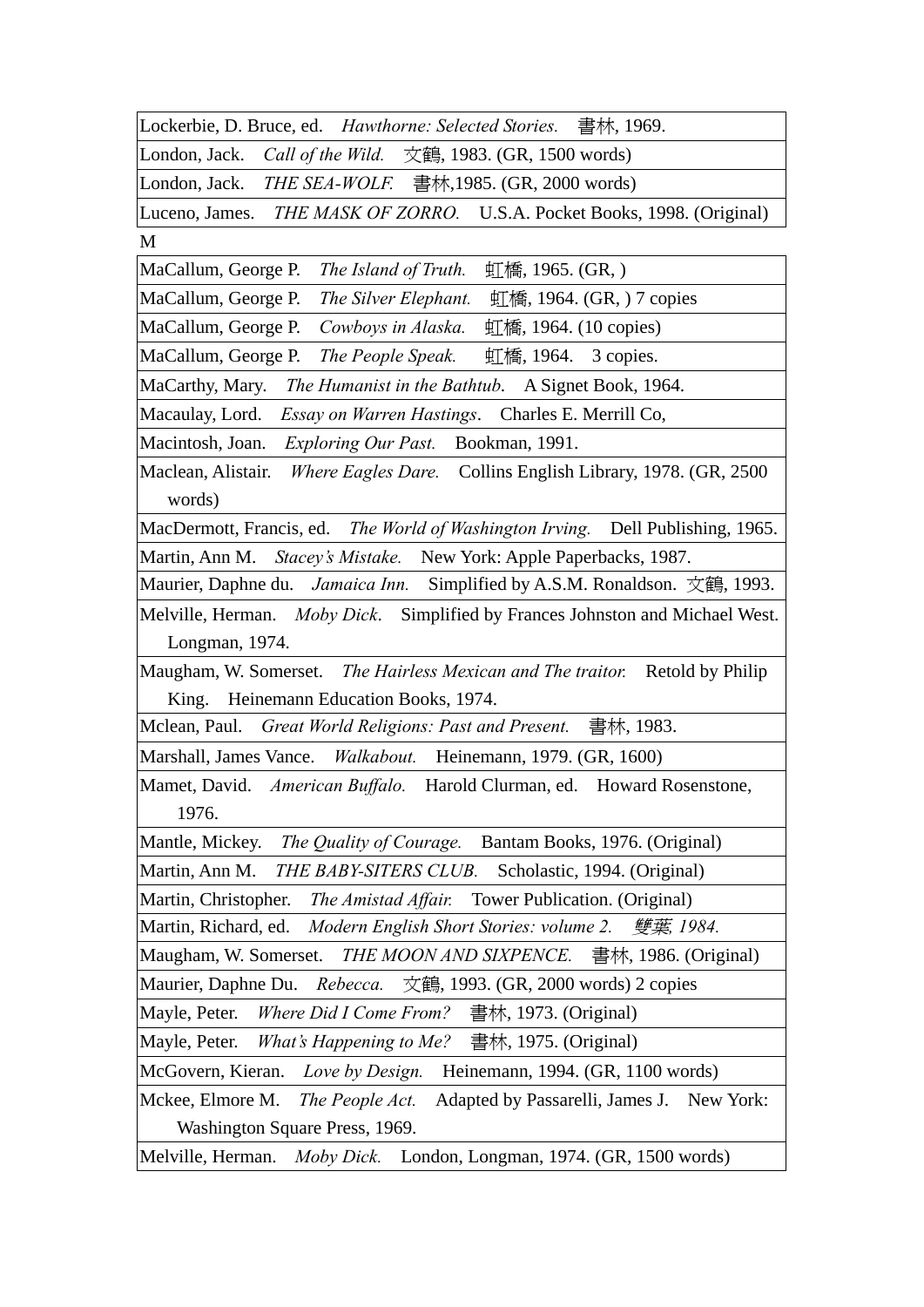| Lockerbie, D. Bruce, ed. *Hawthorne: Selected Stories.* 書林, 1969. |
|---|
| London, Jack. *Call of the Wild.* 文鶴, 1983. (GR, 1500 words) |
| London, Jack. *THE SEA-WOLF.* 書林,1985. (GR, 2000 words) |
| Luceno, James. *THE MASK OF ZORRO.* U.S.A. Pocket Books, 1998. (Original) |

M

| MaCallum, George P. *The Island of Truth.* 虹橋, 1965. (GR, ) |
|---|
| MaCallum, George P. *The Silver Elephant.* 虹橋, 1964. (GR, ) 7 copies |
| MaCallum, George P. *Cowboys in Alaska.* 虹橋, 1964. (10 copies) |
| MaCallum, George P. *The People Speak.* 虹橋, 1964. 3 copies. |
| MaCarthy, Mary. *The Humanist in the Bathtub.* A Signet Book, 1964. |
| Macaulay, Lord. *Essay on Warren Hastings*. Charles E. Merrill Co, |
| Macintosh, Joan. *Exploring Our Past.* Bookman, 1991. |
| Maclean, Alistair. *Where Eagles Dare.* Collins English Library, 1978. (GR, 2500 words) |
| MacDermott, Francis, ed. *The World of Washington Irving.* Dell Publishing, 1965. |
| Martin, Ann M. *Stacey's Mistake.* New York: Apple Paperbacks, 1987. |
| Maurier, Daphne du. *Jamaica Inn.* Simplified by A.S.M. Ronaldson. 文鶴, 1993. |
| Melville, Herman. *Moby Dick*. Simplified by Frances Johnston and Michael West. Longman, 1974. |
| Maugham, W. Somerset. *The Hairless Mexican and The traitor.* Retold by Philip King. Heinemann Education Books, 1974. |
| Mclean, Paul. *Great World Religions: Past and Present.* 書林, 1983. |
| Marshall, James Vance. *Walkabout.* Heinemann, 1979. (GR, 1600) |
| Mamet, David. *American Buffalo.* Harold Clurman, ed. Howard Rosenstone, 1976. |
| Mantle, Mickey. *The Quality of Courage.* Bantam Books, 1976. (Original) |
| Martin, Ann M. *THE BABY-SITERS CLUB.* Scholastic, 1994. (Original) |
| Martin, Christopher. *The Amistad Affair.* Tower Publication. (Original) |
| Martin, Richard, ed. *Modern English Short Stories: volume 2. 雙葉, 1984.* |
| Maugham, W. Somerset. *THE MOON AND SIXPENCE.* 書林, 1986. (Original) |
| Maurier, Daphne Du. *Rebecca.* 文鶴, 1993. (GR, 2000 words) 2 copies |
| Mayle, Peter. *Where Did I Come From?* 書林, 1973. (Original) |
| Mayle, Peter. *What's Happening to Me?* 書林, 1975. (Original) |
| McGovern, Kieran. *Love by Design.* Heinemann, 1994. (GR, 1100 words) |
| Mckee, Elmore M. *The People Act.* Adapted by Passarelli, James J. New York: Washington Square Press, 1969. |
| Melville, Herman. *Moby Dick.* London, Longman, 1974. (GR, 1500 words) |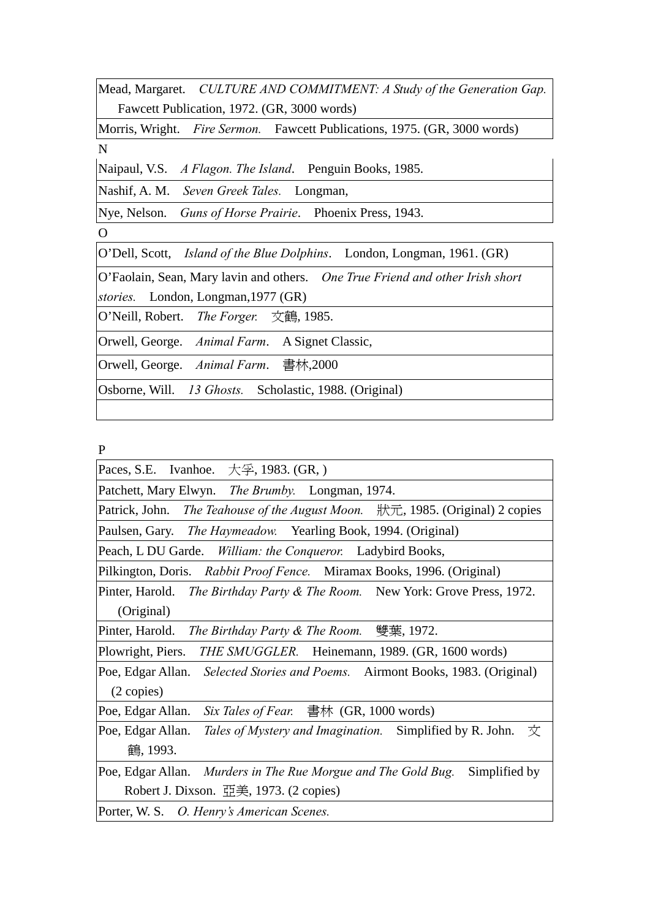| Mead, Margaret. *CULTURE AND COMMITMENT: A Study of the Generation Gap.* Fawcett Publication, 1972. (GR, 3000 words) |
|---|
| Morris, Wright. *Fire Sermon.* Fawcett Publications, 1975. (GR, 3000 words) |

N

| Naipaul, V.S. *A Flagon. The Island*. Penguin Books, 1985. |
|---|
| Nashif, A. M. *Seven Greek Tales.* Longman, |
| Nye, Nelson. *Guns of Horse Prairie*. Phoenix Press, 1943. |

O

| O'Dell, Scott, *Island of the Blue Dolphins*. London, Longman, 1961. (GR) |
|---|
| O'Faolain, Sean, Mary lavin and others. *One True Friend and other Irish short stories.* London, Longman,1977 (GR) |
| O'Neill, Robert. *The Forger.* 文鶴, 1985. |
| Orwell, George. *Animal Farm*. A Signet Classic, |
| Orwell, George. *Animal Farm*. 書林,2000 |
| Osborne, Will. *13 Ghosts.* Scholastic, 1988. (Original) |
| |

P

| Paces, S.E. Ivanhoe. 大孚, 1983. (GR, ) |
|---|
| Patchett, Mary Elwyn. *The Brumby.* Longman, 1974. |
| Patrick, John. *The Teahouse of the August Moon.* 狀元, 1985. (Original) 2 copies |
| Paulsen, Gary. *The Haymeadow.* Yearling Book, 1994. (Original) |
| Peach, L DU Garde. *William: the Conqueror.* Ladybird Books, |
| Pilkington, Doris. *Rabbit Proof Fence.* Miramax Books, 1996. (Original) |
| Pinter, Harold. *The Birthday Party & The Room.* New York: Grove Press, 1972. (Original) |
| Pinter, Harold. *The Birthday Party & The Room.* 雙葉, 1972. |
| Plowright, Piers. *THE SMUGGLER.* Heinemann, 1989. (GR, 1600 words) |
| Poe, Edgar Allan. *Selected Stories and Poems.* Airmont Books, 1983. (Original) (2 copies) |
| Poe, Edgar Allan. *Six Tales of Fear.* 書林 (GR, 1000 words) |
| Poe, Edgar Allan. *Tales of Mystery and Imagination.* Simplified by R. John. 文鶴, 1993. |
| Poe, Edgar Allan. *Murders in The Rue Morgue and The Gold Bug.* Simplified by Robert J. Dixson. 亞美, 1973. (2 copies) |
| Porter, W. S. *O. Henry's American Scenes.* |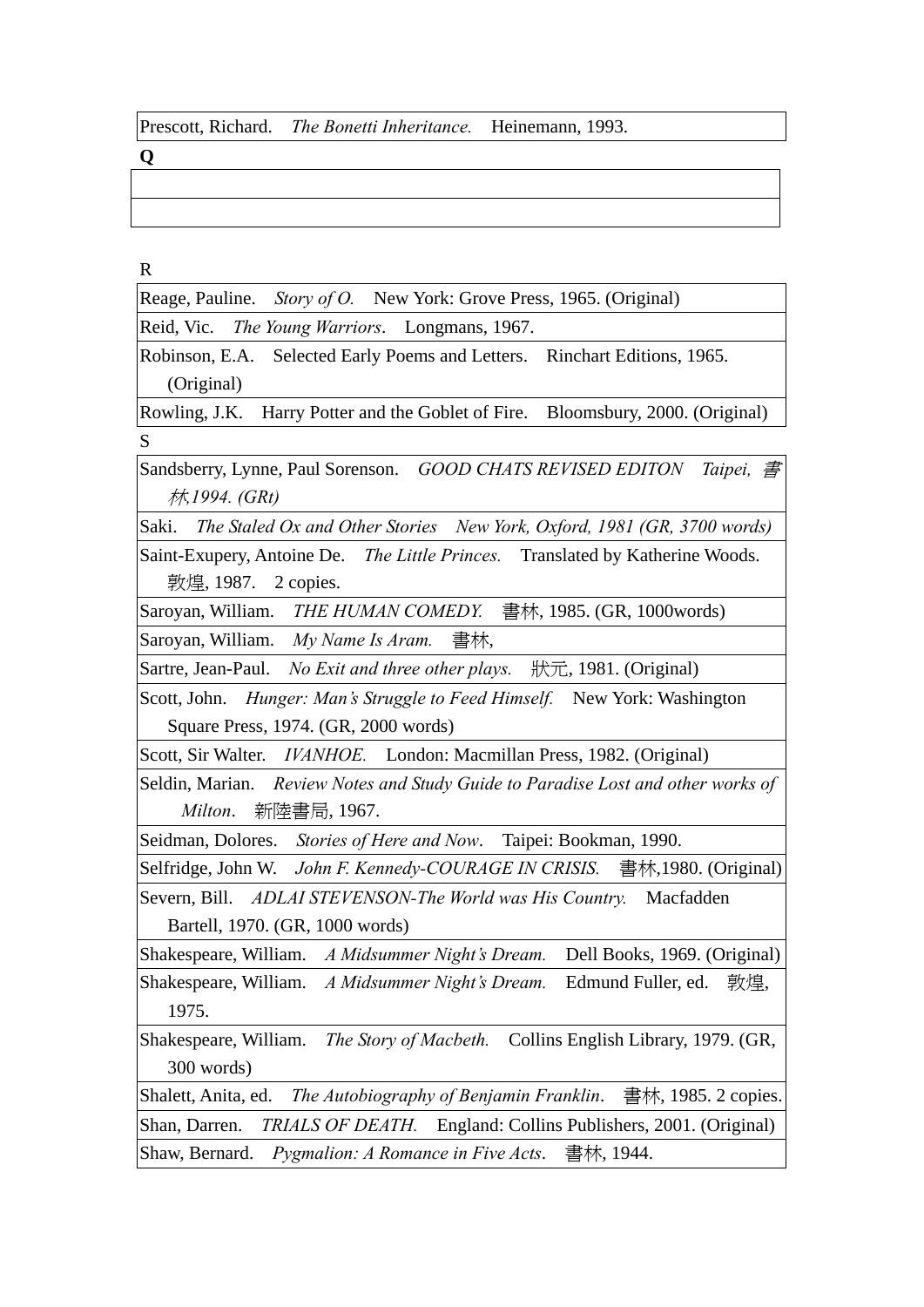| Prescott, Richard. *The Bonetti Inheritance.* Heinemann, 1993. |
|---|

**Q**

| |
|---|
| |

R

| Reage, Pauline. *Story of O.* New York: Grove Press, 1965. (Original) |
|---|
| Reid, Vic. *The Young Warriors*. Longmans, 1967. |
| Robinson, E.A. Selected Early Poems and Letters. Rinchart Editions, 1965. (Original) |
| Rowling, J.K. Harry Potter and the Goblet of Fire. Bloomsbury, 2000. (Original) |

S

| Sandsberry, Lynne, Paul Sorenson. *GOOD CHATS REVISED EDITON Taipei, 書林,1994. (GRt)* |
|---|
| Saki. *The Staled Ox and Other Stories New York, Oxford, 1981 (GR, 3700 words)* |
| Saint-Exupery, Antoine De. *The Little Princes.* Translated by Katherine Woods. 敦煌, 1987. 2 copies. |
| Saroyan, William. *THE HUMAN COMEDY.* 書林, 1985. (GR, 1000words) |
| Saroyan, William. *My Name Is Aram.* 書林, |
| Sartre, Jean-Paul. *No Exit and three other plays.* 狀元, 1981. (Original) |
| Scott, John. *Hunger: Man's Struggle to Feed Himself.* New York: Washington Square Press, 1974. (GR, 2000 words) |
| Scott, Sir Walter. *IVANHOE.* London: Macmillan Press, 1982. (Original) |
| Seldin, Marian. *Review Notes and Study Guide to Paradise Lost and other works of Milton*. 新陸書局, 1967. |
| Seidman, Dolores. *Stories of Here and Now*. Taipei: Bookman, 1990. |
| Selfridge, John W. *John F. Kennedy-COURAGE IN CRISIS.* 書林,1980. (Original) |
| Severn, Bill. *ADLAI STEVENSON-The World was His Country.* Macfadden Bartell, 1970. (GR, 1000 words) |
| Shakespeare, William. *A Midsummer Night's Dream.* Dell Books, 1969. (Original) |
| Shakespeare, William. *A Midsummer Night's Dream.* Edmund Fuller, ed. 敦煌, 1975. |
| Shakespeare, William. *The Story of Macbeth.* Collins English Library, 1979. (GR, 300 words) |
| Shalett, Anita, ed. *The Autobiography of Benjamin Franklin*. 書林, 1985. 2 copies. |
| Shan, Darren. *TRIALS OF DEATH.* England: Collins Publishers, 2001. (Original) |
| Shaw, Bernard. *Pygmalion: A Romance in Five Acts*. 書林, 1944. |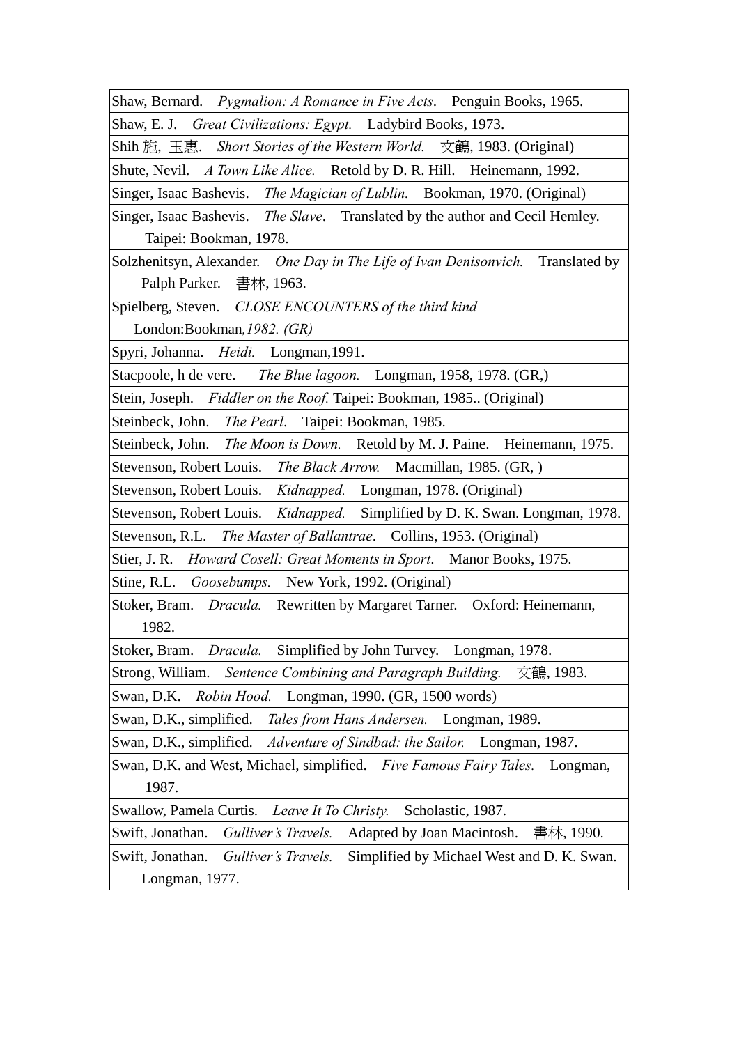| |
|---|
| Shaw, Bernard. *Pygmalion: A Romance in Five Acts*. Penguin Books, 1965. |
| Shaw, E. J. *Great Civilizations: Egypt.* Ladybird Books, 1973. |
| Shih 施, 玉惠. *Short Stories of the Western World.* 文鶴, 1983. (Original) |
| Shute, Nevil. *A Town Like Alice.* Retold by D. R. Hill. Heinemann, 1992. |
| Singer, Isaac Bashevis. *The Magician of Lublin.* Bookman, 1970. (Original) |
| Singer, Isaac Bashevis. *The Slave*. Translated by the author and Cecil Hemley. Taipei: Bookman, 1978. |
| Solzhenitsyn, Alexander. *One Day in The Life of Ivan Denisonvich.* Translated by Palph Parker. 書林, 1963. |
| Spielberg, Steven. *CLOSE ENCOUNTERS of the third kind* London:Bookman*,1982. (GR)* |
| Spyri, Johanna. *Heidi.* Longman,1991. |
| Stacpoole, h de vere. *The Blue lagoon.* Longman, 1958, 1978. (GR,) |
| Stein, Joseph. *Fiddler on the Roof.* Taipei: Bookman, 1985.. (Original) |
| Steinbeck, John. *The Pearl*. Taipei: Bookman, 1985. |
| Steinbeck, John. *The Moon is Down.* Retold by M. J. Paine. Heinemann, 1975. |
| Stevenson, Robert Louis. *The Black Arrow.* Macmillan, 1985. (GR, ) |
| Stevenson, Robert Louis. *Kidnapped.* Longman, 1978. (Original) |
| Stevenson, Robert Louis. *Kidnapped.* Simplified by D. K. Swan. Longman, 1978. |
| Stevenson, R.L. *The Master of Ballantrae*. Collins, 1953. (Original) |
| Stier, J. R. *Howard Cosell: Great Moments in Sport*. Manor Books, 1975. |
| Stine, R.L. *Goosebumps.* New York, 1992. (Original) |
| Stoker, Bram. *Dracula.* Rewritten by Margaret Tarner. Oxford: Heinemann, 1982. |
| Stoker, Bram. *Dracula.* Simplified by John Turvey. Longman, 1978. |
| Strong, William. *Sentence Combining and Paragraph Building.* 文鶴, 1983. |
| Swan, D.K. *Robin Hood.* Longman, 1990. (GR, 1500 words) |
| Swan, D.K., simplified. *Tales from Hans Andersen.* Longman, 1989. |
| Swan, D.K., simplified. *Adventure of Sindbad: the Sailor.* Longman, 1987. |
| Swan, D.K. and West, Michael, simplified. *Five Famous Fairy Tales.* Longman, 1987. |
| Swallow, Pamela Curtis. *Leave It To Christy.* Scholastic, 1987. |
| Swift, Jonathan. *Gulliver's Travels.* Adapted by Joan Macintosh. 書林, 1990. |
| Swift, Jonathan. *Gulliver's Travels.* Simplified by Michael West and D. K. Swan. Longman, 1977. |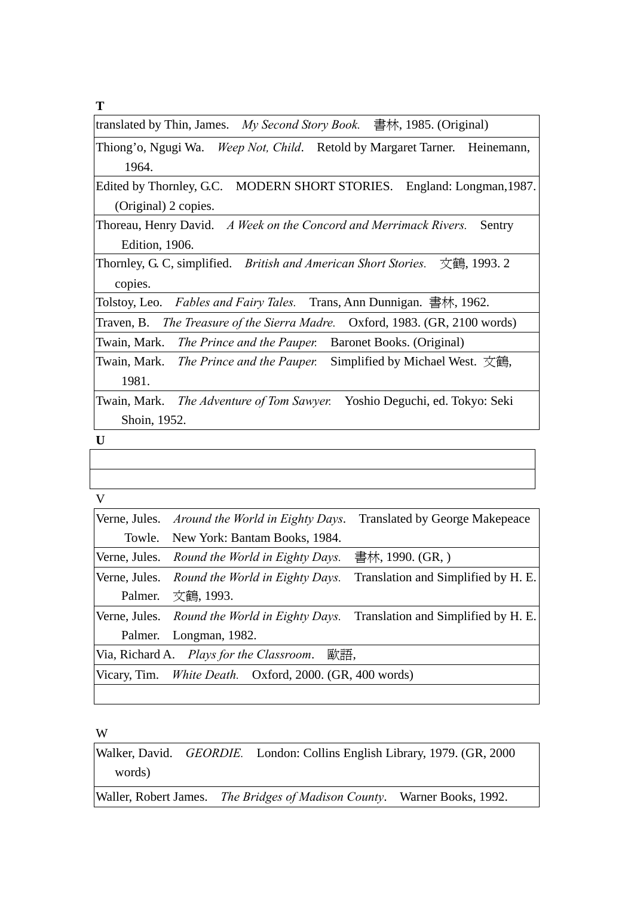**T**

| |
|---|
| translated by Thin, James. *My Second Story Book.* 書林, 1985. (Original) |
| Thiong'o, Ngugi Wa. *Weep Not, Child*. Retold by Margaret Tarner. Heinemann, 1964. |
| Edited by Thornley, G.C. MODERN SHORT STORIES. England: Longman,1987. (Original) 2 copies. |
| Thoreau, Henry David. *A Week on the Concord and Merrimack Rivers.* Sentry Edition, 1906. |
| Thornley, G. C, simplified. *British and American Short Stories.* 文鶴, 1993. 2 copies. |
| Tolstoy, Leo. *Fables and Fairy Tales.* Trans, Ann Dunnigan. 書林, 1962. |
| Traven, B. *The Treasure of the Sierra Madre.* Oxford, 1983. (GR, 2100 words) |
| Twain, Mark. *The Prince and the Pauper.* Baronet Books. (Original) |
| Twain, Mark. *The Prince and the Pauper.* Simplified by Michael West. 文鶴, 1981. |
| Twain, Mark. *The Adventure of Tom Sawyer.* Yoshio Deguchi, ed. Tokyo: Seki Shoin, 1952. |

**U**

| |
|---|
| |
| |

V

| |
|---|
| Verne, Jules. *Around the World in Eighty Days*. Translated by George Makepeace Towle. New York: Bantam Books, 1984. |
| Verne, Jules. *Round the World in Eighty Days.* 書林, 1990. (GR, ) |
| Verne, Jules. *Round the World in Eighty Days.* Translation and Simplified by H. E. Palmer. 文鶴, 1993. |
| Verne, Jules. *Round the World in Eighty Days.* Translation and Simplified by H. E. Palmer. Longman, 1982. |
| Via, Richard A. *Plays for the Classroom*. 歐語, |
| Vicary, Tim. *White Death.* Oxford, 2000. (GR, 400 words) |
| |

W

| |
|---|
| Walker, David. *GEORDIE.* London: Collins English Library, 1979. (GR, 2000 words) |
| Waller, Robert James. *The Bridges of Madison County*. Warner Books, 1992. |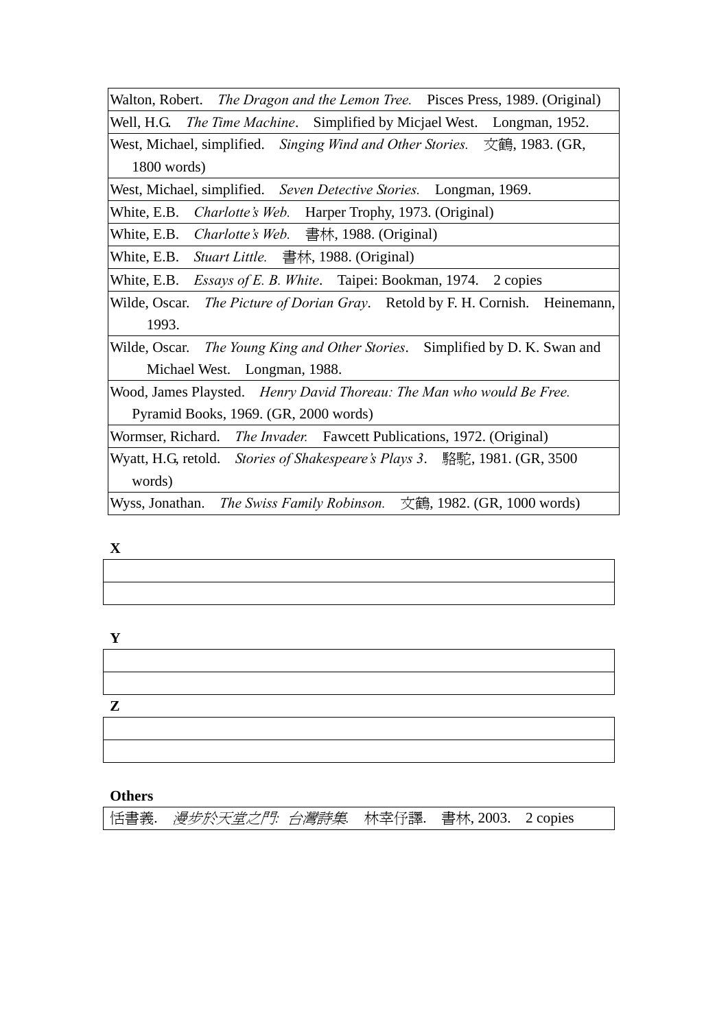| |
|---|
| Walton, Robert. *The Dragon and the Lemon Tree.* Pisces Press, 1989. (Original) |
| Well, H.G. *The Time Machine*. Simplified by Micjael West. Longman, 1952. |
| West, Michael, simplified. *Singing Wind and Other Stories.* 文鶴, 1983. (GR, 1800 words) |
| West, Michael, simplified. *Seven Detective Stories.* Longman, 1969. |
| White, E.B. *Charlotte's Web.* Harper Trophy, 1973. (Original) |
| White, E.B. *Charlotte's Web.* 書林, 1988. (Original) |
| White, E.B. *Stuart Little.* 書林, 1988. (Original) |
| White, E.B. *Essays of E. B. White*. Taipei: Bookman, 1974. 2 copies |
| Wilde, Oscar. *The Picture of Dorian Gray*. Retold by F. H. Cornish. Heinemann, 1993. |
| Wilde, Oscar. *The Young King and Other Stories*. Simplified by D. K. Swan and Michael West. Longman, 1988. |
| Wood, James Playsted. *Henry David Thoreau: The Man who would Be Free.* Pyramid Books, 1969. (GR, 2000 words) |
| Wormser, Richard. *The Invader.* Fawcett Publications, 1972. (Original) |
| Wyatt, H.G, retold. *Stories of Shakespeare's Plays 3*. 駱駝, 1981. (GR, 3500 words) |
| Wyss, Jonathan. *The Swiss Family Robinson.* 文鶴, 1982. (GR, 1000 words) |

**X**

| |
|---|
| |
| |

**Y**

| |
|---|
| |
| |

**Z**

| |
|---|
| |
| |

**Others**

| |
|---|
| 恬書義. *漫步於天堂之門: 台灣詩集*. 林幸仔譯. 書林, 2003. 2 copies |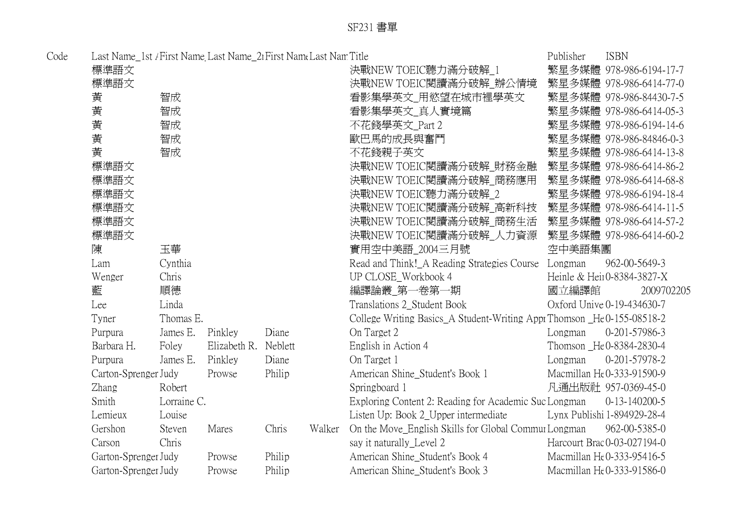# SF231 書單

| Code | Last Name_1st / | First Name_ | Last Name_2 | First Name | Last Nam | Title | Publisher | ISBN |
|---|---|---|---|---|---|---|---|---|
| | 標準語文 | | | | | 決戰NEW TOEIC聽力滿分破解_1 | 繁星多媒體 | 978-986-6194-17-7 |
| | 標準語文 | | | | | 決戰NEW TOEIC閱讀滿分破解_辦公情境 | 繁星多媒體 | 978-986-6414-77-0 |
| | 黃 | 智成 | | | | 看影集學英文_用慾望在城市裡學英文 | 繁星多媒體 | 978-986-84430-7-5 |
| | 黃 | 智成 | | | | 看影集學英文_真人實境篇 | 繁星多媒體 | 978-986-6414-05-3 |
| | 黃 | 智成 | | | | 不花錢學英文_Part 2 | 繁星多媒體 | 978-986-6194-14-6 |
| | 黃 | 智成 | | | | 歐巴馬的成長與奮鬥 | 繁星多媒體 | 978-986-84846-0-3 |
| | 黃 | 智成 | | | | 不花錢親子英文 | 繁星多媒體 | 978-986-6414-13-8 |
| | 標準語文 | | | | | 決戰NEW TOEIC閱讀滿分破解_財務金融 | 繁星多媒體 | 978-986-6414-86-2 |
| | 標準語文 | | | | | 決戰NEW TOEIC閱讀滿分破解_商務應用 | 繁星多媒體 | 978-986-6414-68-8 |
| | 標準語文 | | | | | 決戰NEW TOEIC聽力滿分破解_2 | 繁星多媒體 | 978-986-6194-18-4 |
| | 標準語文 | | | | | 決戰NEW TOEIC閱讀滿分破解_高新科技 | 繁星多媒體 | 978-986-6414-11-5 |
| | 標準語文 | | | | | 決戰NEW TOEIC閱讀滿分破解_商務生活 | 繁星多媒體 | 978-986-6414-57-2 |
| | 標準語文 | | | | | 決戰NEW TOEIC閱讀滿分破解_人力資源 | 繁星多媒體 | 978-986-6414-60-2 |
| | 陳 | 玉華 | | | | 實用空中美語_2004三月號 | 空中美語集團 | |
| | Lam | Cynthia | | | | Read and Think!_A Reading Strategies Course | Longman | 962-00-5649-3 |
| | Wenger | Chris | | | | UP CLOSE_Workbook 4 | Heinle & Hei | 0-8384-3827-X |
| | 藍 | 順德 | | | | 編譯論叢_第一卷第一期 | 國立編譯館 | 2009702205 |
| | Lee | Linda | | | | Translations 2_Student Book | Oxford Unive | 0-19-434630-7 |
| | Tyner | Thomas E. | | | | College Writing Basics_A Student-Writing Appr | Thomson _He | 0-155-08518-2 |
| | Purpura | James E. | Pinkley | Diane | | On Target 2 | Longman | 0-201-57986-3 |
| | Barbara H. | Foley | Elizabeth R. | Neblett | | English in Action 4 | Thomson _He | 0-8384-2830-4 |
| | Purpura | James E. | Pinkley | Diane | | On Target 1 | Longman | 0-201-57978-2 |
| | Carton-Sprenger | Judy | Prowse | Philip | | American Shine_Student's Book 1 | Macmillan He | 0-333-91590-9 |
| | Zhang | Robert | | | | Springboard 1 | 凡通出版社 | 957-0369-45-0 |
| | Smith | Lorraine C. | | | | Exploring Content 2: Reading for Academic Suc | Longman | 0-13-140200-5 |
| | Lemieux | Louise | | | | Listen Up: Book 2_Upper intermediate | Lynx Publishi | 1-894929-28-4 |
| | Gershon | Steven | Mares | Chris | Walker | On the Move_English Skills for Global Commu | Longman | 962-00-5385-0 |
| | Carson | Chris | | | | say it naturally_Level 2 | Harcourt Brac | 0-03-027194-0 |
| | Garton-Sprenger | Judy | Prowse | Philip | | American Shine_Student's Book 4 | Macmillan He | 0-333-95416-5 |
| | Garton-Sprenger | Judy | Prowse | Philip | | American Shine_Student's Book 3 | Macmillan He | 0-333-91586-0 |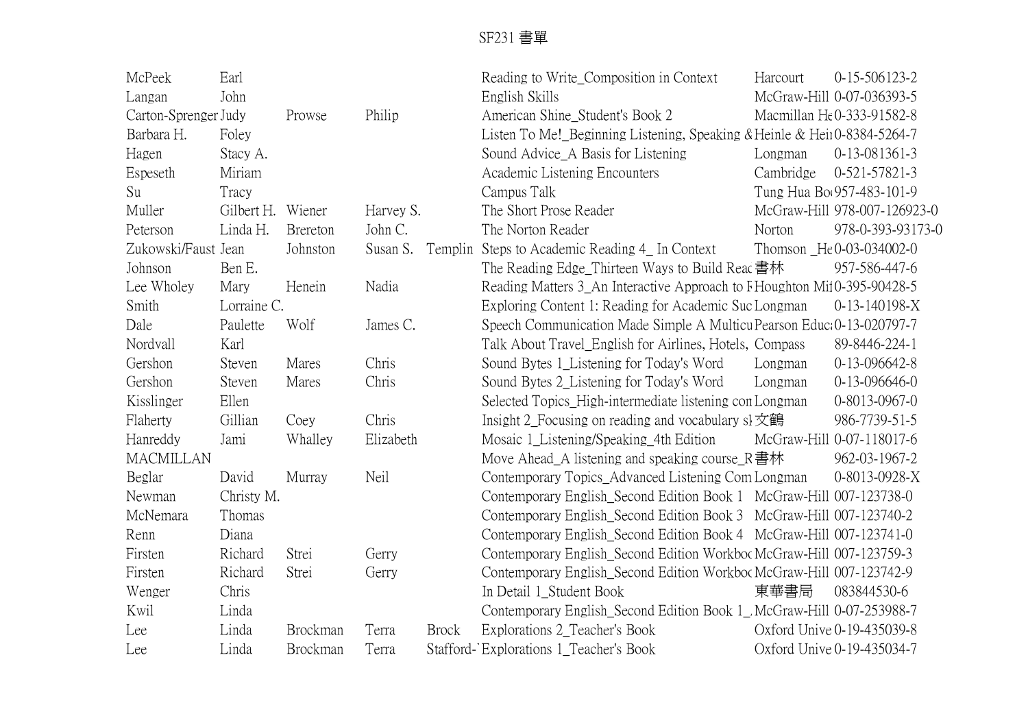# SF231 書單

| | | | | | | | |
|---|---|---|---|---|---|---|---|
| McPeek | Earl | | | | Reading to Write_Composition in Context | Harcourt | 0-15-506123-2 |
| Langan | John | | | | English Skills | McGraw-Hill | 0-07-036393-5 |
| Carton-Sprenger | Judy | Prowse | Philip | | American Shine_Student's Book 2 | Macmillan He | 0-333-91582-8 |
| Barbara H. | Foley | | | | Listen To Me!_Beginning Listening, Speaking & | Heinle & Hei | 0-8384-5264-7 |
| Hagen | Stacy A. | | | | Sound Advice_A Basis for Listening | Longman | 0-13-081361-3 |
| Espeseth | Miriam | | | | Academic Listening Encounters | Cambridge | 0-521-57821-3 |
| Su | Tracy | | | | Campus Talk | Tung Hua Bo | 957-483-101-9 |
| Muller | Gilbert H. | Wiener | Harvey S. | | The Short Prose Reader | McGraw-Hill | 978-007-126923-0 |
| Peterson | Linda H. | Brereton | John C. | | The Norton Reader | Norton | 978-0-393-93173-0 |
| Zukowski/Faust | Jean | Johnston | Susan S. | Templin | Steps to Academic Reading 4_ In Context | Thomson _He | 0-03-034002-0 |
| Johnson | Ben E. | | | | The Reading Edge_Thirteen Ways to Build Reac | 書林 | 957-586-447-6 |
| Lee Wholey | Mary | Henein | Nadia | | Reading Matters 3_An Interactive Approach to F | Houghton Mi | 0-395-90428-5 |
| Smith | Lorraine C. | | | | Exploring Content 1: Reading for Academic Suc | Longman | 0-13-140198-X |
| Dale | Paulette | Wolf | James C. | | Speech Communication Made Simple A Multicu | Pearson Educ | 0-13-020797-7 |
| Nordvall | Karl | | | | Talk About Travel_English for Airlines, Hotels, | Compass | 89-8446-224-1 |
| Gershon | Steven | Mares | Chris | | Sound Bytes 1_Listening for Today's Word | Longman | 0-13-096642-8 |
| Gershon | Steven | Mares | Chris | | Sound Bytes 2_Listening for Today's Word | Longman | 0-13-096646-0 |
| Kisslinger | Ellen | | | | Selected Topics_High-intermediate listening con | Longman | 0-8013-0967-0 |
| Flaherty | Gillian | Coey | Chris | | Insight 2_Focusing on reading and vocabulary sk | 文鶴 | 986-7739-51-5 |
| Hanreddy | Jami | Whalley | Elizabeth | | Mosaic 1_Listening/Speaking_4th Edition | McGraw-Hill | 0-07-118017-6 |
| MACMILLAN | | | | | Move Ahead_A listening and speaking course_R | 書林 | 962-03-1967-2 |
| Beglar | David | Murray | Neil | | Contemporary Topics_Advanced Listening Com | Longman | 0-8013-0928-X |
| Newman | Christy M. | | | | Contemporary English_Second Edition Book 1 | McGraw-Hill | 007-123738-0 |
| McNemara | Thomas | | | | Contemporary English_Second Edition Book 3 | McGraw-Hill | 007-123740-2 |
| Renn | Diana | | | | Contemporary English_Second Edition Book 4 | McGraw-Hill | 007-123741-0 |
| Firsten | Richard | Strei | Gerry | | Contemporary English_Second Edition Workboo | McGraw-Hill | 007-123759-3 |
| Firsten | Richard | Strei | Gerry | | Contemporary English_Second Edition Workboo | McGraw-Hill | 007-123742-9 |
| Wenger | Chris | | | | In Detail 1_Student Book | 東華書局 | 083844530-6 |
| Kwil | Linda | | | | Contemporary English_Second Edition Book 1_ | McGraw-Hill | 0-07-253988-7 |
| Lee | Linda | Brockman | Terra | Brock | Explorations 2_Teacher's Book | Oxford Unive | 0-19-435039-8 |
| Lee | Linda | Brockman | Terra | Stafford-` | Explorations 1_Teacher's Book | Oxford Unive | 0-19-435034-7 |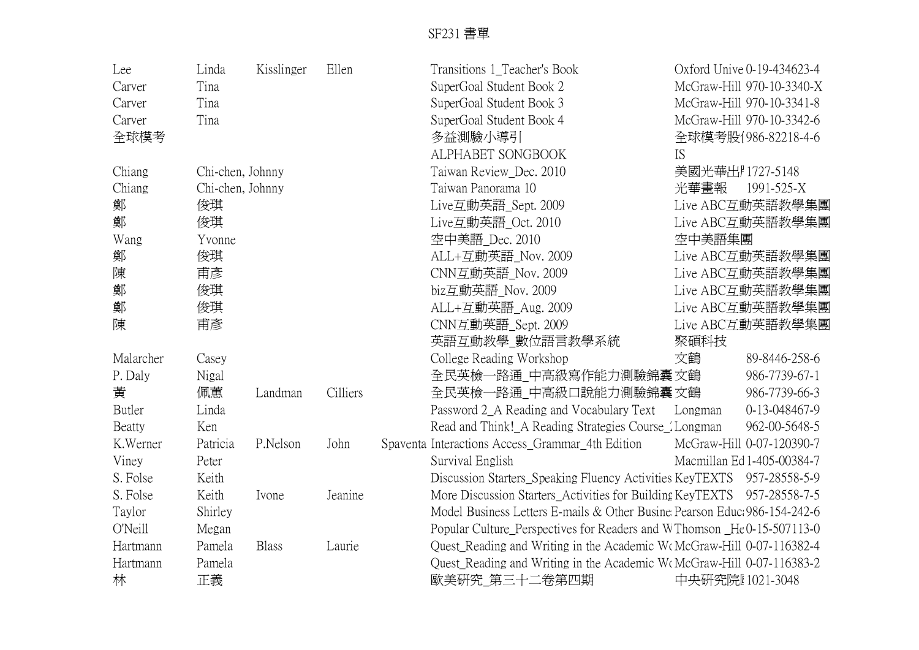SF231 書單

| | | | | | | | |
|---|---|---|---|---|---|---|---|
| Lee | Linda | Kisslinger | Ellen | | Transitions 1_Teacher's Book | Oxford Unive | 0-19-434623-4 |
| Carver | Tina | | | | SuperGoal Student Book 2 | McGraw-Hill | 970-10-3340-X |
| Carver | Tina | | | | SuperGoal Student Book 3 | McGraw-Hill | 970-10-3341-8 |
| Carver | Tina | | | | SuperGoal Student Book 4 | McGraw-Hill | 970-10-3342-6 |
| 全球模考 | | | | | 多益測驗小導引 | 全球模考股( | 986-82218-4-6 |
| | | | | | ALPHABET SONGBOOK | IS | |
| Chiang | Chi-chen, Johnny | | | | Taiwan Review_Dec. 2010 | 美國光華出版 | 1727-5148 |
| Chiang | Chi-chen, Johnny | | | | Taiwan Panorama 10 | 光華畫報 | 1991-525-X |
| 鄭 | 俊琪 | | | | Live互動英語_Sept. 2009 | Live ABC互動英語教學集團 | |
| 鄭 | 俊琪 | | | | Live互動英語_Oct. 2010 | Live ABC互動英語教學集團 | |
| Wang | Yvonne | | | | 空中美語_Dec. 2010 | 空中美語集團 | |
| 鄭 | 俊琪 | | | | ALL+互動英語_Nov. 2009 | Live ABC互動英語教學集團 | |
| 陳 | 甫彥 | | | | CNN互動英語_Nov. 2009 | Live ABC互動英語教學集團 | |
| 鄭 | 俊琪 | | | | biz互動英語_Nov. 2009 | Live ABC互動英語教學集團 | |
| 鄭 | 俊琪 | | | | ALL+互動英語_Aug. 2009 | Live ABC互動英語教學集團 | |
| 陳 | 甫彥 | | | | CNN互動英語_Sept. 2009 | Live ABC互動英語教學集團 | |
| | | | | | 英語互動教學_數位語言教學系統 | 聚碩科技 | |
| Malarcher | Casey | | | | College Reading Workshop | 文鶴 | 89-8446-258-6 |
| P. Daly | Nigal | | | | 全民英檢一路通_中高級寫作能力測驗錦囊 | 文鶴 | 986-7739-67-1 |
| 黃 | 佩蕙 | Landman | Cilliers | | 全民英檢一路通_中高級口說能力測驗錦囊 | 文鶴 | 986-7739-66-3 |
| Butler | Linda | | | | Password 2_A Reading and Vocabulary Text | Longman | 0-13-048467-9 |
| Beatty | Ken | | | | Read and Think!_A Reading Strategies Course_ | Longman | 962-00-5648-5 |
| K.Werner | Patricia | P.Nelson | John | Spaventa | Interactions Access_Grammar_4th Edition | McGraw-Hill | 0-07-120390-7 |
| Viney | Peter | | | | Survival English | Macmillan Ed | 1-405-00384-7 |
| S. Folse | Keith | | | | Discussion Starters_Speaking Fluency Activities | KeyTEXTS | 957-28558-5-9 |
| S. Folse | Keith | Ivone | Jeanine | | More Discussion Starters_Activities for Building | KeyTEXTS | 957-28558-7-5 |
| Taylor | Shirley | | | | Model Business Letters E-mails & Other Busine | Pearson Educ | 986-154-242-6 |
| O'Neill | Megan | | | | Popular Culture_Perspectives for Readers and W | Thomson _He | 0-15-507113-0 |
| Hartmann | Pamela | Blass | Laurie | | Quest_Reading and Writing in the Academic W | McGraw-Hill | 0-07-116382-4 |
| Hartmann | Pamela | | | | Quest_Reading and Writing in the Academic W | McGraw-Hill | 0-07-116383-2 |
| 林 | 正義 | | | | 歐美研究_第三十二卷第四期 | 中央研究院 | 1021-3048 |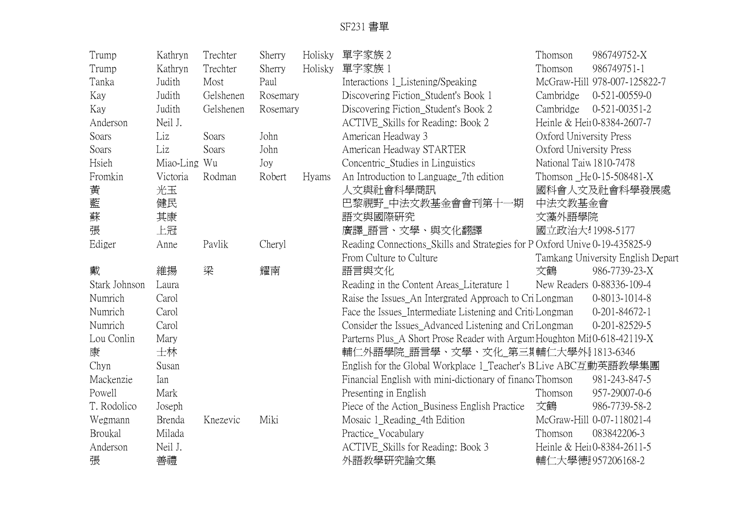SF231 書單

| | | | | | | | |
|---|---|---|---|---|---|---|---|
| Trump | Kathryn | Trechter | Sherry | Holisky | 單字家族 2 | Thomson | 986749752-X |
| Trump | Kathryn | Trechter | Sherry | Holisky | 單字家族 1 | Thomson | 986749751-1 |
| Tanka | Judith | Most | Paul | | Interactions 1_Listening/Speaking | McGraw-Hill | 978-007-125822-7 |
| Kay | Judith | Gelshenen | Rosemary | | Discovering Fiction_Student's Book 1 | Cambridge | 0-521-00559-0 |
| Kay | Judith | Gelshenen | Rosemary | | Discovering Fiction_Student's Book 2 | Cambridge | 0-521-00351-2 |
| Anderson | Neil J. | | | | ACTIVE_Skills for Reading: Book 2 | Heinle & Hei | 0-8384-2607-7 |
| Soars | Liz | Soars | John | | American Headway 3 | Oxford University Press | |
| Soars | Liz | Soars | John | | American Headway STARTER | Oxford University Press | |
| Hsieh | Miao-Ling | Wu | Joy | | Concentric_Studies in Linguistics | National Taiw | 1810-7478 |
| Fromkin | Victoria | Rodman | Robert | Hyams | An Introduction to Language_7th edition | Thomson _He | 0-15-508481-X |
| 黃 | 光玉 | | | | 人文與社會科學簡訊 | 國科會人文及社會科學發展處 | |
| 藍 | 健民 | | | | 巴黎視野_中法文教基金會會刊第十一期 | 中法文教基金會 | |
| 蘇 | 其康 | | | | 語文與國際研究 | 文藻外語學院 | |
| 張 | 上冠 | | | | 廣譯_語言、文學、與文化翻譯 | 國立政治大 | 1998-5177 |
| Ediger | Anne | Pavlik | Cheryl | | Reading Connections_Skills and Strategies for P | Oxford Unive | 0-19-435825-9 |
| | | | | | From Culture to Culture | Tamkang University English Depart | |
| 戴 | 維揚 | 梁 | 耀南 | | 語言與文化 | 文鶴 | 986-7739-23-X |
| Stark Johnson | Laura | | | | Reading in the Content Areas_Literature 1 | New Readers | 0-88336-109-4 |
| Numrich | Carol | | | | Raise the Issues_An Intergrated Approach to Cri | Longman | 0-8013-1014-8 |
| Numrich | Carol | | | | Face the Issues_Intermediate Listening and Criti | Longman | 0-201-84672-1 |
| Numrich | Carol | | | | Consider the Issues_Advanced Listening and Cri | Longman | 0-201-82529-5 |
| Lou Conlin | Mary | | | | Parterns Plus_A Short Prose Reader with Argum | Houghton Mi | 0-618-42119-X |
| 康 | 士林 | | | | 輔仁外語學院_語言學、文學、文化_第三期 | 輔仁大學外 | 1813-6346 |
| Chyn | Susan | | | | English for the Global Workplace 1_Teacher's B | Live ABC互動英語教學集團 | |
| Mackenzie | Ian | | | | Financial English with mini-dictionary of financ | Thomson | 981-243-847-5 |
| Powell | Mark | | | | Presenting in English | Thomson | 957-29007-0-6 |
| T. Rodolico | Joseph | | | | Piece of the Action_Business English Practice | 文鶴 | 986-7739-58-2 |
| Wegmann | Brenda | Knezevic | Miki | | Mosaic 1_Reading_4th Edition | McGraw-Hill | 0-07-118021-4 |
| Broukal | Milada | | | | Practice_Vocabulary | Thomson | 083842206-3 |
| Anderson | Neil J. | | | | ACTIVE_Skills for Reading: Book 3 | Heinle & Hei | 0-8384-2611-5 |
| 張 | 善禮 | | | | 外語教學研究論文集 | 輔仁大學德 | 957206168-2 |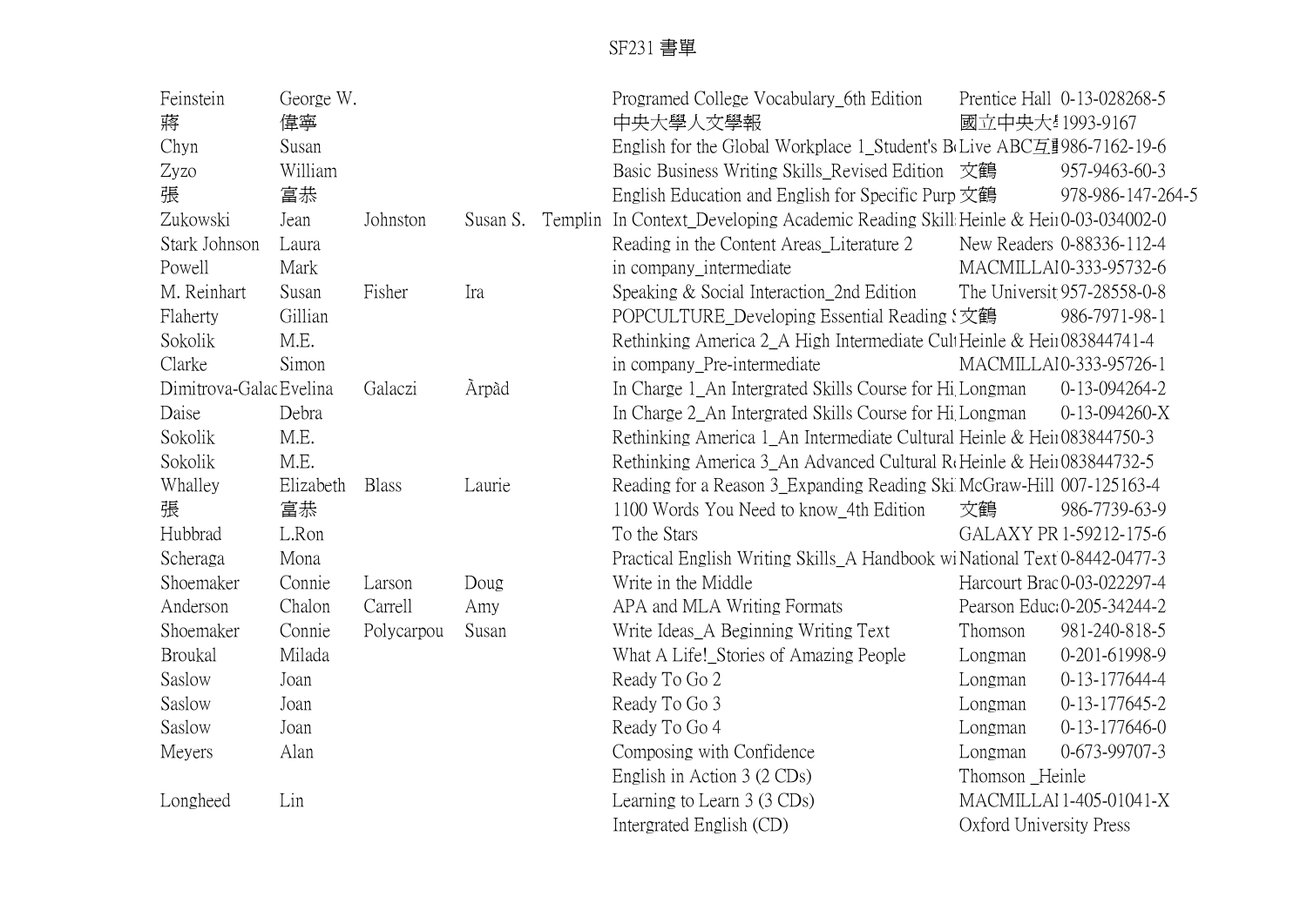# SF231 書單

| | | | | | | | |
|---|---|---|---|---|---|---|---|
| Feinstein | George W. | | | | Programed College Vocabulary_6th Edition | Prentice Hall | 0-13-028268-5 |
| 蔣 | 偉寧 | | | | 中央大學人文學報 | 國立中央大 | 1993-9167 |
| Chyn | Susan | | | | English for the Global Workplace 1_Student's B | Live ABC互 | 986-7162-19-6 |
| Zyzo | William | | | | Basic Business Writing Skills_Revised Edition | 文鶴 | 957-9463-60-3 |
| 張 | 富恭 | | | | English Education and English for Specific Purp | 文鶴 | 978-986-147-264-5 |
| Zukowski | Jean | Johnston | Susan S. | Templin | In Context_Developing Academic Reading Skill | Heinle & Hei | 0-03-034002-0 |
| Stark Johnson | Laura | | | | Reading in the Content Areas_Literature 2 | New Readers | 0-88336-112-4 |
| Powell | Mark | | | | in company_intermediate | MACMILLA | 0-333-95732-6 |
| M. Reinhart | Susan | Fisher | Ira | | Speaking & Social Interaction_2nd Edition | The Universit | 957-28558-0-8 |
| Flaherty | Gillian | | | | POPCULTURE_Developing Essential Reading | 文鶴 | 986-7971-98-1 |
| Sokolik | M.E. | | | | Rethinking America 2_A High Intermediate Cul | Heinle & Hei | 083844741-4 |
| Clarke | Simon | | | | in company_Pre-intermediate | MACMILLA | 0-333-95726-1 |
| Dimitrova-Galac | Evelina | Galaczi | Àrpàd | | In Charge 1_An Intergrated Skills Course for Hi | Longman | 0-13-094264-2 |
| Daise | Debra | | | | In Charge 2_An Intergrated Skills Course for Hi | Longman | 0-13-094260-X |
| Sokolik | M.E. | | | | Rethinking America 1_An Intermediate Cultural | Heinle & Hei | 083844750-3 |
| Sokolik | M.E. | | | | Rethinking America 3_An Advanced Cultural R | Heinle & Hei | 083844732-5 |
| Whalley | Elizabeth | Blass | Laurie | | Reading for a Reason 3_Expanding Reading Ski | McGraw-Hill | 007-125163-4 |
| 張 | 富恭 | | | | 1100 Words You Need to know_4th Edition | 文鶴 | 986-7739-63-9 |
| Hubbrad | L.Ron | | | | To the Stars | GALAXY PR | 1-59212-175-6 |
| Scheraga | Mona | | | | Practical English Writing Skills_A Handbook wi | National Text | 0-8442-0477-3 |
| Shoemaker | Connie | Larson | Doug | | Write in the Middle | Harcourt Brac | 0-03-022297-4 |
| Anderson | Chalon | Carrell | Amy | | APA and MLA Writing Formats | Pearson Educ | 0-205-34244-2 |
| Shoemaker | Connie | Polycarpou | Susan | | Write Ideas_A Beginning Writing Text | Thomson | 981-240-818-5 |
| Broukal | Milada | | | | What A Life!_Stories of Amazing People | Longman | 0-201-61998-9 |
| Saslow | Joan | | | | Ready To Go 2 | Longman | 0-13-177644-4 |
| Saslow | Joan | | | | Ready To Go 3 | Longman | 0-13-177645-2 |
| Saslow | Joan | | | | Ready To Go 4 | Longman | 0-13-177646-0 |
| Meyers | Alan | | | | Composing with Confidence | Longman | 0-673-99707-3 |
| | | | | | English in Action 3 (2 CDs) | Thomson _Heinle | |
| Longheed | Lin | | | | Learning to Learn 3 (3 CDs) | MACMILLA | 1-405-01041-X |
| | | | | | Intergrated English (CD) | Oxford University Press | |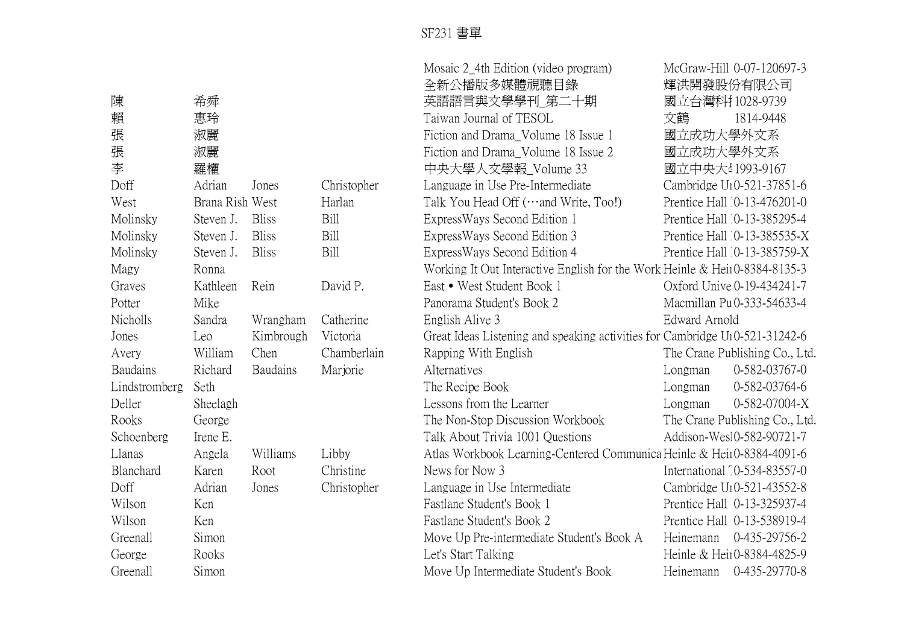SF231 書單

| | | | | | | |
|---|---|---|---|---|---|---|
| | | | | Mosaic 2_4th Edition (video program) | McGraw-Hill | 0-07-120697-3 |
| | | | | 全新公播版多媒體視聽目錄 | 輝洪開發股份有限公司 | |
| 陳 | 希舜 | | | 英語語言與文學學刊_第二十期 | 國立台灣科 | 1028-9739 |
| 賴 | 惠玲 | | | Taiwan Journal of TESOL | 文鶴 | 1814-9448 |
| 張 | 淑麗 | | | Fiction and Drama_Volume 18 Issue 1 | 國立成功大學外文系 | |
| 張 | 淑麗 | | | Fiction and Drama_Volume 18 Issue 2 | 國立成功大學外文系 | |
| 李 | 羅權 | | | 中央大學人文學報_Volume 33 | 國立中央大 | 1993-9167 |
| Doff | Adrian | Jones | Christopher | Language in Use Pre-Intermediate | Cambridge U | 0-521-37851-6 |
| West | Brana Rish | West | Harlan | Talk You Head Off (…and Write, Too!) | Prentice Hall | 0-13-476201-0 |
| Molinsky | Steven J. | Bliss | Bill | ExpressWays Second Edition 1 | Prentice Hall | 0-13-385295-4 |
| Molinsky | Steven J. | Bliss | Bill | ExpressWays Second Edition 3 | Prentice Hall | 0-13-385535-X |
| Molinsky | Steven J. | Bliss | Bill | ExpressWays Second Edition 4 | Prentice Hall | 0-13-385759-X |
| Magy | Ronna | | | Working It Out Interactive English for the Work | Heinle & Hei | 0-8384-8135-3 |
| Graves | Kathleen | Rein | David P. | East • West Student Book 1 | Oxford Unive | 0-19-434241-7 |
| Potter | Mike | | | Panorama Student's Book 2 | Macmillan Pu | 0-333-54633-4 |
| Nicholls | Sandra | Wrangham | Catherine | English Alive 3 | Edward Arnold | |
| Jones | Leo | Kimbrough | Victoria | Great Ideas Listening and speaking activities for | Cambridge U | 0-521-31242-6 |
| Avery | William | Chen | Chamberlain | Rapping With English | The Crane Publishing Co., Ltd. | |
| Baudains | Richard | Baudains | Marjorie | Alternatives | Longman | 0-582-03767-0 |
| Lindstromberg | Seth | | | The Recipe Book | Longman | 0-582-03764-6 |
| Deller | Sheelagh | | | Lessons from the Learner | Longman | 0-582-07004-X |
| Rooks | George | | | The Non-Stop Discussion Workbook | The Crane Publishing Co., Ltd. | |
| Schoenberg | Irene E. | | | Talk About Trivia 1001 Questions | Addison-Wes | 0-582-90721-7 |
| Llanas | Angela | Williams | Libby | Atlas Workbook Learning-Centered Communica | Heinle & Hei | 0-8384-4091-6 |
| Blanchard | Karen | Root | Christine | News for Now 3 | International | 0-534-83557-0 |
| Doff | Adrian | Jones | Christopher | Language in Use Intermediate | Cambridge U | 0-521-43552-8 |
| Wilson | Ken | | | Fastlane Student's Book 1 | Prentice Hall | 0-13-325937-4 |
| Wilson | Ken | | | Fastlane Student's Book 2 | Prentice Hall | 0-13-538919-4 |
| Greenall | Simon | | | Move Up Pre-intermediate Student's Book A | Heinemann | 0-435-29756-2 |
| George | Rooks | | | Let's Start Talking | Heinle & Hei | 0-8384-4825-9 |
| Greenall | Simon | | | Move Up Intermediate Student's Book | Heinemann | 0-435-29770-8 |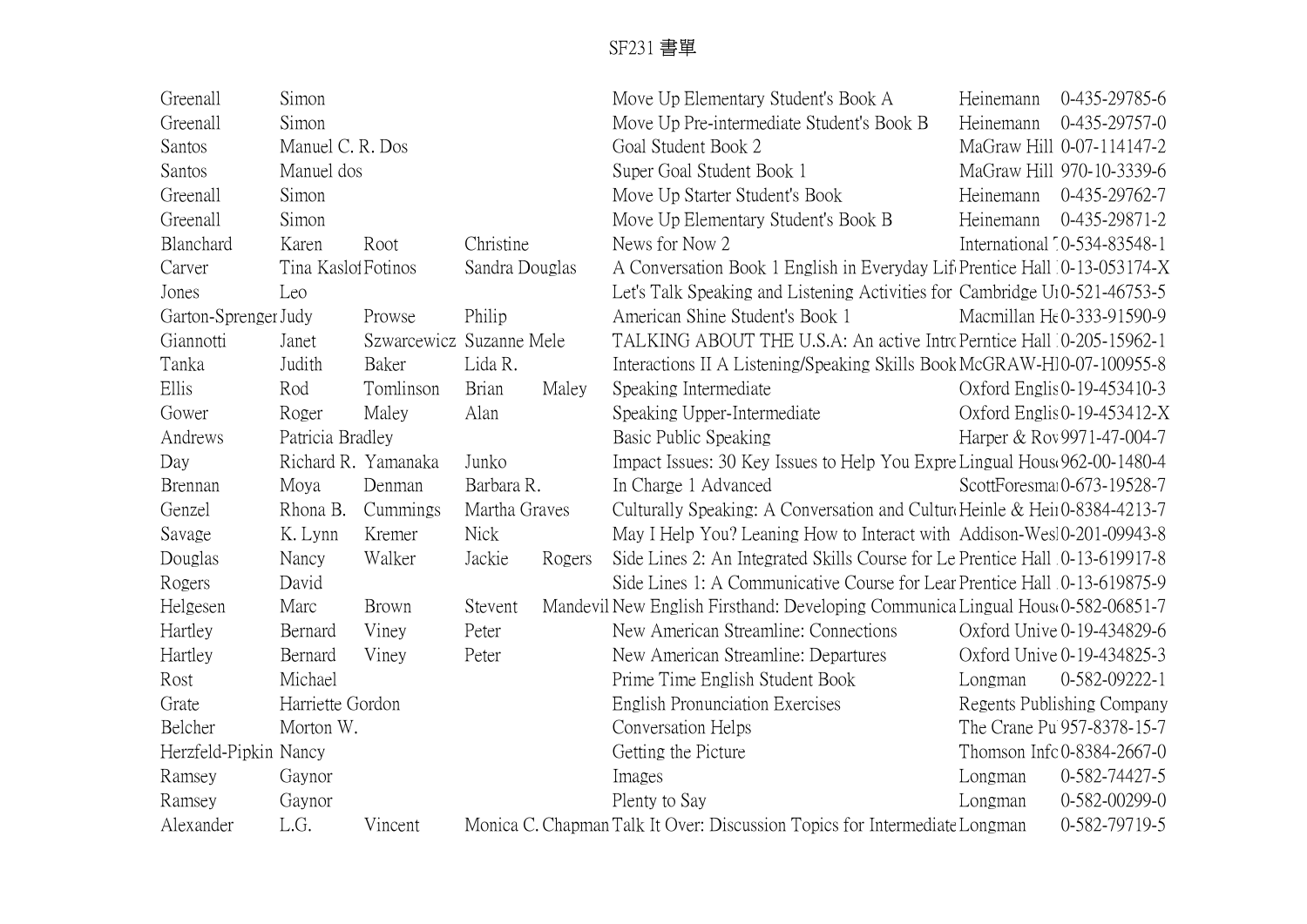# SF231 書單

| | | | | | | | |
|---|---|---|---|---|---|---|---|
| Greenall | Simon | | | | Move Up Elementary Student's Book A | Heinemann | 0-435-29785-6 |
| Greenall | Simon | | | | Move Up Pre-intermediate Student's Book B | Heinemann | 0-435-29757-0 |
| Santos | Manuel C. R. Dos | | | | Goal Student Book 2 | MaGraw Hill | 0-07-114147-2 |
| Santos | Manuel dos | | | | Super Goal Student Book 1 | MaGraw Hill | 970-10-3339-6 |
| Greenall | Simon | | | | Move Up Starter Student's Book | Heinemann | 0-435-29762-7 |
| Greenall | Simon | | | | Move Up Elementary Student's Book B | Heinemann | 0-435-29871-2 |
| Blanchard | Karen | Root | Christine | | News for Now 2 | International | 0-534-83548-1 |
| Carver | Tina Kaslof | Fotinos | Sandra Douglas | | A Conversation Book 1 English in Everyday Lif | Prentice Hall | 0-13-053174-X |
| Jones | Leo | | | | Let's Talk Speaking and Listening Activities for | Cambridge U | 0-521-46753-5 |
| Garton-Sprenger | Judy | Prowse | Philip | | American Shine Student's Book 1 | Macmillan He | 0-333-91590-9 |
| Giannotti | Janet | Szwarcewicz | Suzanne Mele | | TALKING ABOUT THE U.S.A: An active Intr | Perntice Hall | 0-205-15962-1 |
| Tanka | Judith | Baker | Lida R. | | Interactions II A Listening/Speaking Skills Book | McGRAW-H | 0-07-100955-8 |
| Ellis | Rod | Tomlinson | Brian | Maley | Speaking Intermediate | Oxford Englis | 0-19-453410-3 |
| Gower | Roger | Maley | Alan | | Speaking Upper-Intermediate | Oxford Englis | 0-19-453412-X |
| Andrews | Patricia Bradley | | | | Basic Public Speaking | Harper & Rov | 9971-47-004-7 |
| Day | Richard R. | Yamanaka | Junko | | Impact Issues: 30 Key Issues to Help You Expre | Lingual Hous | 962-00-1480-4 |
| Brennan | Moya | Denman | Barbara R. | | In Charge 1 Advanced | ScottForesma | 0-673-19528-7 |
| Genzel | Rhona B. | Cummings | Martha Graves | | Culturally Speaking: A Conversation and Cultur | Heinle & Hei | 0-8384-4213-7 |
| Savage | K. Lynn | Kremer | Nick | | May I Help You? Leaning How to Interact with | Addison-Wes | 0-201-09943-8 |
| Douglas | Nancy | Walker | Jackie | Rogers | Side Lines 2: An Integrated Skills Course for Le | Prentice Hall | 0-13-619917-8 |
| Rogers | David | | | | Side Lines 1: A Communicative Course for Lear | Prentice Hall | 0-13-619875-9 |
| Helgesen | Marc | Brown | Stevent | Mandevil | New English Firsthand: Developing Communica | Lingual Hous | 0-582-06851-7 |
| Hartley | Bernard | Viney | Peter | | New American Streamline: Connections | Oxford Unive | 0-19-434829-6 |
| Hartley | Bernard | Viney | Peter | | New American Streamline: Departures | Oxford Unive | 0-19-434825-3 |
| Rost | Michael | | | | Prime Time English Student Book | Longman | 0-582-09222-1 |
| Grate | Harriette Gordon | | | | English Pronunciation Exercises | Regents Publishing Company | |
| Belcher | Morton W. | | | | Conversation Helps | The Crane Pu | 957-8378-15-7 |
| Herzfeld-Pipkin | Nancy | | | | Getting the Picture | Thomson Info | 0-8384-2667-0 |
| Ramsey | Gaynor | | | | Images | Longman | 0-582-74427-5 |
| Ramsey | Gaynor | | | | Plenty to Say | Longman | 0-582-00299-0 |
| Alexander | L.G. | Vincent | Monica C. Chapman | | Talk It Over: Discussion Topics for Intermediate | Longman | 0-582-79719-5 |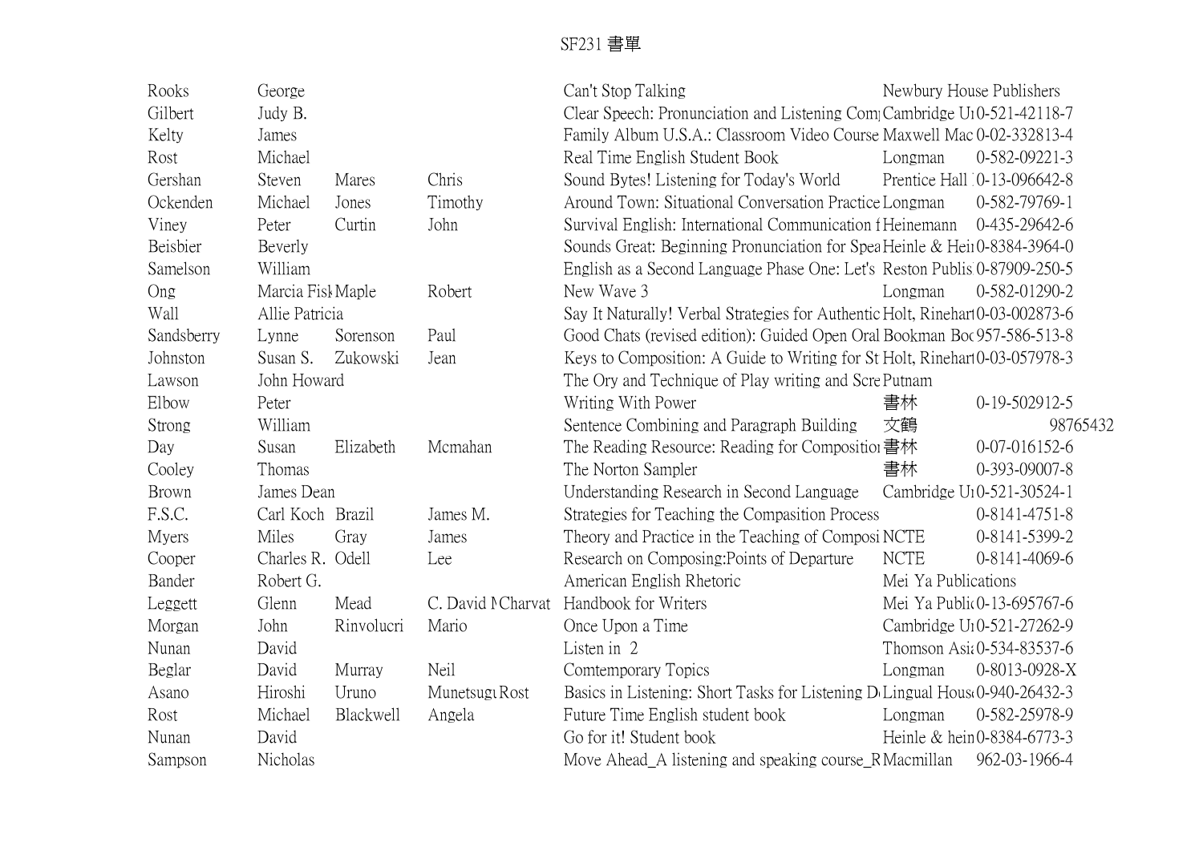# SF231 書單

| | | | | | | |
|---|---|---|---|---|---|---|
| Rooks | George | | | Can't Stop Talking | Newbury House Publishers | |
| Gilbert | Judy B. | | | Clear Speech: Pronunciation and Listening Com | Cambridge U | 0-521-42118-7 |
| Kelty | James | | | Family Album U.S.A.: Classroom Video Course | Maxwell Mac | 0-02-332813-4 |
| Rost | Michael | | | Real Time English Student Book | Longman | 0-582-09221-3 |
| Gershan | Steven | Mares | Chris | Sound Bytes! Listening for Today's World | Prentice Hall | 0-13-096642-8 |
| Ockenden | Michael | Jones | Timothy | Around Town: Situational Conversation Practice | Longman | 0-582-79769-1 |
| Viney | Peter | Curtin | John | Survival English: International Communication f | Heinemann | 0-435-29642-6 |
| Beisbier | Beverly | | | Sounds Great: Beginning Pronunciation for Spea | Heinle & Hei | 0-8384-3964-0 |
| Samelson | William | | | English as a Second Language Phase One: Let's | Reston Publis | 0-87909-250-5 |
| Ong | Marcia Fisk | Maple | Robert | New Wave 3 | Longman | 0-582-01290-2 |
| Wall | Allie Patricia | | | Say It Naturally! Verbal Strategies for Authentic | Holt, Rinehart | 0-03-002873-6 |
| Sandsberry | Lynne | Sorenson | Paul | Good Chats (revised edition): Guided Open Oral | Bookman Boo | 957-586-513-8 |
| Johnston | Susan S. | Zukowski | Jean | Keys to Composition: A Guide to Writing for St | Holt, Rinehart | 0-03-057978-3 |
| Lawson | John Howard | | | The Ory and Technique of Play writing and Scre | Putnam | |
| Elbow | Peter | | | Writing With Power | 書林 | 0-19-502912-5 |
| Strong | William | | | Sentence Combining and Paragraph Building | 文鶴 | 98765432 |
| Day | Susan | Elizabeth | Mcmahan | The Reading Resource: Reading for Compositio | 書林 | 0-07-016152-6 |
| Cooley | Thomas | | | The Norton Sampler | 書林 | 0-393-09007-8 |
| Brown | James Dean | | | Understanding Research in Second Language | Cambridge U | 0-521-30524-1 |
| F.S.C. | Carl Koch | Brazil | James M. | Strategies for Teaching the Compasition Process | | 0-8141-4751-8 |
| Myers | Miles | Gray | James | Theory and Practice in the Teaching of Composi | NCTE | 0-8141-5399-2 |
| Cooper | Charles R. | Odell | Lee | Research on Composing:Points of Departure | NCTE | 0-8141-4069-6 |
| Bander | Robert G. | | | American English Rhetoric | Mei Ya Publications | |
| Leggett | Glenn | Mead | C. David M Charvat | Handbook for Writers | Mei Ya Public | 0-13-695767-6 |
| Morgan | John | Rinvolucri | Mario | Once Upon a Time | Cambridge U | 0-521-27262-9 |
| Nunan | David | | | Listen in 2 | Thomson Asia | 0-534-83537-6 |
| Beglar | David | Murray | Neil | Comtemporary Topics | Longman | 0-8013-0928-X |
| Asano | Hiroshi | Uruno | Munetsugu Rost | Basics in Listening: Short Tasks for Listening D | Lingual House | 0-940-26432-3 |
| Rost | Michael | Blackwell | Angela | Future Time English student book | Longman | 0-582-25978-9 |
| Nunan | David | | | Go for it! Student book | Heinle & hein | 0-8384-6773-3 |
| Sampson | Nicholas | | | Move Ahead_A listening and speaking course_R | Macmillan | 962-03-1966-4 |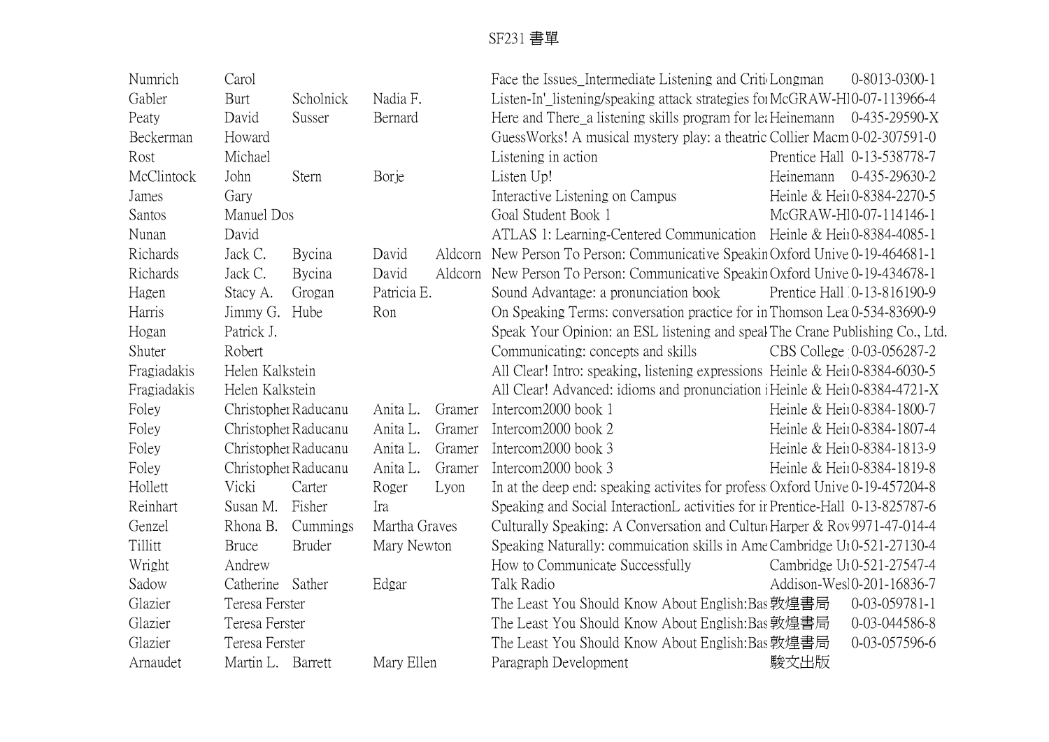SF231 書單

| | | | | | | | |
|---|---|---|---|---|---|---|---|
| Numrich | Carol | | | | Face the Issues_Intermediate Listening and Criti | Longman | 0-8013-0300-1 |
| Gabler | Burt | Scholnick | Nadia F. | | Listen-In'_listening/speaking attack strategies for | McGRAW-HI | 0-07-113966-4 |
| Peaty | David | Susser | Bernard | | Here and There_a listening skills program for lea | Heinemann | 0-435-29590-X |
| Beckerman | Howard | | | | GuessWorks! A musical mystery play: a theatric | Collier Macm | 0-02-307591-0 |
| Rost | Michael | | | | Listening in action | Prentice Hall | 0-13-538778-7 |
| McClintock | John | Stern | Borje | | Listen Up! | Heinemann | 0-435-29630-2 |
| James | Gary | | | | Interactive Listening on Campus | Heinle & Hei | 0-8384-2270-5 |
| Santos | Manuel Dos | | | | Goal Student Book 1 | McGRAW-HI | 0-07-114146-1 |
| Nunan | David | | | | ATLAS 1: Learning-Centered Communication | Heinle & Hei | 0-8384-4085-1 |
| Richards | Jack C. | Bycina | David | Aldcorn | New Person To Person: Communicative Speakin | Oxford Unive | 0-19-464681-1 |
| Richards | Jack C. | Bycina | David | Aldcorn | New Person To Person: Communicative Speakin | Oxford Unive | 0-19-434678-1 |
| Hagen | Stacy A. | Grogan | Patricia E. | | Sound Advantage: a pronunciation book | Prentice Hall | 0-13-816190-9 |
| Harris | Jimmy G. | Hube | Ron | | On Speaking Terms: conversation practice for in | Thomson Lea | 0-534-83690-9 |
| Hogan | Patrick J. | | | | Speak Your Opinion: an ESL listening and speal | The Crane Publishing Co., Ltd. | |
| Shuter | Robert | | | | Communicating: concepts and skills | CBS College | 0-03-056287-2 |
| Fragiadakis | Helen Kalkstein | | | | All Clear! Intro: speaking, listening expressions | Heinle & Hei | 0-8384-6030-5 |
| Fragiadakis | Helen Kalkstein | | | | All Clear! Advanced: idioms and pronunciation i | Heinle & Hei | 0-8384-4721-X |
| Foley | Christopher | Raducanu | Anita L. | Gramer | Intercom2000 book 1 | Heinle & Hei | 0-8384-1800-7 |
| Foley | Christopher | Raducanu | Anita L. | Gramer | Intercom2000 book 2 | Heinle & Hei | 0-8384-1807-4 |
| Foley | Christopher | Raducanu | Anita L. | Gramer | Intercom2000 book 3 | Heinle & Hei | 0-8384-1813-9 |
| Foley | Christopher | Raducanu | Anita L. | Gramer | Intercom2000 book 3 | Heinle & Hei | 0-8384-1819-8 |
| Hollett | Vicki | Carter | Roger | Lyon | In at the deep end: speaking activites for profess | Oxford Unive | 0-19-457204-8 |
| Reinhart | Susan M. | Fisher | Ira | | Speaking and Social InteractionL activities for ir | Prentice-Hall | 0-13-825787-6 |
| Genzel | Rhona B. | Cummings | Martha Graves | | Culturally Speaking: A Conversation and Cultur | Harper & Rov | 9971-47-014-4 |
| Tillitt | Bruce | Bruder | Mary Newton | | Speaking Naturally: commuication skills in Ame | Cambridge U | 0-521-27130-4 |
| Wright | Andrew | | | | How to Communicate Successfully | Cambridge U | 0-521-27547-4 |
| Sadow | Catherine | Sather | Edgar | | Talk Radio | Addison-Wes | 0-201-16836-7 |
| Glazier | Teresa Ferster | | | | The Least You Should Know About English:Bas | 敦煌書局 | 0-03-059781-1 |
| Glazier | Teresa Ferster | | | | The Least You Should Know About English:Bas | 敦煌書局 | 0-03-044586-8 |
| Glazier | Teresa Ferster | | | | The Least You Should Know About English:Bas | 敦煌書局 | 0-03-057596-6 |
| Arnaudet | Martin L. | Barrett | Mary Ellen | | Paragraph Development | 駿文出版 | |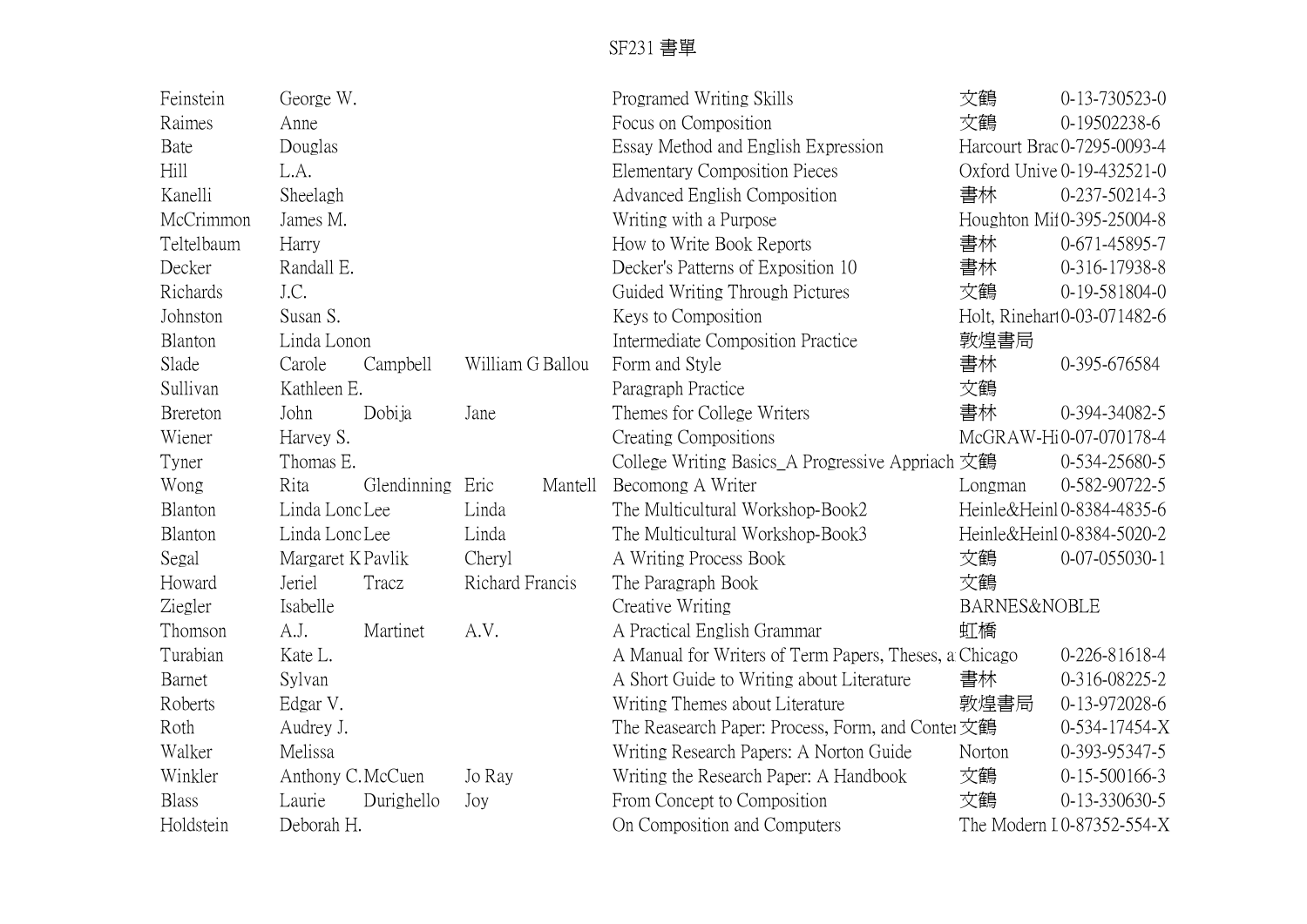# SF231 書單

| | | | | | | | |
|---|---|---|---|---|---|---|---|
| Feinstein | George W. | | | | Programed Writing Skills | 文鶴 | 0-13-730523-0 |
| Raimes | Anne | | | | Focus on Composition | 文鶴 | 0-19502238-6 |
| Bate | Douglas | | | | Essay Method and English Expression | Harcourt Brac | 0-7295-0093-4 |
| Hill | L.A. | | | | Elementary Composition Pieces | Oxford Unive | 0-19-432521-0 |
| Kanelli | Sheelagh | | | | Advanced English Composition | 書林 | 0-237-50214-3 |
| McCrimmon | James M. | | | | Writing with a Purpose | Houghton Mif | 0-395-25004-8 |
| Teltelbaum | Harry | | | | How to Write Book Reports | 書林 | 0-671-45895-7 |
| Decker | Randall E. | | | | Decker's Patterns of Exposition 10 | 書林 | 0-316-17938-8 |
| Richards | J.C. | | | | Guided Writing Through Pictures | 文鶴 | 0-19-581804-0 |
| Johnston | Susan S. | | | | Keys to Composition | Holt, Rinehart | 0-03-071482-6 |
| Blanton | Linda Lonon | | | | Intermediate Composition Practice | 敦煌書局 | |
| Slade | Carole | Campbell | William G Ballou | | Form and Style | 書林 | 0-395-676584 |
| Sullivan | Kathleen E. | | | | Paragraph Practice | 文鶴 | |
| Brereton | John | Dobija | Jane | | Themes for College Writers | 書林 | 0-394-34082-5 |
| Wiener | Harvey S. | | | | Creating Compositions | McGRAW-Hi | 0-07-070178-4 |
| Tyner | Thomas E. | | | | College Writing Basics_A Progressive Appriach | 文鶴 | 0-534-25680-5 |
| Wong | Rita | Glendinning | Eric | Mantell | Becomong A Writer | Longman | 0-582-90722-5 |
| Blanton | Linda Lonc | Lee | Linda | | The Multicultural Workshop-Book2 | Heinle&Heinl | 0-8384-4835-6 |
| Blanton | Linda Lonc | Lee | Linda | | The Multicultural Workshop-Book3 | Heinle&Heinl | 0-8384-5020-2 |
| Segal | Margaret K | Pavlik | Cheryl | | A Writing Process Book | 文鶴 | 0-07-055030-1 |
| Howard | Jeriel | Tracz | Richard Francis | | The Paragraph Book | 文鶴 | |
| Ziegler | Isabelle | | | | Creative Writing | BARNES&NOBLE | |
| Thomson | A.J. | Martinet | A.V. | | A Practical English Grammar | 虹橋 | |
| Turabian | Kate L. | | | | A Manual for Writers of Term Papers, Theses, a | Chicago | 0-226-81618-4 |
| Barnet | Sylvan | | | | A Short Guide to Writing about Literature | 書林 | 0-316-08225-2 |
| Roberts | Edgar V. | | | | Writing Themes about Literature | 敦煌書局 | 0-13-972028-6 |
| Roth | Audrey J. | | | | The Reasearch Paper: Process, Form, and Conte | 文鶴 | 0-534-17454-X |
| Walker | Melissa | | | | Writing Research Papers: A Norton Guide | Norton | 0-393-95347-5 |
| Winkler | Anthony C. | McCuen | Jo Ray | | Writing the Research Paper: A Handbook | 文鶴 | 0-15-500166-3 |
| Blass | Laurie | Durighello | Joy | | From Concept to Composition | 文鶴 | 0-13-330630-5 |
| Holdstein | Deborah H. | | | | On Composition and Computers | The Modern L | 0-87352-554-X |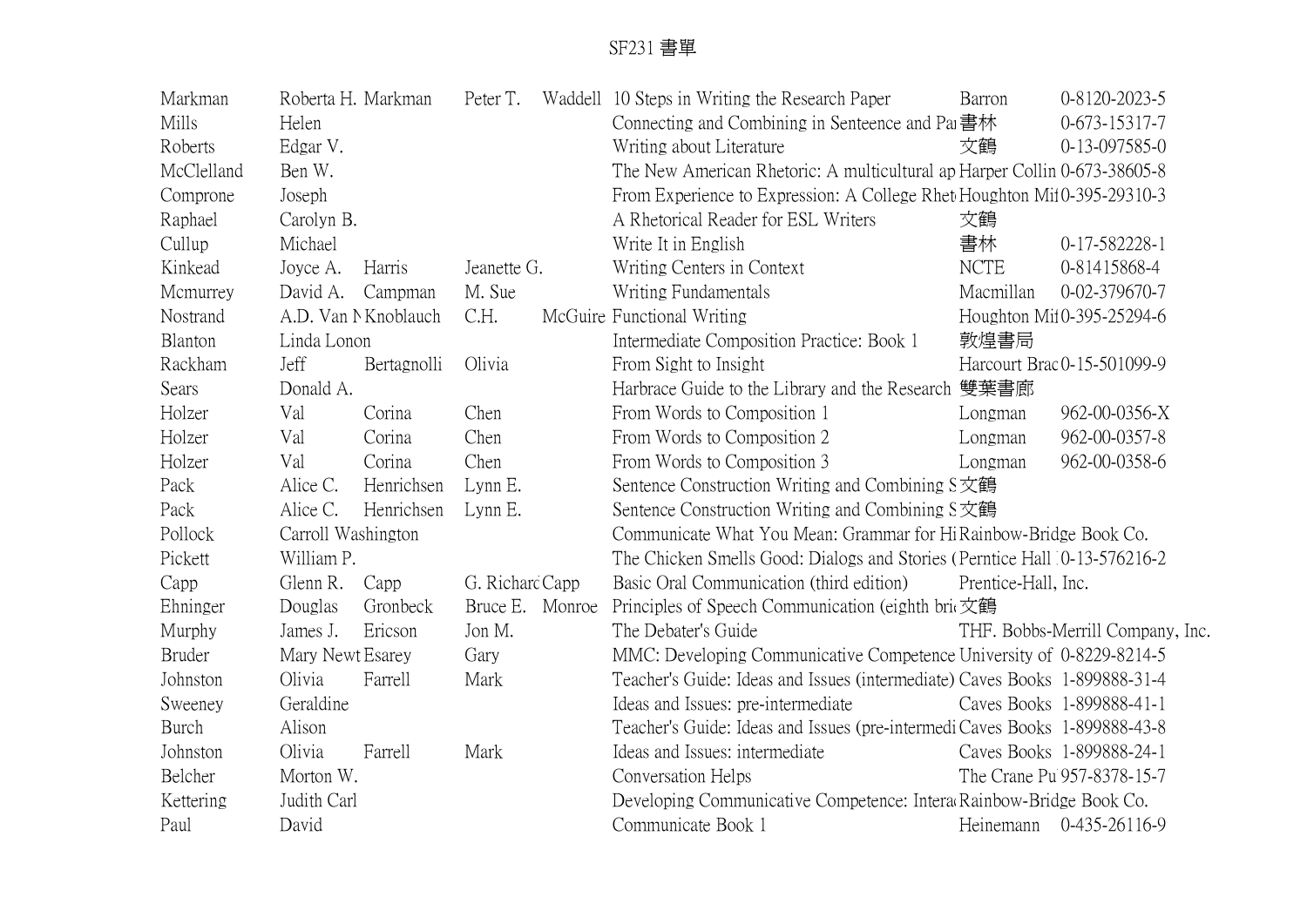# SF231 書單

| | | | | | | | |
|---|---|---|---|---|---|---|---|
| Markman | Roberta H. | Markman | Peter T. | Waddell | 10 Steps in Writing the Research Paper | Barron | 0-8120-2023-5 |
| Mills | Helen | | | | Connecting and Combining in Senteence and Pa | 書林 | 0-673-15317-7 |
| Roberts | Edgar V. | | | | Writing about Literature | 文鶴 | 0-13-097585-0 |
| McClelland | Ben W. | | | | The New American Rhetoric: A multicultural ap | Harper Collin | 0-673-38605-8 |
| Comprone | Joseph | | | | From Experience to Expression: A College Rhet | Houghton Mi | 0-395-29310-3 |
| Raphael | Carolyn B. | | | | A Rhetorical Reader for ESL Writers | 文鶴 | |
| Cullup | Michael | | | | Write It in English | 書林 | 0-17-582228-1 |
| Kinkead | Joyce A. | Harris | Jeanette G. | | Writing Centers in Context | NCTE | 0-81415868-4 |
| Mcmurrey | David A. | Campman | M. Sue | | Writing Fundamentals | Macmillan | 0-02-379670-7 |
| Nostrand | A.D. Van N | Knoblauch | C.H. | McGuire | Functional Writing | Houghton Mi | 0-395-25294-6 |
| Blanton | Linda Lonon | | | | Intermediate Composition Practice: Book 1 | 敦煌書局 | |
| Rackham | Jeff | Bertagnolli | Olivia | | From Sight to Insight | Harcourt Brac | 0-15-501099-9 |
| Sears | Donald A. | | | | Harbrace Guide to the Library and the Research | 雙葉書廊 | |
| Holzer | Val | Corina | Chen | | From Words to Composition 1 | Longman | 962-00-0356-X |
| Holzer | Val | Corina | Chen | | From Words to Composition 2 | Longman | 962-00-0357-8 |
| Holzer | Val | Corina | Chen | | From Words to Composition 3 | Longman | 962-00-0358-6 |
| Pack | Alice C. | Henrichsen | Lynn E. | | Sentence Construction Writing and Combining S | 文鶴 | |
| Pack | Alice C. | Henrichsen | Lynn E. | | Sentence Construction Writing and Combining S | 文鶴 | |
| Pollock | Carroll Washington | | | | Communicate What You Mean: Grammar for Hi | Rainbow-Bridge Book Co. | |
| Pickett | William P. | | | | The Chicken Smells Good: Dialogs and Stories ( | Perntice Hall | 0-13-576216-2 |
| Capp | Glenn R. | Capp | G. Richard | Capp | Basic Oral Communication (third edition) | Prentice-Hall, Inc. | |
| Ehninger | Douglas | Gronbeck | Bruce E. | Monroe | Principles of Speech Communication (eighth bri | 文鶴 | |
| Murphy | James J. | Ericson | Jon M. | | The Debater's Guide | THF. Bobbs-Merrill Company, Inc. | |
| Bruder | Mary Newt | Esarey | Gary | | MMC: Developing Communicative Competence | University of | 0-8229-8214-5 |
| Johnston | Olivia | Farrell | Mark | | Teacher's Guide: Ideas and Issues (intermediate) | Caves Books | 1-899888-31-4 |
| Sweeney | Geraldine | | | | Ideas and Issues: pre-intermediate | Caves Books | 1-899888-41-1 |
| Burch | Alison | | | | Teacher's Guide: Ideas and Issues (pre-intermedi | Caves Books | 1-899888-43-8 |
| Johnston | Olivia | Farrell | Mark | | Ideas and Issues: intermediate | Caves Books | 1-899888-24-1 |
| Belcher | Morton W. | | | | Conversation Helps | The Crane Pu | 957-8378-15-7 |
| Kettering | Judith Carl | | | | Developing Communicative Competence: Intera | Rainbow-Bridge Book Co. | |
| Paul | David | | | | Communicate Book 1 | Heinemann | 0-435-26116-9 |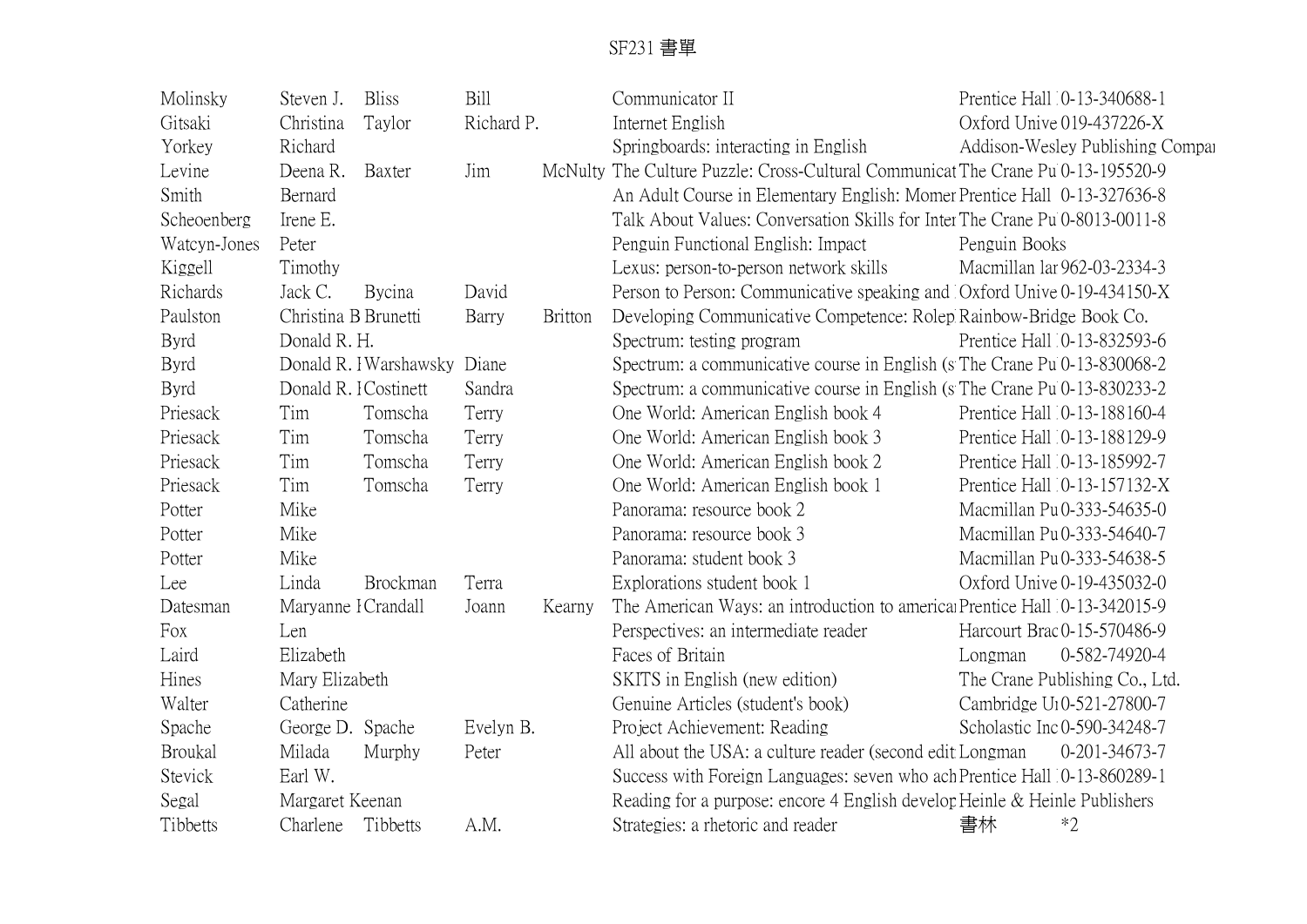# SF231 書單

| | | | | | | | |
|---|---|---|---|---|---|---|---|
| Molinsky | Steven J. | Bliss | Bill | | Communicator II | Prentice Hall | 0-13-340688-1 |
| Gitsaki | Christina | Taylor | Richard P. | | Internet English | Oxford Unive | 019-437226-X |
| Yorkey | Richard | | | | Springboards: interacting in English | Addison-Wesley Publishing Compa | |
| Levine | Deena R. | Baxter | Jim | McNulty | The Culture Puzzle: Cross-Cultural Communicat | The Crane Pu | 0-13-195520-9 |
| Smith | Bernard | | | | An Adult Course in Elementary English: Momen | Prentice Hall | 0-13-327636-8 |
| Scheoenberg | Irene E. | | | | Talk About Values: Conversation Skills for Inter | The Crane Pu | 0-8013-0011-8 |
| Watcyn-Jones | Peter | | | | Penguin Functional English: Impact | Penguin Books | |
| Kiggell | Timothy | | | | Lexus: person-to-person network skills | Macmillan lar | 962-03-2334-3 |
| Richards | Jack C. | Bycina | David | | Person to Person: Communicative speaking and | Oxford Unive | 0-19-434150-X |
| Paulston | Christina B | Brunetti | Barry | Britton | Developing Communicative Competence: Rolep | Rainbow-Bridge Book Co. | |
| Byrd | Donald R. H. | | | | Spectrum: testing program | Prentice Hall | 0-13-832593-6 |
| Byrd | Donald R. I | Warshawsky | Diane | | Spectrum: a communicative course in English (s | The Crane Pu | 0-13-830068-2 |
| Byrd | Donald R. I | Costinett | Sandra | | Spectrum: a communicative course in English (s | The Crane Pu | 0-13-830233-2 |
| Priesack | Tim | Tomscha | Terry | | One World: American English book 4 | Prentice Hall | 0-13-188160-4 |
| Priesack | Tim | Tomscha | Terry | | One World: American English book 3 | Prentice Hall | 0-13-188129-9 |
| Priesack | Tim | Tomscha | Terry | | One World: American English book 2 | Prentice Hall | 0-13-185992-7 |
| Priesack | Tim | Tomscha | Terry | | One World: American English book 1 | Prentice Hall | 0-13-157132-X |
| Potter | Mike | | | | Panorama: resource book 2 | Macmillan Pu | 0-333-54635-0 |
| Potter | Mike | | | | Panorama: resource book 3 | Macmillan Pu | 0-333-54640-7 |
| Potter | Mike | | | | Panorama: student book 3 | Macmillan Pu | 0-333-54638-5 |
| Lee | Linda | Brockman | Terra | | Explorations student book 1 | Oxford Unive | 0-19-435032-0 |
| Datesman | Maryanne I | Crandall | Joann | Kearny | The American Ways: an introduction to america | Prentice Hall | 0-13-342015-9 |
| Fox | Len | | | | Perspectives: an intermediate reader | Harcourt Brac | 0-15-570486-9 |
| Laird | Elizabeth | | | | Faces of Britain | Longman | 0-582-74920-4 |
| Hines | Mary Elizabeth | | | | SKITS in English (new edition) | The Crane Publishing Co., Ltd. | |
| Walter | Catherine | | | | Genuine Articles (student's book) | Cambridge U | 0-521-27800-7 |
| Spache | George D. | Spache | Evelyn B. | | Project Achievement: Reading | Scholastic Inc | 0-590-34248-7 |
| Broukal | Milada | Murphy | Peter | | All about the USA: a culture reader (second edit | Longman | 0-201-34673-7 |
| Stevick | Earl W. | | | | Success with Foreign Languages: seven who ach | Prentice Hall | 0-13-860289-1 |
| Segal | Margaret Keenan | | | | Reading for a purpose: encore 4 English develop | Heinle & Heinle Publishers | |
| Tibbetts | Charlene | Tibbetts | A.M. | | Strategies: a rhetoric and reader | 書林 | *2 |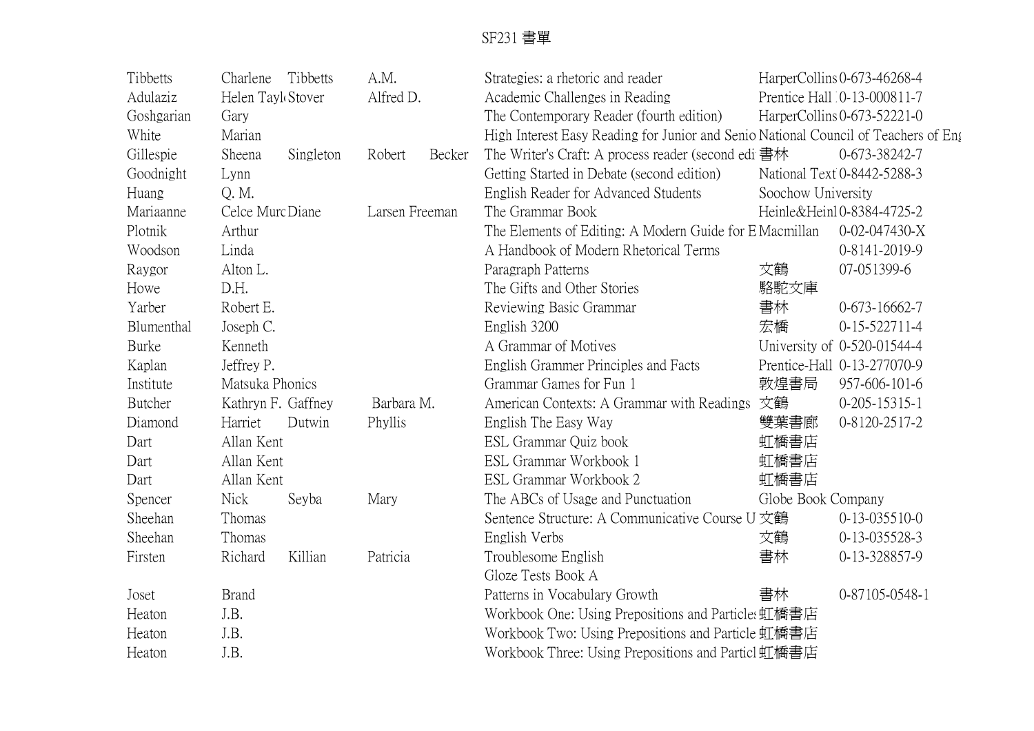# SF231 書單

| | | | | | | | |
|---|---|---|---|---|---|---|---|
| Tibbetts | Charlene | Tibbetts | A.M. | | Strategies: a rhetoric and reader | HarperCollins | 0-673-46268-4 |
| Adulaziz | Helen Tayl | Stover | Alfred D. | | Academic Challenges in Reading | Prentice Hall | 0-13-000811-7 |
| Goshgarian | Gary | | | | The Contemporary Reader (fourth edition) | HarperCollins | 0-673-52221-0 |
| White | Marian | | | | High Interest Easy Reading for Junior and Senio | National Council of Teachers of Eng | |
| Gillespie | Sheena | Singleton | Robert | Becker | The Writer's Craft: A process reader (second edi | 書林 | 0-673-38242-7 |
| Goodnight | Lynn | | | | Getting Started in Debate (second edition) | National Text | 0-8442-5288-3 |
| Huang | Q. M. | | | | English Reader for Advanced Students | Soochow University | |
| Mariaanne | Celce Murc | Diane | Larsen Freeman | | The Grammar Book | Heinle&Heinl | 0-8384-4725-2 |
| Plotnik | Arthur | | | | The Elements of Editing: A Modern Guide for E | Macmillan | 0-02-047430-X |
| Woodson | Linda | | | | A Handbook of Modern Rhetorical Terms | | 0-8141-2019-9 |
| Raygor | Alton L. | | | | Paragraph Patterns | 文鶴 | 07-051399-6 |
| Howe | D.H. | | | | The Gifts and Other Stories | 駱駝文庫 | |
| Yarber | Robert E. | | | | Reviewing Basic Grammar | 書林 | 0-673-16662-7 |
| Blumenthal | Joseph C. | | | | English 3200 | 宏橋 | 0-15-522711-4 |
| Burke | Kenneth | | | | A Grammar of Motives | University of | 0-520-01544-4 |
| Kaplan | Jeffrey P. | | | | English Grammer Principles and Facts | Prentice-Hall | 0-13-277070-9 |
| Institute | Matsuka Phonics | | | | Grammar Games for Fun 1 | 敦煌書局 | 957-606-101-6 |
| Butcher | Kathryn F. | Gaffney | Barbara M. | | American Contexts: A Grammar with Readings | 文鶴 | 0-205-15315-1 |
| Diamond | Harriet | Dutwin | Phyllis | | English The Easy Way | 雙葉書廊 | 0-8120-2517-2 |
| Dart | Allan Kent | | | | ESL Grammar Quiz book | 虹橋書店 | |
| Dart | Allan Kent | | | | ESL Grammar Workbook 1 | 虹橋書店 | |
| Dart | Allan Kent | | | | ESL Grammar Workbook 2 | 虹橋書店 | |
| Spencer | Nick | Seyba | Mary | | The ABCs of Usage and Punctuation | Globe Book Company | |
| Sheehan | Thomas | | | | Sentence Structure: A Communicative Course U | 文鶴 | 0-13-035510-0 |
| Sheehan | Thomas | | | | English Verbs | 文鶴 | 0-13-035528-3 |
| Firsten | Richard | Killian | Patricia | | Troublesome English | 書林 | 0-13-328857-9 |
| | | | | | Gloze Tests Book A | | |
| Joset | Brand | | | | Patterns in Vocabulary Growth | 書林 | 0-87105-0548-1 |
| Heaton | J.B. | | | | Workbook One: Using Prepositions and Particles | 虹橋書店 | |
| Heaton | J.B. | | | | Workbook Two: Using Prepositions and Particle | 虹橋書店 | |
| Heaton | J.B. | | | | Workbook Three: Using Prepositions and Particl | 虹橋書店 | |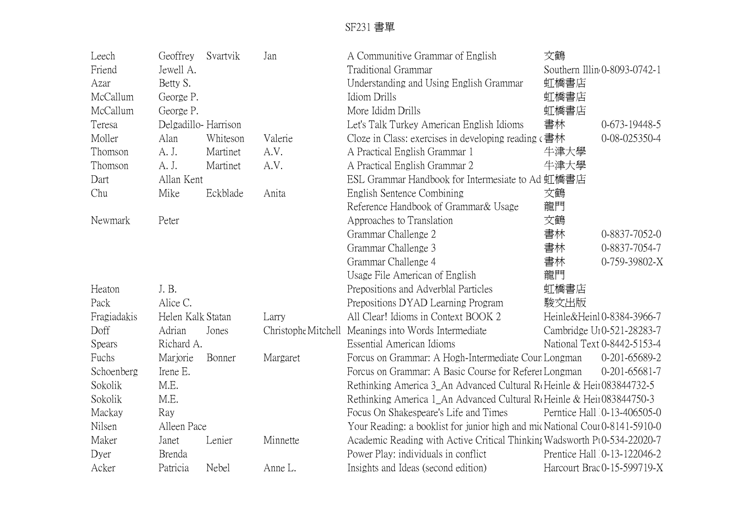# SF231 書單

| | | | | | | | |
|---|---|---|---|---|---|---|---|
| Leech | Geoffrey | Svartvik | Jan | | A Communitive Grammar of English | 文鶴 | |
| Friend | Jewell A. | | | | Traditional Grammar | Southern Illin | 0-8093-0742-1 |
| Azar | Betty S. | | | | Understanding and Using English Grammar | 虹橋書店 | |
| McCallum | George P. | | | | Idiom Drills | 虹橋書店 | |
| McCallum | George P. | | | | More Ididm Drills | 虹橋書店 | |
| Teresa | Delgadillo- Harrison | | | | Let's Talk Turkey American English Idioms | 書林 | 0-673-19448-5 |
| Moller | Alan | Whiteson | Valerie | | Cloze in Class: exercises in developing reading c | 書林 | 0-08-025350-4 |
| Thomson | A. J. | Martinet | A.V. | | A Practical English Grammar 1 | 牛津大學 | |
| Thomson | A. J. | Martinet | A.V. | | A Practical English Grammar 2 | 牛津大學 | |
| Dart | Allan Kent | | | | ESL Grammar Handbook for Intermesiate to Ad | 虹橋書店 | |
| Chu | Mike | Eckblade | Anita | | English Sentence Combining | 文鶴 | |
| | | | | | Reference Handbook of Grammar& Usage | 龍門 | |
| Newmark | Peter | | | | Approaches to Translation | 文鶴 | |
| | | | | | Grammar Challenge 2 | 書林 | 0-8837-7052-0 |
| | | | | | Grammar Challenge 3 | 書林 | 0-8837-7054-7 |
| | | | | | Grammar Challenge 4 | 書林 | 0-759-39802-X |
| | | | | | Usage File American of English | 龍門 | |
| Heaton | J. B. | | | | Prepositions and Adverblal Particles | 虹橋書店 | |
| Pack | Alice C. | | | | Prepositions DYAD Learning Program | 駿文出版 | |
| Fragiadakis | Helen Kalk | Statan | Larry | | All Clear! Idioms in Context BOOK 2 | Heinle&Heinl | 0-8384-3966-7 |
| Doff | Adrian | Jones | Christophe | Mitchell | Meanings into Words Intermediate | Cambridge U | 0-521-28283-7 |
| Spears | Richard A. | | | | Essential American Idioms | National Text | 0-8442-5153-4 |
| Fuchs | Marjorie | Bonner | Margaret | | Forcus on Grammar: A Hogh-Intermediate Cour | Longman | 0-201-65689-2 |
| Schoenberg | Irene E. | | | | Forcus on Grammar: A Basic Course for Referer | Longman | 0-201-65681-7 |
| Sokolik | M.E. | | | | Rethinking America 3_An Advanced Cultural R | Heinle & Hei | 083844732-5 |
| Sokolik | M.E. | | | | Rethinking America 1_An Advanced Cultural R | Heinle & Hei | 083844750-3 |
| Mackay | Ray | | | | Focus On Shakespeare's Life and Times | Perntice Hall | 0-13-406505-0 |
| Nilsen | Alleen Pace | | | | Your Reading: a booklist for junior high and mic | National Cour | 0-8141-5910-0 |
| Maker | Janet | Lenier | Minnette | | Academic Reading with Active Critical Thinking | Wadsworth P | 0-534-22020-7 |
| Dyer | Brenda | | | | Power Play: individuals in conflict | Prentice Hall | 0-13-122046-2 |
| Acker | Patricia | Nebel | Anne L. | | Insights and Ideas (second edition) | Harcourt Brac | 0-15-599719-X |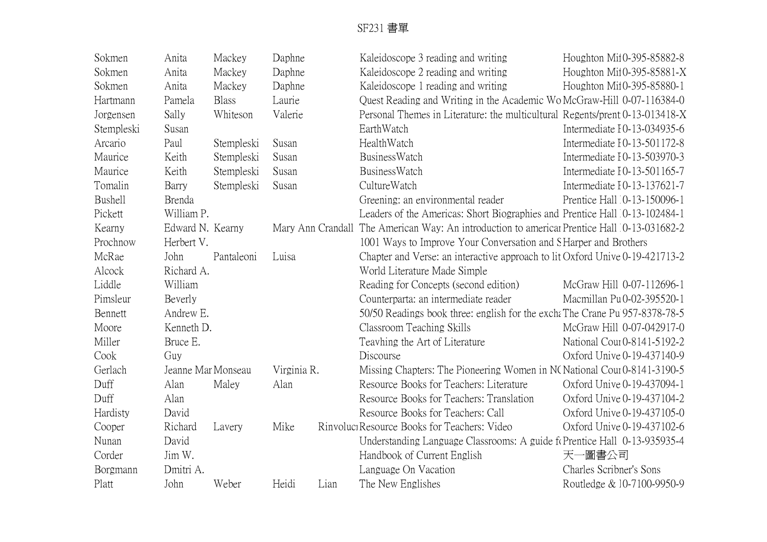# SF231 書單

| | | | | | | | |
|---|---|---|---|---|---|---|---|
| Sokmen | Anita | Mackey | Daphne | | Kaleidoscope 3 reading and writing | Houghton Mif | 0-395-85882-8 |
| Sokmen | Anita | Mackey | Daphne | | Kaleidoscope 2 reading and writing | Houghton Mif | 0-395-85881-X |
| Sokmen | Anita | Mackey | Daphne | | Kaleidoscope 1 reading and writing | Houghton Mif | 0-395-85880-1 |
| Hartmann | Pamela | Blass | Laurie | | Quest Reading and Writing in the Academic Wo | McGraw-Hill | 0-07-116384-0 |
| Jorgensen | Sally | Whiteson | Valerie | | Personal Themes in Literature: the multicultural | Regents/prent | 0-13-013418-X |
| Stempleski | Susan | | | | EarthWatch | Intermediate I | 0-13-034935-6 |
| Arcario | Paul | Stempleski | Susan | | HealthWatch | Intermediate I | 0-13-501172-8 |
| Maurice | Keith | Stempleski | Susan | | BusinessWatch | Intermediate I | 0-13-503970-3 |
| Maurice | Keith | Stempleski | Susan | | BusinessWatch | Intermediate I | 0-13-501165-7 |
| Tomalin | Barry | Stempleski | Susan | | CultureWatch | Intermediate I | 0-13-137621-7 |
| Bushell | Brenda | | | | Greening: an environmental reader | Prentice Hall | 0-13-150096-1 |
| Pickett | William P. | | | | Leaders of the Americas: Short Biographies and | Prentice Hall | 0-13-102484-1 |
| Kearny | Edward N. | Kearny | Mary Ann Crandall | | The American Way: An introduction to americar | Prentice Hall | 0-13-031682-2 |
| Prochnow | Herbert V. | | | | 1001 Ways to Improve Your Conversation and S | Harper and Brothers | |
| McRae | John | Pantaleoni | Luisa | | Chapter and Verse: an interactive approach to lit | Oxford Unive | 0-19-421713-2 |
| Alcock | Richard A. | | | | World Literature Made Simple | | |
| Liddle | William | | | | Reading for Concepts (second edition) | McGraw Hill | 0-07-112696-1 |
| Pimsleur | Beverly | | | | Counterparta: an intermediate reader | Macmillan Pu | 0-02-395520-1 |
| Bennett | Andrew E. | | | | 50/50 Readings book three: english for the excha | The Crane Pu | 957-8378-78-5 |
| Moore | Kenneth D. | | | | Classroom Teaching Skills | McGraw Hill | 0-07-042917-0 |
| Miller | Bruce E. | | | | Teavhing the Art of Literature | National Cour | 0-8141-5192-2 |
| Cook | Guy | | | | Discourse | Oxford Unive | 0-19-437140-9 |
| Gerlach | Jeanne Mar | Monseau | Virginia R. | | Missing Chapters: The Pioneering Women in NC | National Cour | 0-8141-3190-5 |
| Duff | Alan | Maley | Alan | | Resource Books for Teachers: Literature | Oxford Unive | 0-19-437094-1 |
| Duff | Alan | | | | Resource Books for Teachers: Translation | Oxford Unive | 0-19-437104-2 |
| Hardisty | David | | | | Resource Books for Teachers: Call | Oxford Unive | 0-19-437105-0 |
| Cooper | Richard | Lavery | Mike | Rinvoluc | Resource Books for Teachers: Video | Oxford Unive | 0-19-437102-6 |
| Nunan | David | | | | Understanding Language Classrooms: A guide fo | Prentice Hall | 0-13-935935-4 |
| Corder | Jim W. | | | | Handbook of Current English | 天一圖書公司 | |
| Borgmann | Dmitri A. | | | | Language On Vacation | Charles Scribner's Sons | |
| Platt | John | Weber | Heidi | Lian | The New Englishes | Routledge & | 0-7100-9950-9 |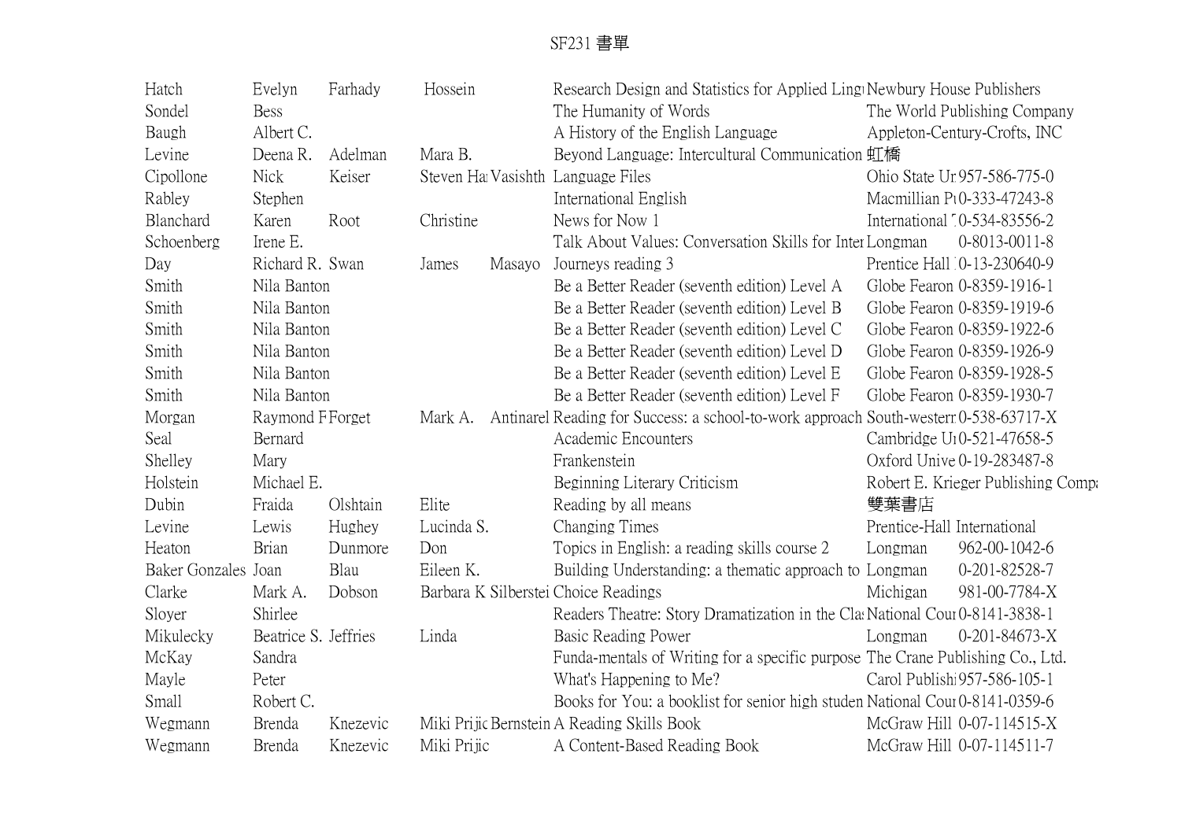# SF231 書單

| | | | | | | | | |
|---|---|---|---|---|---|---|---|---|
| Hatch | Evelyn | Farhady | Hossein | | Research Design and Statistics for Applied Lingu | Newbury House Publishers | |
| Sondel | Bess | | | | The Humanity of Words | The World Publishing Company | |
| Baugh | Albert C. | | | | A History of the English Language | Appleton-Century-Crofts, INC | |
| Levine | Deena R. | Adelman | Mara B. | | Beyond Language: Intercultural Communication | 虹橋 | |
| Cipollone | Nick | Keiser | Steven Ha | Vasishth | Language Files | Ohio State Ur | 957-586-775-0 |
| Rabley | Stephen | | | | International English | Macmillian Pu | 0-333-47243-8 |
| Blanchard | Karen | Root | Christine | | News for Now 1 | International ⁊ | 0-534-83556-2 |
| Schoenberg | Irene E. | | | | Talk About Values: Conversation Skills for Inter | Longman | 0-8013-0011-8 |
| Day | Richard R. | Swan | James | Masayo | Journeys reading 3 | Prentice Hall | 0-13-230640-9 |
| Smith | Nila Banton | | | | Be a Better Reader (seventh edition) Level A | Globe Fearon | 0-8359-1916-1 |
| Smith | Nila Banton | | | | Be a Better Reader (seventh edition) Level B | Globe Fearon | 0-8359-1919-6 |
| Smith | Nila Banton | | | | Be a Better Reader (seventh edition) Level C | Globe Fearon | 0-8359-1922-6 |
| Smith | Nila Banton | | | | Be a Better Reader (seventh edition) Level D | Globe Fearon | 0-8359-1926-9 |
| Smith | Nila Banton | | | | Be a Better Reader (seventh edition) Level E | Globe Fearon | 0-8359-1928-5 |
| Smith | Nila Banton | | | | Be a Better Reader (seventh edition) Level F | Globe Fearon | 0-8359-1930-7 |
| Morgan | Raymond F | Forget | Mark A. | Antinarel | Reading for Success: a school-to-work approach | South-western | 0-538-63717-X |
| Seal | Bernard | | | | Academic Encounters | Cambridge Ur | 0-521-47658-5 |
| Shelley | Mary | | | | Frankenstein | Oxford Unive | 0-19-283487-8 |
| Holstein | Michael E. | | | | Beginning Literary Criticism | Robert E. Krieger Publishing Compa | |
| Dubin | Fraida | Olshtain | Elite | | Reading by all means | 雙葉書店 | |
| Levine | Lewis | Hughey | Lucinda S. | | Changing Times | Prentice-Hall International | |
| Heaton | Brian | Dunmore | Don | | Topics in English: a reading skills course 2 | Longman | 962-00-1042-6 |
| Baker Gonzales | Joan | Blau | Eileen K. | | Building Understanding: a thematic approach to | Longman | 0-201-82528-7 |
| Clarke | Mark A. | Dobson | Barbara K | Silberstei | Choice Readings | Michigan | 981-00-7784-X |
| Sloyer | Shirlee | | | | Readers Theatre: Story Dramatization in the Clas | National Cour | 0-8141-3838-1 |
| Mikulecky | Beatrice S. | Jeffries | Linda | | Basic Reading Power | Longman | 0-201-84673-X |
| McKay | Sandra | | | | Funda-mentals of Writing for a specific purpose | The Crane Publishing Co., Ltd. | |
| Mayle | Peter | | | | What's Happening to Me? | Carol Publishi | 957-586-105-1 |
| Small | Robert C. | | | | Books for You: a booklist for senior high studen | National Cour | 0-8141-0359-6 |
| Wegmann | Brenda | Knezevic | Miki Prijic | Bernstein | A Reading Skills Book | McGraw Hill | 0-07-114515-X |
| Wegmann | Brenda | Knezevic | Miki Prijic | | A Content-Based Reading Book | McGraw Hill | 0-07-114511-7 |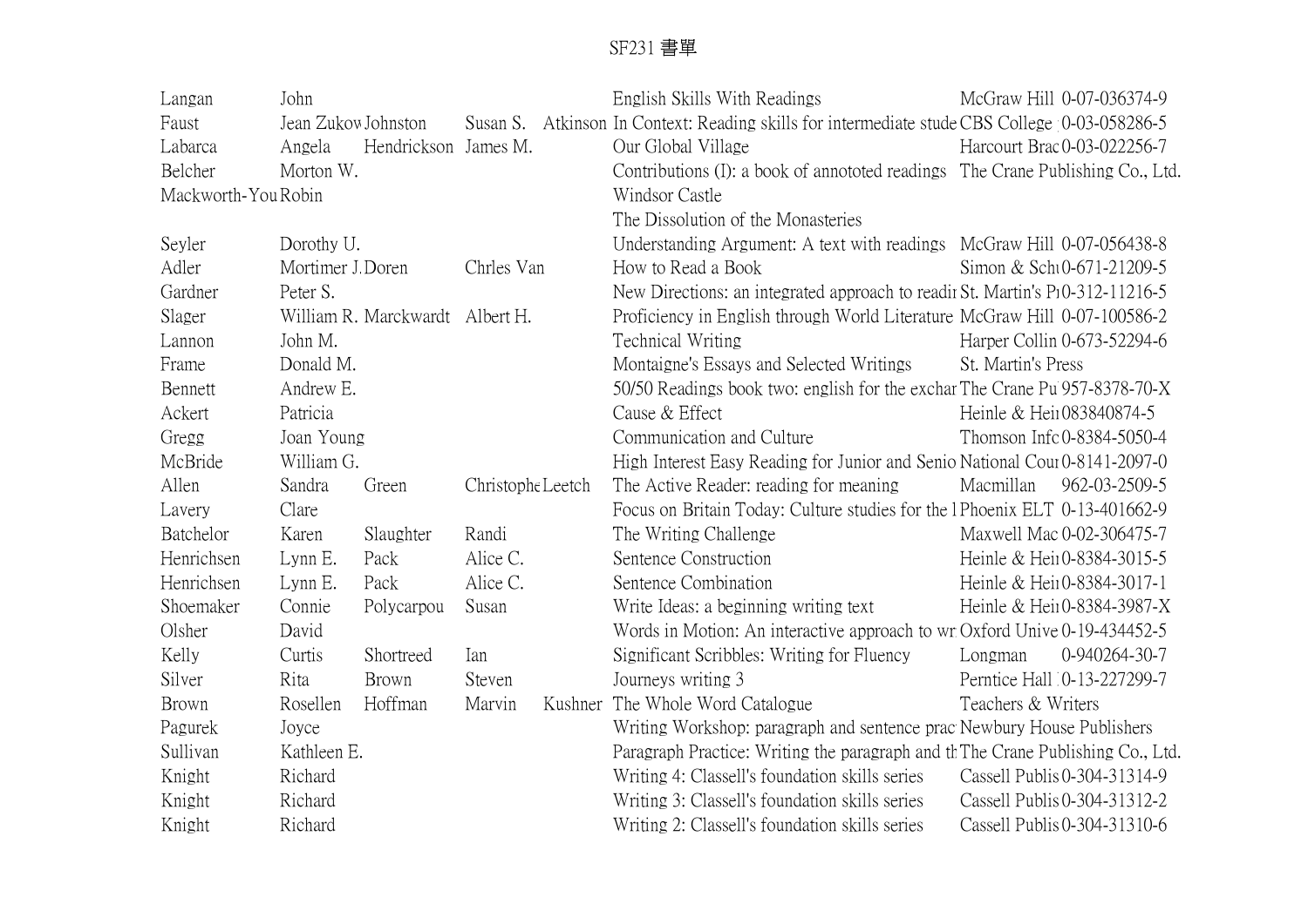# SF231 書單

| | | | | | | | |
|---|---|---|---|---|---|---|---|
| Langan | John | | | | English Skills With Readings | McGraw Hill | 0-07-036374-9 |
| Faust | Jean Zukow | Johnston | Susan S. | Atkinson | In Context: Reading skills for intermediate stude | CBS College | 0-03-058286-5 |
| Labarca | Angela | Hendrickson | James M. | | Our Global Village | Harcourt Brac | 0-03-022256-7 |
| Belcher | Morton W. | | | | Contributions (I): a book of annototed readings | The Crane Publishing Co., Ltd. | |
| Mackworth-You | Robin | | | | Windsor Castle | | |
| | | | | | The Dissolution of the Monasteries | | |
| Seyler | Dorothy U. | | | | Understanding Argument: A text with readings | McGraw Hill | 0-07-056438-8 |
| Adler | Mortimer J. | Doren | Chrles Van | | How to Read a Book | Simon & Sch | 0-671-21209-5 |
| Gardner | Peter S. | | | | New Directions: an integrated approach to readi | St. Martin's P | 0-312-11216-5 |
| Slager | William R. | Marckwardt | Albert H. | | Proficiency in English through World Literature | McGraw Hill | 0-07-100586-2 |
| Lannon | John M. | | | | Technical Writing | Harper Collin | 0-673-52294-6 |
| Frame | Donald M. | | | | Montaigne's Essays and Selected Writings | St. Martin's Press | |
| Bennett | Andrew E. | | | | 50/50 Readings book two: english for the exchar | The Crane Pu | 957-8378-70-X |
| Ackert | Patricia | | | | Cause & Effect | Heinle & Hei | 083840874-5 |
| Gregg | Joan Young | | | | Communication and Culture | Thomson Infc | 0-8384-5050-4 |
| McBride | William G. | | | | High Interest Easy Reading for Junior and Senio | National Cou | 0-8141-2097-0 |
| Allen | Sandra | Green | Christophe | Leetch | The Active Reader: reading for meaning | Macmillan | 962-03-2509-5 |
| Lavery | Clare | | | | Focus on Britain Today: Culture studies for the l | Phoenix ELT | 0-13-401662-9 |
| Batchelor | Karen | Slaughter | Randi | | The Writing Challenge | Maxwell Mac | 0-02-306475-7 |
| Henrichsen | Lynn E. | Pack | Alice C. | | Sentence Construction | Heinle & Hei | 0-8384-3015-5 |
| Henrichsen | Lynn E. | Pack | Alice C. | | Sentence Combination | Heinle & Hei | 0-8384-3017-1 |
| Shoemaker | Connie | Polycarpou | Susan | | Write Ideas: a beginning writing text | Heinle & Hei | 0-8384-3987-X |
| Olsher | David | | | | Words in Motion: An interactive approach to wr | Oxford Unive | 0-19-434452-5 |
| Kelly | Curtis | Shortreed | Ian | | Significant Scribbles: Writing for Fluency | Longman | 0-940264-30-7 |
| Silver | Rita | Brown | Steven | | Journeys writing 3 | Perntice Hall | 0-13-227299-7 |
| Brown | Rosellen | Hoffman | Marvin | Kushner | The Whole Word Catalogue | Teachers & Writers | |
| Pagurek | Joyce | | | | Writing Workshop: paragraph and sentence prac | Newbury House Publishers | |
| Sullivan | Kathleen E. | | | | Paragraph Practice: Writing the paragraph and th | The Crane Publishing Co., Ltd. | |
| Knight | Richard | | | | Writing 4: Classell's foundation skills series | Cassell Publis | 0-304-31314-9 |
| Knight | Richard | | | | Writing 3: Classell's foundation skills series | Cassell Publis | 0-304-31312-2 |
| Knight | Richard | | | | Writing 2: Classell's foundation skills series | Cassell Publis | 0-304-31310-6 |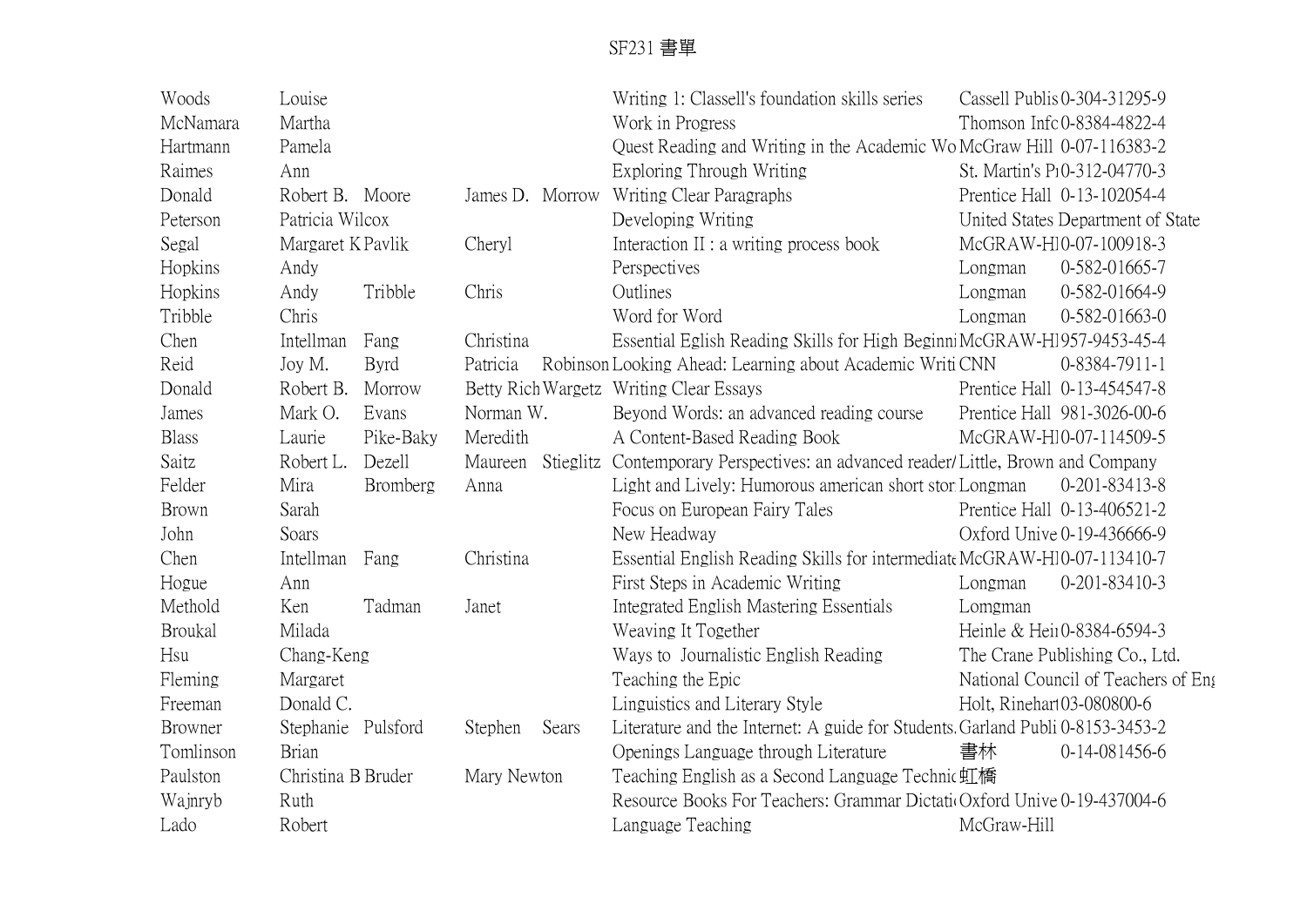# SF231 書單

| | | | | | | | | |
|---|---|---|---|---|---|---|---|---|
| Woods | Louise | | | | Writing 1: Classell's foundation skills series | Cassell Publis | 0-304-31295-9 |
| McNamara | Martha | | | | Work in Progress | Thomson Infc | 0-8384-4822-4 |
| Hartmann | Pamela | | | | Quest Reading and Writing in the Academic Wo | McGraw Hill | 0-07-116383-2 |
| Raimes | Ann | | | | Exploring Through Writing | St. Martin's P | 0-312-04770-3 |
| Donald | Robert B. | Moore | James D. | Morrow | Writing Clear Paragraphs | Prentice Hall | 0-13-102054-4 |
| Peterson | Patricia Wilcox | | | | Developing Writing | United States Department of State | |
| Segal | Margaret K | Pavlik | Cheryl | | Interaction II : a writing process book | McGRAW-H | 0-07-100918-3 |
| Hopkins | Andy | | | | Perspectives | Longman | 0-582-01665-7 |
| Hopkins | Andy | Tribble | Chris | | Outlines | Longman | 0-582-01664-9 |
| Tribble | Chris | | | | Word for Word | Longman | 0-582-01663-0 |
| Chen | Intellman | Fang | Christina | | Essential Eglish Reading Skills for High Beginni | McGRAW-H | 957-9453-45-4 |
| Reid | Joy M. | Byrd | Patricia | Robinson | Looking Ahead: Learning about Academic Writi | CNN | 0-8384-7911-1 |
| Donald | Robert B. | Morrow | Betty Rich | Wargetz | Writing Clear Essays | Prentice Hall | 0-13-454547-8 |
| James | Mark O. | Evans | Norman W. | | Beyond Words: an advanced reading course | Prentice Hall | 981-3026-00-6 |
| Blass | Laurie | Pike-Baky | Meredith | | A Content-Based Reading Book | McGRAW-H | 0-07-114509-5 |
| Saitz | Robert L. | Dezell | Maureen | Stieglitz | Contemporary Perspectives: an advanced reader/ | Little, Brown and Company | |
| Felder | Mira | Bromberg | Anna | | Light and Lively: Humorous american short stor | Longman | 0-201-83413-8 |
| Brown | Sarah | | | | Focus on European Fairy Tales | Prentice Hall | 0-13-406521-2 |
| John | Soars | | | | New Headway | Oxford Unive | 0-19-436666-9 |
| Chen | Intellman | Fang | Christina | | Essential English Reading Skills for intermediate | McGRAW-H | 0-07-113410-7 |
| Hogue | Ann | | | | First Steps in Academic Writing | Longman | 0-201-83410-3 |
| Methold | Ken | Tadman | Janet | | Integrated English Mastering Essentials | Lomgman | |
| Broukal | Milada | | | | Weaving It Together | Heinle & Hei | 0-8384-6594-3 |
| Hsu | Chang-Keng | | | | Ways to Journalistic English Reading | The Crane Publishing Co., Ltd. | |
| Fleming | Margaret | | | | Teaching the Epic | National Council of Teachers of Eng | |
| Freeman | Donald C. | | | | Linguistics and Literary Style | Holt, Rinehar | 03-080800-6 |
| Browner | Stephanie | Pulsford | Stephen | Sears | Literature and the Internet: A guide for Students. | Garland Publi | 0-8153-3453-2 |
| Tomlinson | Brian | | | | Openings Language through Literature | 書林 | 0-14-081456-6 |
| Paulston | Christina B | Bruder | Mary Newton | | Teaching English as a Second Language Technic | 虹橋 | |
| Wajnryb | Ruth | | | | Resource Books For Teachers: Grammar Dictati | Oxford Unive | 0-19-437004-6 |
| Lado | Robert | | | | Language Teaching | McGraw-Hill | |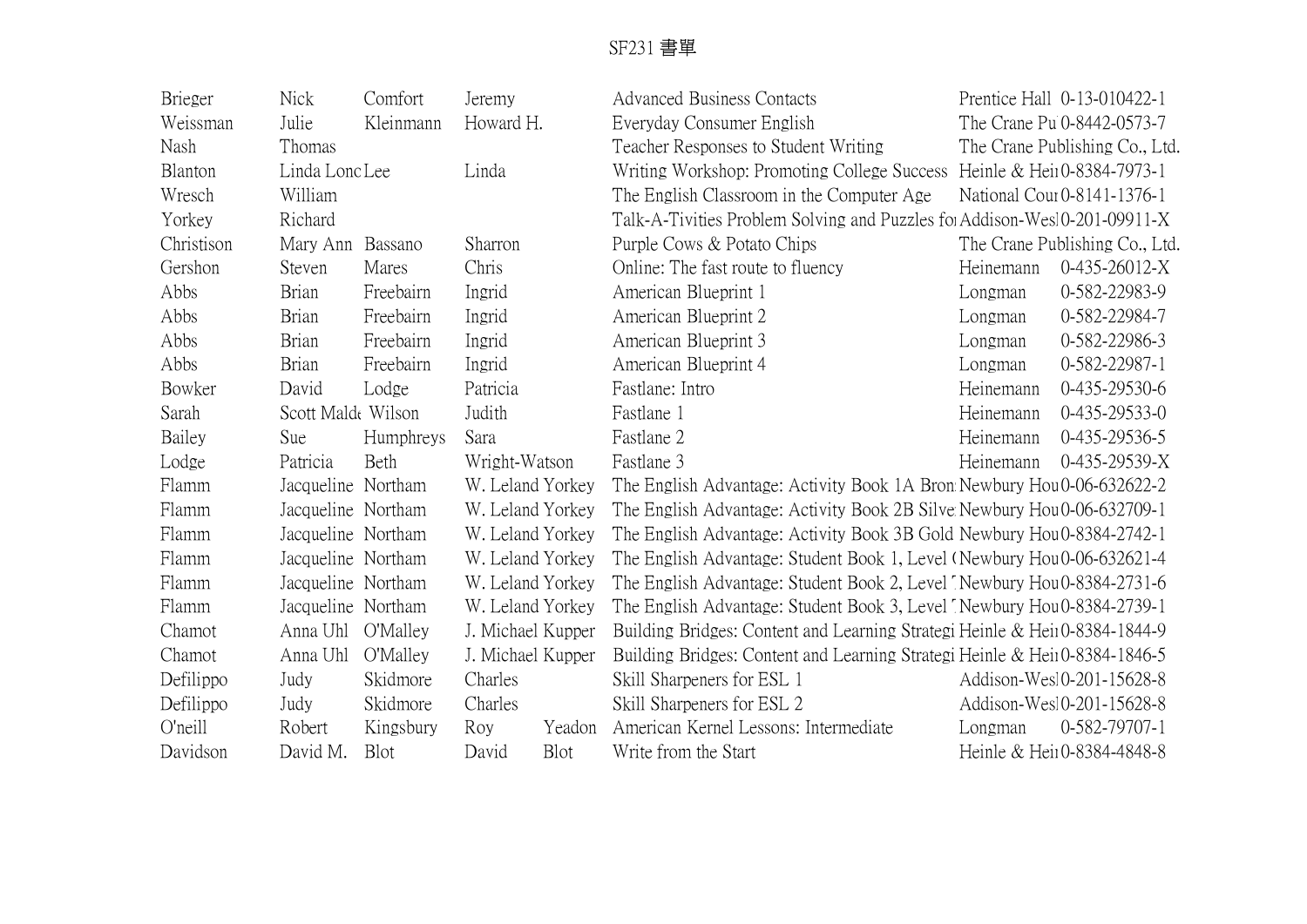# SF231 書單

| | | | | | | | |
|---|---|---|---|---|---|---|---|
| Brieger | Nick | Comfort | Jeremy | | Advanced Business Contacts | Prentice Hall | 0-13-010422-1 |
| Weissman | Julie | Kleinmann | Howard H. | | Everyday Consumer English | The Crane Pu | 0-8442-0573-7 |
| Nash | Thomas | | | | Teacher Responses to Student Writing | The Crane Publishing Co., Ltd. | |
| Blanton | Linda Lonc | Lee | Linda | | Writing Workshop: Promoting College Success | Heinle & Hei | 0-8384-7973-1 |
| Wresch | William | | | | The English Classroom in the Computer Age | National Cou | 0-8141-1376-1 |
| Yorkey | Richard | | | | Talk-A-Tivities Problem Solving and Puzzles fo | Addison-Wes | 0-201-09911-X |
| Christison | Mary Ann | Bassano | Sharron | | Purple Cows & Potato Chips | The Crane Publishing Co., Ltd. | |
| Gershon | Steven | Mares | Chris | | Online: The fast route to fluency | Heinemann | 0-435-26012-X |
| Abbs | Brian | Freebairn | Ingrid | | American Blueprint 1 | Longman | 0-582-22983-9 |
| Abbs | Brian | Freebairn | Ingrid | | American Blueprint 2 | Longman | 0-582-22984-7 |
| Abbs | Brian | Freebairn | Ingrid | | American Blueprint 3 | Longman | 0-582-22986-3 |
| Abbs | Brian | Freebairn | Ingrid | | American Blueprint 4 | Longman | 0-582-22987-1 |
| Bowker | David | Lodge | Patricia | | Fastlane: Intro | Heinemann | 0-435-29530-6 |
| Sarah | Scott Mald | Wilson | Judith | | Fastlane 1 | Heinemann | 0-435-29533-0 |
| Bailey | Sue | Humphreys | Sara | | Fastlane 2 | Heinemann | 0-435-29536-5 |
| Lodge | Patricia | Beth | Wright-Watson | | Fastlane 3 | Heinemann | 0-435-29539-X |
| Flamm | Jacqueline | Northam | W. Leland Yorkey | | The English Advantage: Activity Book 1A Bron | Newbury Hou | 0-06-632622-2 |
| Flamm | Jacqueline | Northam | W. Leland Yorkey | | The English Advantage: Activity Book 2B Silve | Newbury Hou | 0-06-632709-1 |
| Flamm | Jacqueline | Northam | W. Leland Yorkey | | The English Advantage: Activity Book 3B Gold | Newbury Hou | 0-8384-2742-1 |
| Flamm | Jacqueline | Northam | W. Leland Yorkey | | The English Advantage: Student Book 1, Level ( | Newbury Hou | 0-06-632621-4 |
| Flamm | Jacqueline | Northam | W. Leland Yorkey | | The English Advantage: Student Book 2, Level | Newbury Hou | 0-8384-2731-6 |
| Flamm | Jacqueline | Northam | W. Leland Yorkey | | The English Advantage: Student Book 3, Level | Newbury Hou | 0-8384-2739-1 |
| Chamot | Anna Uhl | O'Malley | J. Michael Kupper | | Building Bridges: Content and Learning Strategi | Heinle & Hei | 0-8384-1844-9 |
| Chamot | Anna Uhl | O'Malley | J. Michael Kupper | | Building Bridges: Content and Learning Strategi | Heinle & Hei | 0-8384-1846-5 |
| Defilippo | Judy | Skidmore | Charles | | Skill Sharpeners for ESL 1 | Addison-Wes | 0-201-15628-8 |
| Defilippo | Judy | Skidmore | Charles | | Skill Sharpeners for ESL 2 | Addison-Wes | 0-201-15628-8 |
| O'neill | Robert | Kingsbury | Roy | Yeadon | American Kernel Lessons: Intermediate | Longman | 0-582-79707-1 |
| Davidson | David M. | Blot | David | Blot | Write from the Start | Heinle & Hei | 0-8384-4848-8 |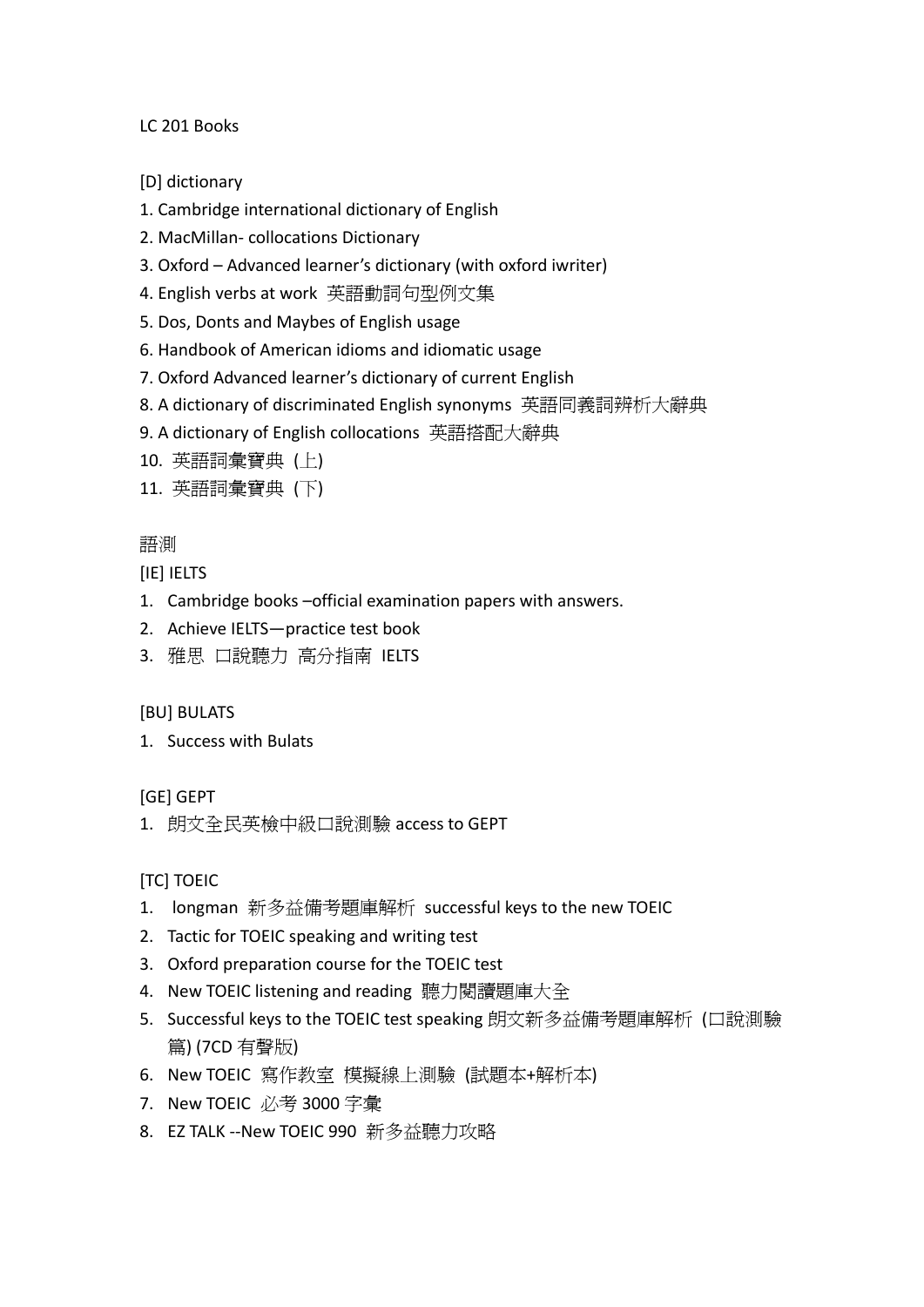LC 201 Books

[D] dictionary

1. Cambridge international dictionary of English
2. MacMillan- collocations Dictionary
3. Oxford – Advanced learner's dictionary (with oxford iwriter)
4. English verbs at work 英語動詞句型例文集
5. Dos, Donts and Maybes of English usage
6. Handbook of American idioms and idiomatic usage
7. Oxford Advanced learner's dictionary of current English
8. A dictionary of discriminated English synonyms 英語同義詞辨析大辭典
9. A dictionary of English collocations 英語搭配大辭典
10. 英語詞彙寶典 (上)
11. 英語詞彙寶典 (下)

語測

[IE] IELTS

1. Cambridge books –official examination papers with answers.
2. Achieve IELTS—practice test book
3. 雅思 口說聽力 高分指南 IELTS

[BU] BULATS

1. Success with Bulats

[GE] GEPT

1. 朗文全民英檢中級口說測驗 access to GEPT

[TC] TOEIC

1. longman 新多益備考題庫解析 successful keys to the new TOEIC
2. Tactic for TOEIC speaking and writing test
3. Oxford preparation course for the TOEIC test
4. New TOEIC listening and reading 聽力閱讀題庫大全
5. Successful keys to the TOEIC test speaking 朗文新多益備考題庫解析 (口說測驗篇) (7CD 有聲版)
6. New TOEIC 寫作教室 模擬線上測驗 (試題本+解析本)
7. New TOEIC 必考 3000 字彙
8. EZ TALK --New TOEIC 990 新多益聽力攻略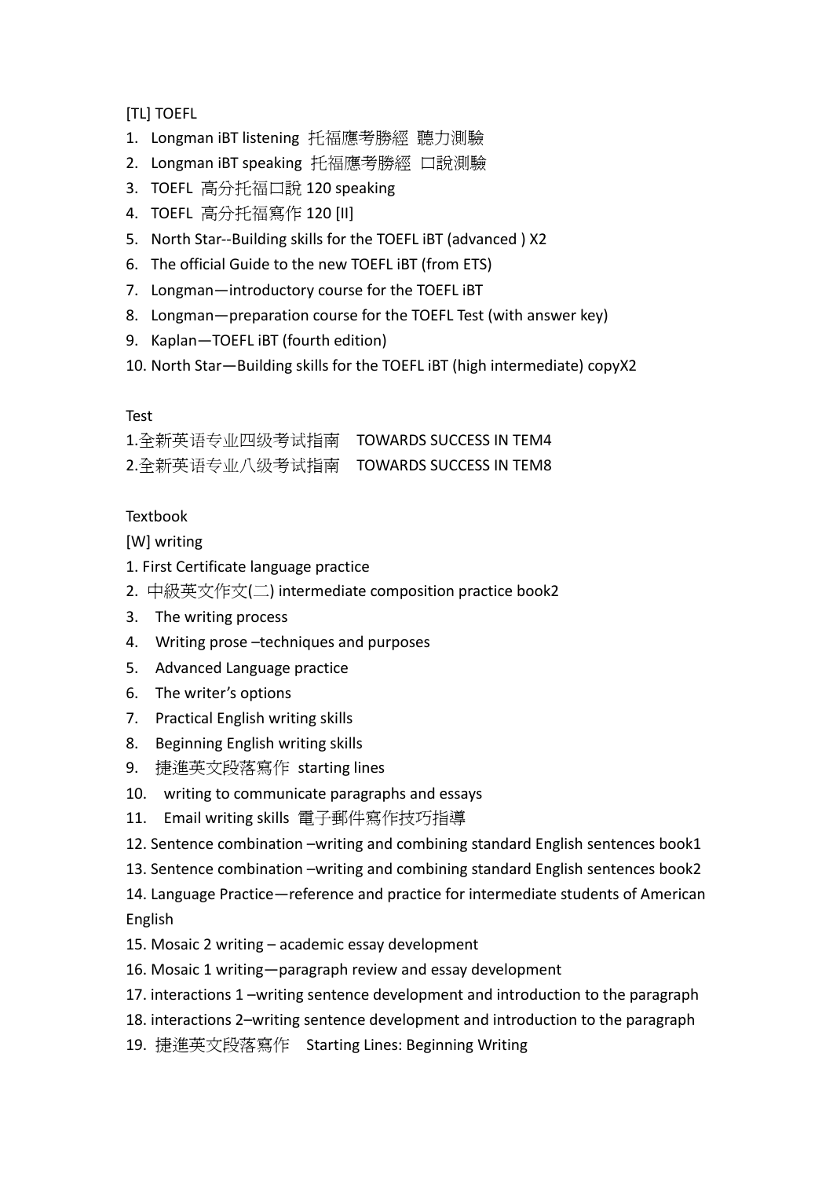[TL] TOEFL

1. Longman iBT listening 托福應考勝經 聽力測驗
2. Longman iBT speaking 托福應考勝經 口說測驗
3. TOEFL 高分托福口說 120 speaking
4. TOEFL 高分托福寫作 120 [II]
5. North Star--Building skills for the TOEFL iBT (advanced ) X2
6. The official Guide to the new TOEFL iBT (from ETS)
7. Longman—introductory course for the TOEFL iBT
8. Longman—preparation course for the TOEFL Test (with answer key)
9. Kaplan—TOEFL iBT (fourth edition)
10. North Star—Building skills for the TOEFL iBT (high intermediate) copyX2

Test

1.全新英语专业四级考试指南　TOWARDS SUCCESS IN TEM4
2.全新英语专业八级考试指南　TOWARDS SUCCESS IN TEM8

Textbook

[W] writing

1. First Certificate language practice
2. 中級英文作文(二) intermediate composition practice book2
3. The writing process
4. Writing prose –techniques and purposes
5. Advanced Language practice
6. The writer's options
7. Practical English writing skills
8. Beginning English writing skills
9. 捷進英文段落寫作 starting lines
10. writing to communicate paragraphs and essays
11. Email writing skills 電子郵件寫作技巧指導
12. Sentence combination –writing and combining standard English sentences book1
13. Sentence combination –writing and combining standard English sentences book2
14. Language Practice—reference and practice for intermediate students of American English
15. Mosaic 2 writing – academic essay development
16. Mosaic 1 writing—paragraph review and essay development
17. interactions 1 –writing sentence development and introduction to the paragraph
18. interactions 2–writing sentence development and introduction to the paragraph
19. 捷進英文段落寫作　Starting Lines: Beginning Writing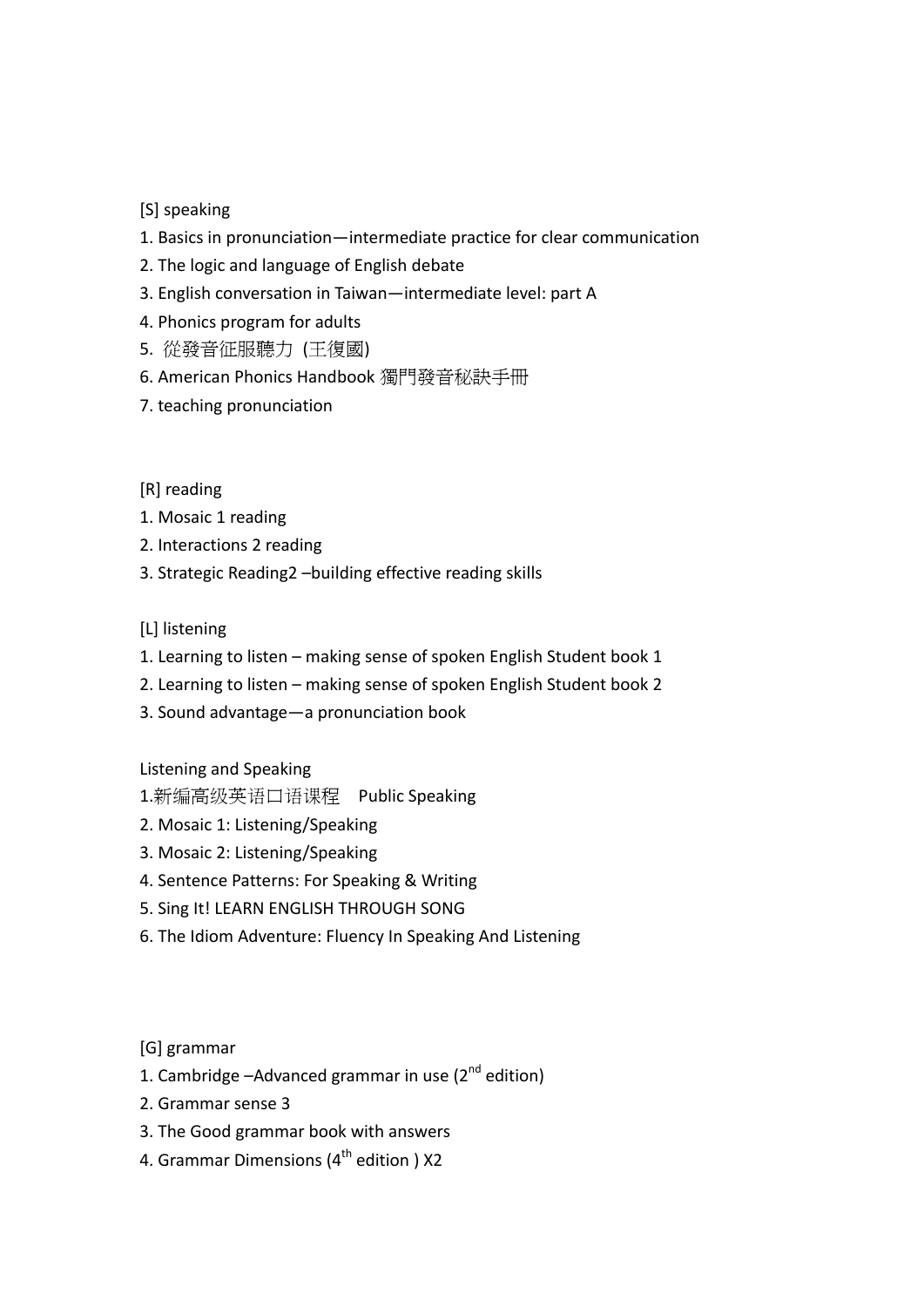[S] speaking

1. Basics in pronunciation—intermediate practice for clear communication
2. The logic and language of English debate
3. English conversation in Taiwan—intermediate level: part A
4. Phonics program for adults
5. 從發音征服聽力 (王復國)
6. American Phonics Handbook 獨門發音秘訣手冊
7. teaching pronunciation

[R] reading

1. Mosaic 1 reading
2. Interactions 2 reading
3. Strategic Reading2 –building effective reading skills

[L] listening

1. Learning to listen – making sense of spoken English Student book 1
2. Learning to listen – making sense of spoken English Student book 2
3. Sound advantage—a pronunciation book

Listening and Speaking

1. 新编高级英语口语课程　Public Speaking
2. Mosaic 1: Listening/Speaking
3. Mosaic 2: Listening/Speaking
4. Sentence Patterns: For Speaking & Writing
5. Sing It! LEARN ENGLISH THROUGH SONG
6. The Idiom Adventure: Fluency In Speaking And Listening

[G] grammar

1. Cambridge –Advanced grammar in use (2nd edition)
2. Grammar sense 3
3. The Good grammar book with answers
4. Grammar Dimensions (4th edition ) X2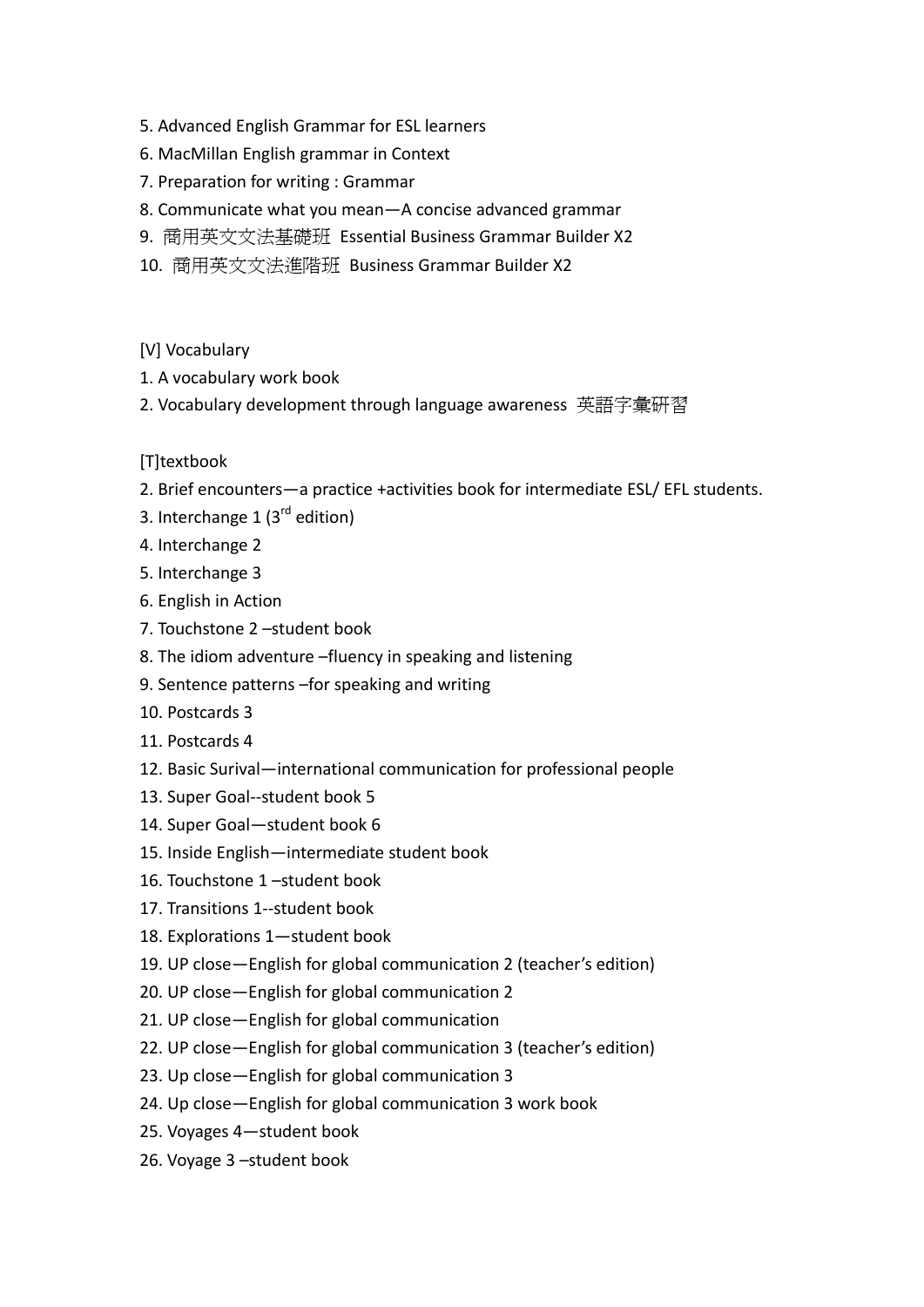5. Advanced English Grammar for ESL learners
6. MacMillan English grammar in Context
7. Preparation for writing : Grammar
8. Communicate what you mean—A concise advanced grammar
9. 商用英文文法基礎班 Essential Business Grammar Builder X2
10. 商用英文文法進階班 Business Grammar Builder X2

[V] Vocabulary

1. A vocabulary work book
2. Vocabulary development through language awareness 英語字彙研習

[T]textbook

2. Brief encounters—a practice +activities book for intermediate ESL/ EFL students.
3. Interchange 1 (3rd edition)
4. Interchange 2
5. Interchange 3
6. English in Action
7. Touchstone 2 –student book
8. The idiom adventure –fluency in speaking and listening
9. Sentence patterns –for speaking and writing
10. Postcards 3
11. Postcards 4
12. Basic Surival—international communication for professional people
13. Super Goal--student book 5
14. Super Goal—student book 6
15. Inside English—intermediate student book
16. Touchstone 1 –student book
17. Transitions 1--student book
18. Explorations 1—student book
19. UP close—English for global communication 2 (teacher's edition)
20. UP close—English for global communication 2
21. UP close—English for global communication
22. UP close—English for global communication 3 (teacher's edition)
23. Up close—English for global communication 3
24. Up close—English for global communication 3 work book
25. Voyages 4—student book
26. Voyage 3 –student book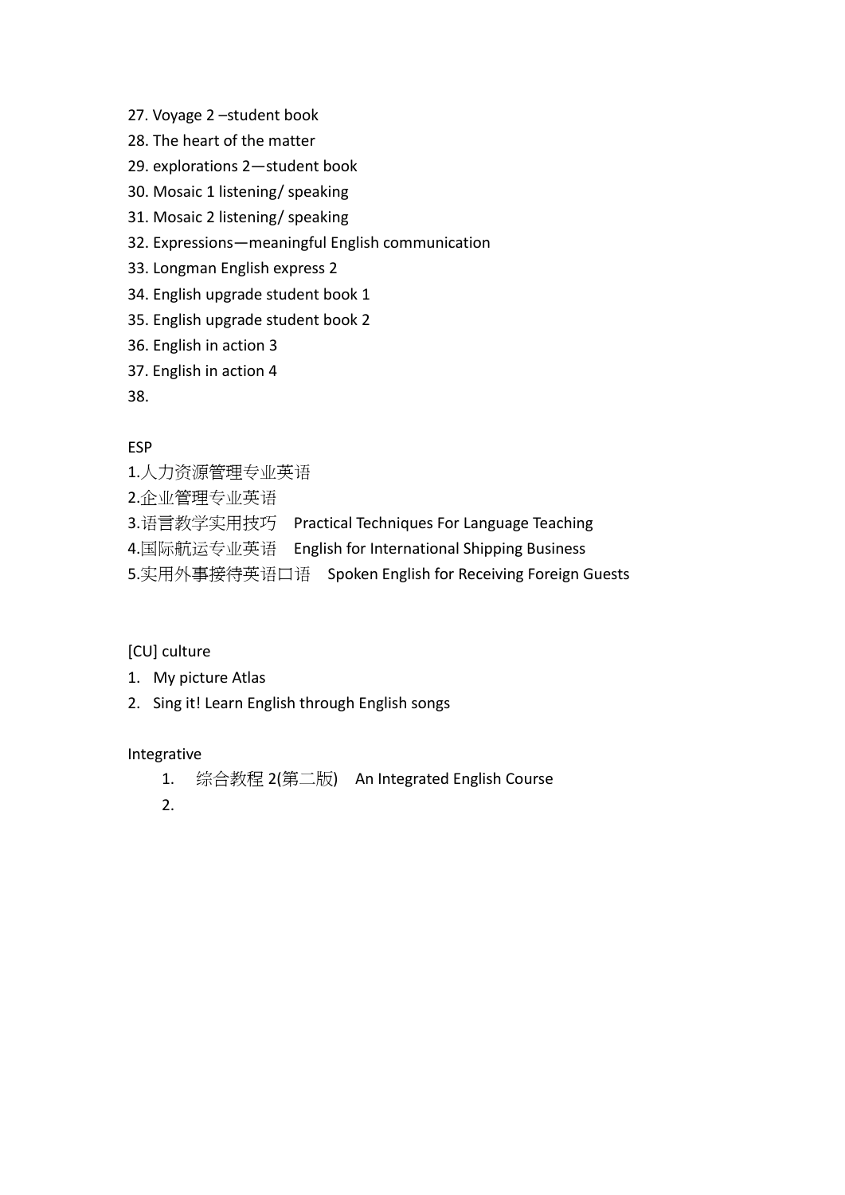27. Voyage 2 –student book
28. The heart of the matter
29. explorations 2—student book
30. Mosaic 1 listening/ speaking
31. Mosaic 2 listening/ speaking
32. Expressions—meaningful English communication
33. Longman English express 2
34. English upgrade student book 1
35. English upgrade student book 2
36. English in action 3
37. English in action 4
38.

ESP

1.人力资源管理专业英语
2.企业管理专业英语
3.语言教学实用技巧 Practical Techniques For Language Teaching
4.国际航运专业英语 English for International Shipping Business
5.实用外事接待英语口语 Spoken English for Receiving Foreign Guests

[CU] culture

1. My picture Atlas
2. Sing it! Learn English through English songs

Integrative

1. 综合教程 2(第二版) An Integrated English Course
2.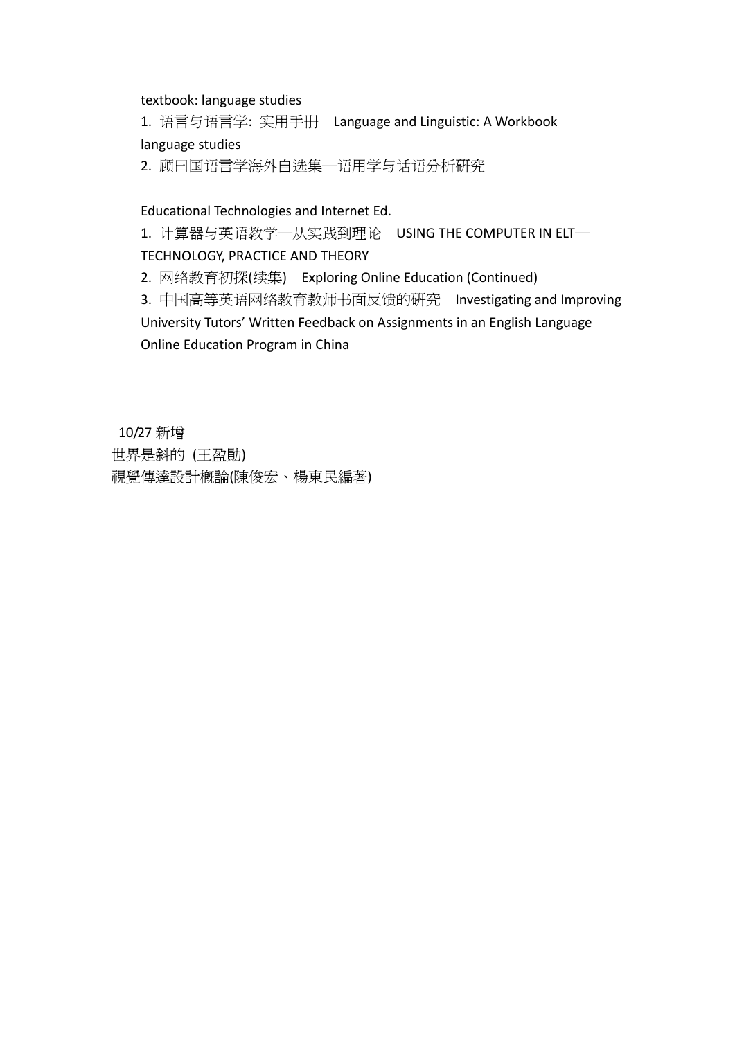textbook: language studies

1. 语言与语言学: 实用手册　Language and Linguistic: A Workbook

language studies

2. 顾曰国语言学海外自选集—语用学与话语分析研究

Educational Technologies and Internet Ed.

1. 计算器与英语教学—从实践到理论　USING THE COMPUTER IN ELT—TECHNOLOGY, PRACTICE AND THEORY
2. 网络教育初探(续集)　Exploring Online Education (Continued)
3. 中国高等英语网络教育教师书面反馈的研究　Investigating and Improving University Tutors' Written Feedback on Assignments in an English Language Online Education Program in China

10/27 新增

世界是斜的 (王盈勛)

視覺傳達設計概論(陳俊宏、楊東民編著)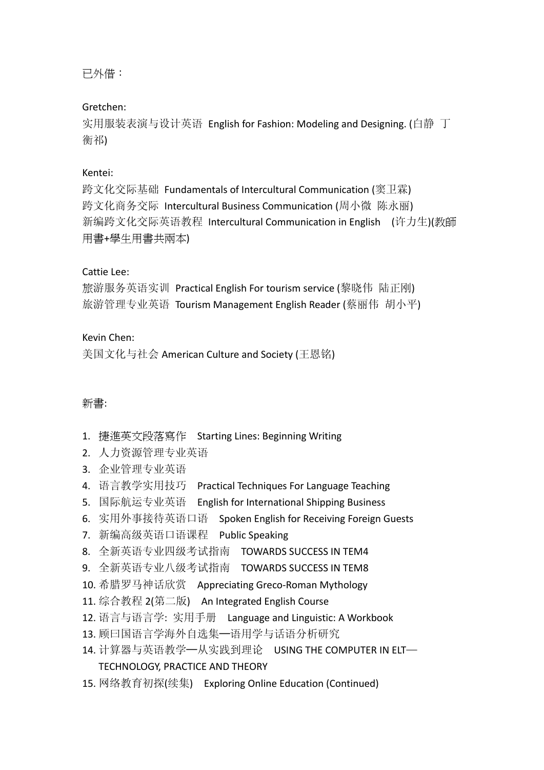已外借：

Gretchen:
实用服装表演与设计英语  English for Fashion: Modeling and Designing. (白静  丁衡祁)

Kentei:
跨文化交际基础  Fundamentals of Intercultural Communication (窦卫霖)
跨文化商务交际  Intercultural Business Communication (周小微  陈永丽)
新编跨文化交际英语教程  Intercultural Communication in English  (许力生)(教師用書+學生用書共兩本)

Cattie Lee:
旅游服务英语实训  Practical English For tourism service (黎晓伟  陆正刚)
旅游管理专业英语  Tourism Management English Reader (蔡丽伟  胡小平)

Kevin Chen:
美国文化与社会 American Culture and Society (王恩铭)

新書:

1. 捷進英文段落寫作  Starting Lines: Beginning Writing
2. 人力资源管理专业英语
3. 企业管理专业英语
4. 语言教学实用技巧  Practical Techniques For Language Teaching
5. 国际航运专业英语  English for International Shipping Business
6. 实用外事接待英语口语  Spoken English for Receiving Foreign Guests
7. 新编高级英语口语课程  Public Speaking
8. 全新英语专业四级考试指南  TOWARDS SUCCESS IN TEM4
9. 全新英语专业八级考试指南  TOWARDS SUCCESS IN TEM8
10. 希腊罗马神话欣赏  Appreciating Greco-Roman Mythology
11. 综合教程 2(第二版)  An Integrated English Course
12. 语言与语言学: 实用手册  Language and Linguistic: A Workbook
13. 顾曰国语言学海外自选集—语用学与话语分析研究
14. 计算器与英语教学—从实践到理论  USING THE COMPUTER IN ELT—TECHNOLOGY, PRACTICE AND THEORY
15. 网络教育初探(续集)  Exploring Online Education (Continued)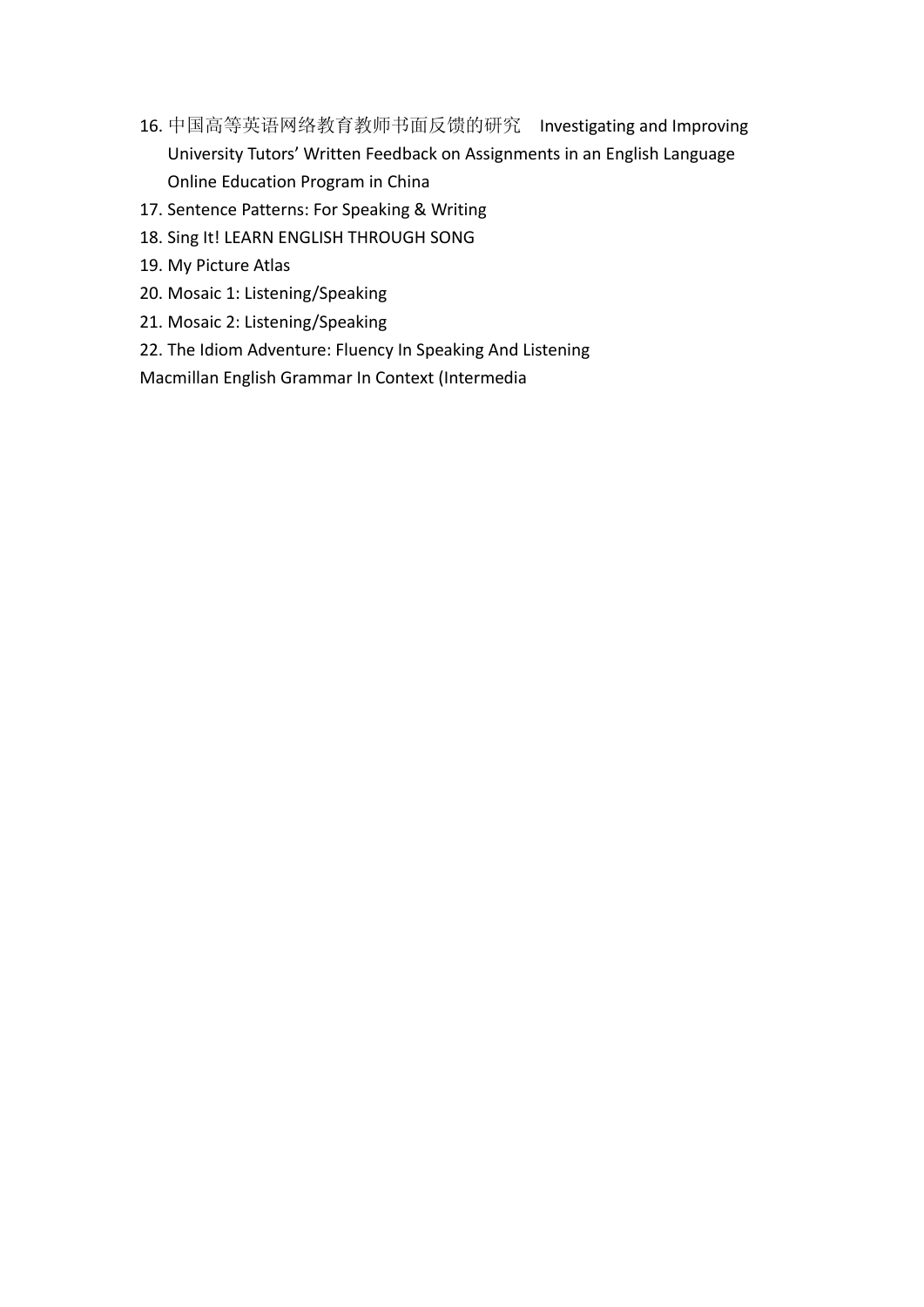16. 中国高等英语网络教育教师书面反馈的研究　Investigating and Improving University Tutors’ Written Feedback on Assignments in an English Language Online Education Program in China
17. Sentence Patterns: For Speaking & Writing
18. Sing It! LEARN ENGLISH THROUGH SONG
19. My Picture Atlas
20. Mosaic 1: Listening/Speaking
21. Mosaic 2: Listening/Speaking
22. The Idiom Adventure: Fluency In Speaking And Listening

Macmillan English Grammar In Context (Intermedia